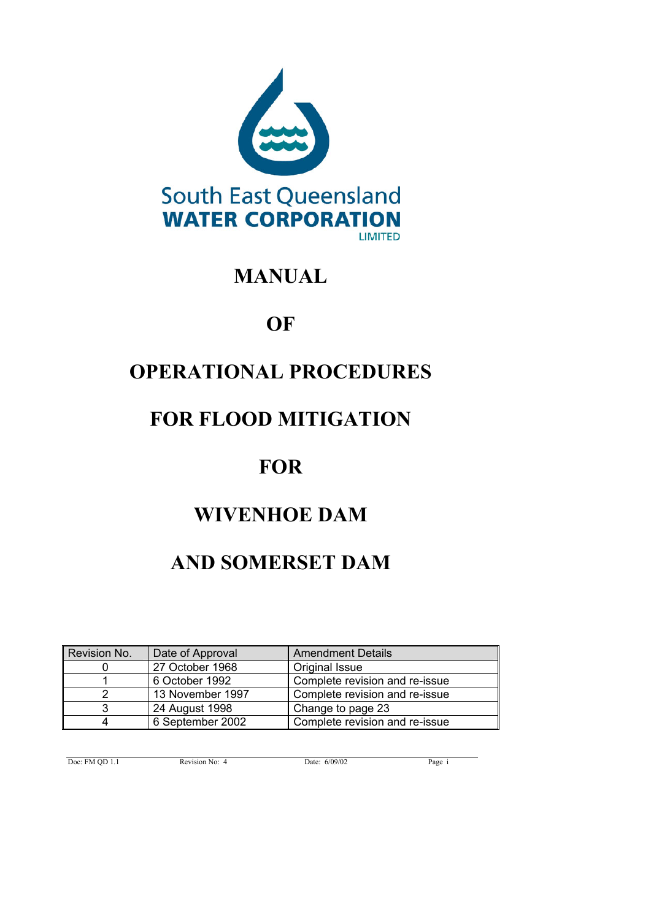South East Queensland
**WATER CORPORATION**
LIMITED

# MANUAL

# OF

# OPERATIONAL PROCEDURES

# FOR FLOOD MITIGATION

# FOR

# WIVENHOE DAM

# AND SOMERSET DAM

| Revision No. | Date of Approval | Amendment Details |
|---|---|---|
| 0 | 27 October 1968 | Original Issue |
| 1 | 6 October 1992 | Complete revision and re-issue |
| 2 | 13 November 1997 | Complete revision and re-issue |
| 3 | 24 August 1998 | Change to page 23 |
| 4 | 6 September 2002 | Complete revision and re-issue |

Doc: FM QD 1.1 Revision No: 4 Date: 6/09/02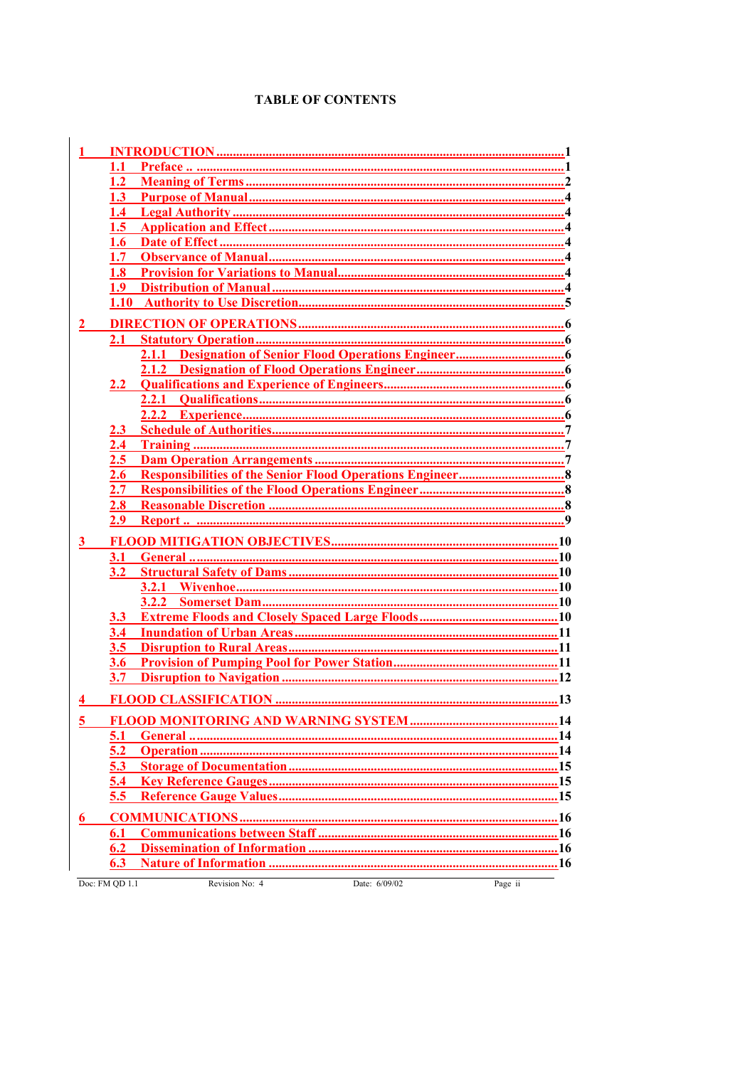# TABLE OF CONTENTS

- 1 INTRODUCTION ........ 1
  - 1.1 Preface .. ........ 1
  - 1.2 Meaning of Terms ........ 2
  - 1.3 Purpose of Manual ........ 4
  - 1.4 Legal Authority ........ 4
  - 1.5 Application and Effect ........ 4
  - 1.6 Date of Effect ........ 4
  - 1.7 Observance of Manual ........ 4
  - 1.8 Provision for Variations to Manual ........ 4
  - 1.9 Distribution of Manual ........ 4
  - 1.10 Authority to Use Discretion ........ 5
- 2 DIRECTION OF OPERATIONS ........ 6
  - 2.1 Statutory Operation ........ 6
    - 2.1.1 Designation of Senior Flood Operations Engineer ........ 6
    - 2.1.2 Designation of Flood Operations Engineer ........ 6
  - 2.2 Qualifications and Experience of Engineers ........ 6
    - 2.2.1 Qualifications ........ 6
    - 2.2.2 Experience ........ 6
  - 2.3 Schedule of Authorities ........ 7
  - 2.4 Training ........ 7
  - 2.5 Dam Operation Arrangements ........ 7
  - 2.6 Responsibilities of the Senior Flood Operations Engineer ........ 8
  - 2.7 Responsibilities of the Flood Operations Engineer ........ 8
  - 2.8 Reasonable Discretion ........ 8
  - 2.9 Report .. ........ 9
- 3 FLOOD MITIGATION OBJECTIVES ........ 10
  - 3.1 General ........ 10
  - 3.2 Structural Safety of Dams ........ 10
    - 3.2.1 Wivenhoe ........ 10
    - 3.2.2 Somerset Dam ........ 10
  - 3.3 Extreme Floods and Closely Spaced Large Floods ........ 10
  - 3.4 Inundation of Urban Areas ........ 11
  - 3.5 Disruption to Rural Areas ........ 11
  - 3.6 Provision of Pumping Pool for Power Station ........ 11
  - 3.7 Disruption to Navigation ........ 12
- 4 FLOOD CLASSIFICATION ........ 13
- 5 FLOOD MONITORING AND WARNING SYSTEM ........ 14
  - 5.1 General ........ 14
  - 5.2 Operation ........ 14
  - 5.3 Storage of Documentation ........ 15
  - 5.4 Key Reference Gauges ........ 15
  - 5.5 Reference Gauge Values ........ 15
- 6 COMMUNICATIONS ........ 16
  - 6.1 Communications between Staff ........ 16
  - 6.2 Dissemination of Information ........ 16
  - 6.3 Nature of Information ........ 16

Doc: FM QD 1.1 Revision No: 4 Date: 6/09/02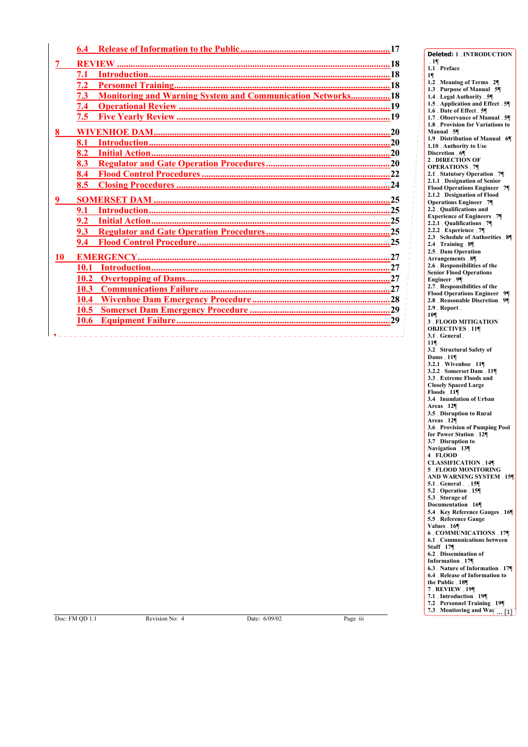6.4 Release of Information to the Public ........................................................................ 17

7 REVIEW ........................................................................................................................ 18

7.1 Introduction .................................................................................................................. 18

7.2 Personnel Training ........................................................................................................ 18

7.3 Monitoring and Warning System and Communication Networks ................................. 18

7.4 Operational Review ...................................................................................................... 19

7.5 Five Yearly Review ...................................................................................................... 19

8 WIVENHOE DAM ......................................................................................................... 20

8.1 Introduction .................................................................................................................. 20

8.2 Initial Action .................................................................................................................. 20

8.3 Regulator and Gate Operation Procedures ................................................................... 20

8.4 Flood Control Procedures ............................................................................................. 22

8.5 Closing Procedures ....................................................................................................... 24

9 SOMERSET DAM ......................................................................................................... 25

9.1 Introduction .................................................................................................................. 25

9.2 Initial Action .................................................................................................................. 25

9.3 Regulator and Gate Operation Procedures ................................................................... 25

9.4 Flood Control Procedure ............................................................................................... 25

10 EMERGENCY ............................................................................................................... 27

10.1 Introduction ................................................................................................................ 27

10.2 Overtopping of Dams .................................................................................................. 27

10.3 Communications Failure ............................................................................................. 27

10.4 Wivenhoe Dam Emergency Procedure ....................................................................... 28

10.5 Somerset Dam Emergency Procedure ........................................................................ 29

10.6 Equipment Failure ....................................................................................................... 29

**Deleted:** 1 INTRODUCTION 1¶
1.1 Preface 1¶
1.2 Meaning of Terms 2¶
1.3 Purpose of Manual 5¶
1.4 Legal Authority 5¶
1.5 Application and Effect 5¶
1.6 Date of Effect 5¶
1.7 Observance of Manual 5¶
1.8 Provision for Variations to Manual 5¶
1.9 Distribution of Manual 6¶
1.10 Authority to Use Discretion 6¶
2 DIRECTION OF OPERATIONS 7¶
2.1 Statutory Operation 7¶
2.1.1 Designation of Senior Flood Operations Engineer 7¶
2.1.2 Designation of Flood Operations Engineer 7¶
2.2 Qualifications and Experience of Engineers 7¶
2.2.1 Qualifications 7¶
2.2.2 Experience 7¶
2.3 Schedule of Authorities 8¶
2.4 Training 8¶
2.5 Dam Operation Arrangements 8¶
2.6 Responsibilities of the Senior Flood Operations Engineer 9¶
2.7 Responsibilities of the Flood Operations Engineer 9¶
2.8 Reasonable Discretion 9¶
2.9 Report 10¶
3 FLOOD MITIGATION OBJECTIVES 11¶
3.1 General 11¶
3.2 Structural Safety of Dams 11¶
3.2.1 Wivenhoe 11¶
3.2.2 Somerset Dam 11¶
3.3 Extreme Floods and Closely Spaced Large Floods 11¶
3.4 Inundation of Urban Areas 12¶
3.5 Disruption to Rural Areas 12¶
3.6 Provision of Pumping Pool for Power Station 12¶
3.7 Disruption to Navigation 13¶
4 FLOOD CLASSIFICATION 14¶
5 FLOOD MONITORING AND WARNING SYSTEM 15¶
5.1 General 15¶
5.2 Operation 15¶
5.3 Storage of Documentation 16¶
5.4 Key Reference Gauges 16¶
5.5 Reference Gauge Values 16¶
6 COMMUNICATIONS 17¶
6.1 Communications between Staff 17¶
6.2 Dissemination of Information 17¶
6.3 Nature of Information 17¶
6.4 Release of Information to the Public 18¶
7 REVIEW 19¶
7.1 Introduction 19¶
7.2 Personnel Training 19¶
7.3 Monitoring and War... [1]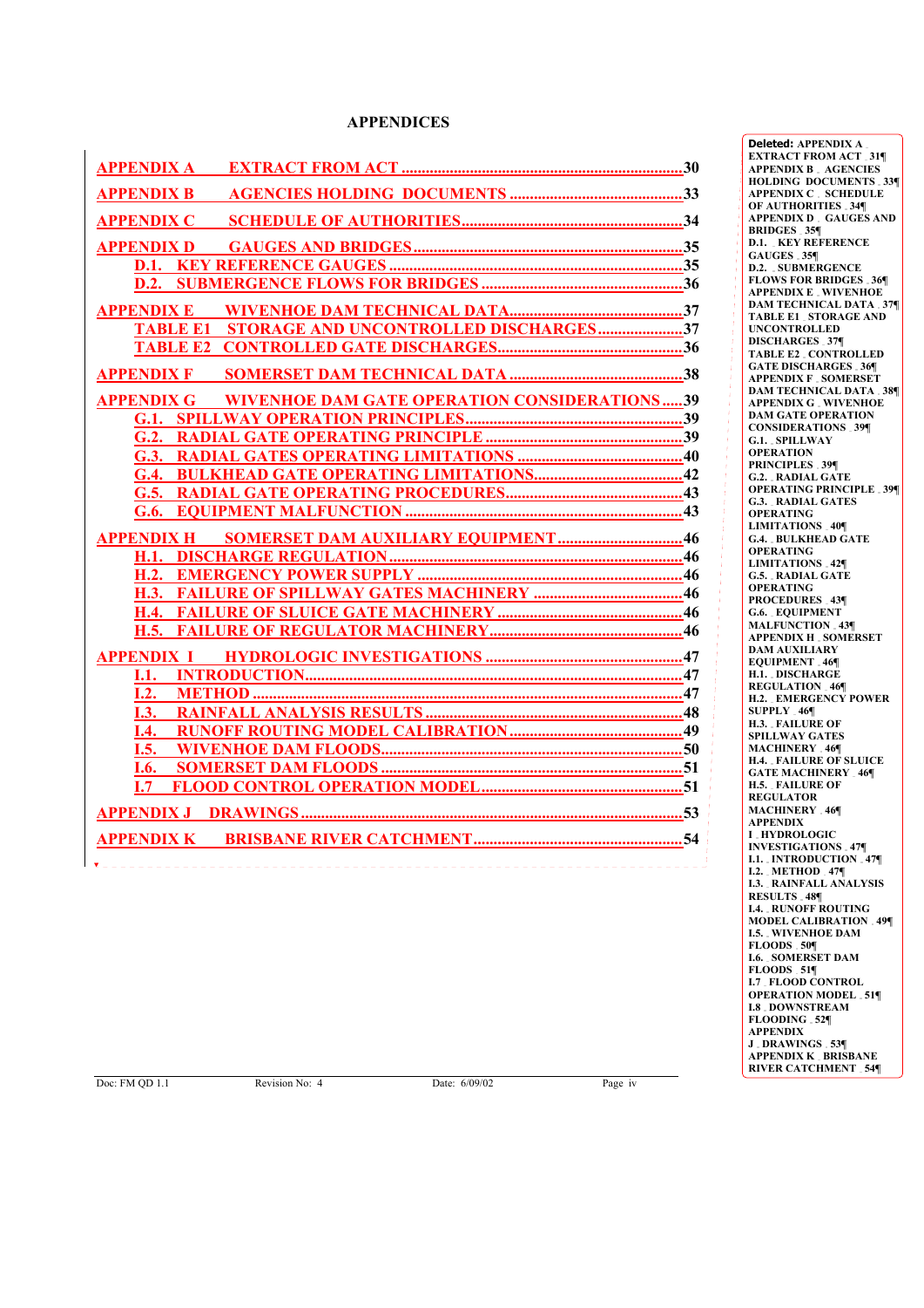# APPENDICES

APPENDIX A EXTRACT FROM ACT ..... 30

APPENDIX B AGENCIES HOLDING DOCUMENTS ..... 33

APPENDIX C SCHEDULE OF AUTHORITIES ..... 34

APPENDIX D GAUGES AND BRIDGES ..... 35
- D.1. KEY REFERENCE GAUGES ..... 35
- D.2. SUBMERGENCE FLOWS FOR BRIDGES ..... 36

APPENDIX E WIVENHOE DAM TECHNICAL DATA ..... 37
- TABLE E1 STORAGE AND UNCONTROLLED DISCHARGES ..... 37
- TABLE E2 CONTROLLED GATE DISCHARGES ..... 36

APPENDIX F SOMERSET DAM TECHNICAL DATA ..... 38

APPENDIX G WIVENHOE DAM GATE OPERATION CONSIDERATIONS ..... 39
- G.1. SPILLWAY OPERATION PRINCIPLES ..... 39
- G.2. RADIAL GATE OPERATING PRINCIPLE ..... 39
- G.3. RADIAL GATES OPERATING LIMITATIONS ..... 40
- G.4. BULKHEAD GATE OPERATING LIMITATIONS ..... 42
- G.5. RADIAL GATE OPERATING PROCEDURES ..... 43
- G.6. EQUIPMENT MALFUNCTION ..... 43

APPENDIX H SOMERSET DAM AUXILIARY EQUIPMENT ..... 46
- H.1. DISCHARGE REGULATION ..... 46
- H.2. EMERGENCY POWER SUPPLY ..... 46
- H.3. FAILURE OF SPILLWAY GATES MACHINERY ..... 46
- H.4. FAILURE OF SLUICE GATE MACHINERY ..... 46
- H.5. FAILURE OF REGULATOR MACHINERY ..... 46

APPENDIX I HYDROLOGIC INVESTIGATIONS ..... 47
- I.1. INTRODUCTION ..... 47
- I.2. METHOD ..... 47
- I.3. RAINFALL ANALYSIS RESULTS ..... 48
- I.4. RUNOFF ROUTING MODEL CALIBRATION ..... 49
- I.5. WIVENHOE DAM FLOODS ..... 50
- I.6. SOMERSET DAM FLOODS ..... 51
- I.7 FLOOD CONTROL OPERATION MODEL ..... 51

APPENDIX J DRAWINGS ..... 53

APPENDIX K BRISBANE RIVER CATCHMENT ..... 54

**Deleted:** APPENDIX A EXTRACT FROM ACT 31¶ APPENDIX B AGENCIES HOLDING DOCUMENTS 33¶ APPENDIX C SCHEDULE OF AUTHORITIES 34¶ APPENDIX D GAUGES AND BRIDGES 35¶ D.1. KEY REFERENCE GAUGES 35¶ D.2. SUBMERGENCE FLOWS FOR BRIDGES 36¶ APPENDIX E WIVENHOE DAM TECHNICAL DATA 37¶ TABLE E1 STORAGE AND UNCONTROLLED DISCHARGES 37¶ TABLE E2 CONTROLLED GATE DISCHARGES 36¶ APPENDIX F SOMERSET DAM TECHNICAL DATA 38¶ APPENDIX G WIVENHOE DAM GATE OPERATION CONSIDERATIONS 39¶ G.1. SPILLWAY OPERATION PRINCIPLES 39¶ G.2. RADIAL GATE OPERATING PRINCIPLE 39¶ G.3. RADIAL GATES OPERATING LIMITATIONS 40¶ G.4. BULKHEAD GATE OPERATING LIMITATIONS 42¶ G.5. RADIAL GATE OPERATING PROCEDURES 43¶ G.6. EQUIPMENT MALFUNCTION 43¶ APPENDIX H SOMERSET DAM AUXILIARY EQUIPMENT 46¶ H.1. DISCHARGE REGULATION 46¶ H.2. EMERGENCY POWER SUPPLY 46¶ H.3. FAILURE OF SPILLWAY GATES MACHINERY 46¶ H.4. FAILURE OF SLUICE GATE MACHINERY 46¶ H.5. FAILURE OF REGULATOR MACHINERY 46¶ APPENDIX I HYDROLOGIC INVESTIGATIONS 47¶ I.1. INTRODUCTION 47¶ I.2. METHOD 47¶ I.3. RAINFALL ANALYSIS RESULTS 48¶ I.4. RUNOFF ROUTING MODEL CALIBRATION 49¶ I.5. WIVENHOE DAM FLOODS 50¶ I.6. SOMERSET DAM FLOODS 51¶ I.7 FLOOD CONTROL OPERATION MODEL 51¶ I.8 DOWNSTREAM FLOODING 52¶ APPENDIX J DRAWINGS 53¶ APPENDIX K BRISBANE RIVER CATCHMENT 54¶

Doc: FM QD 1.1 Revision No: 4 Date: 6/09/02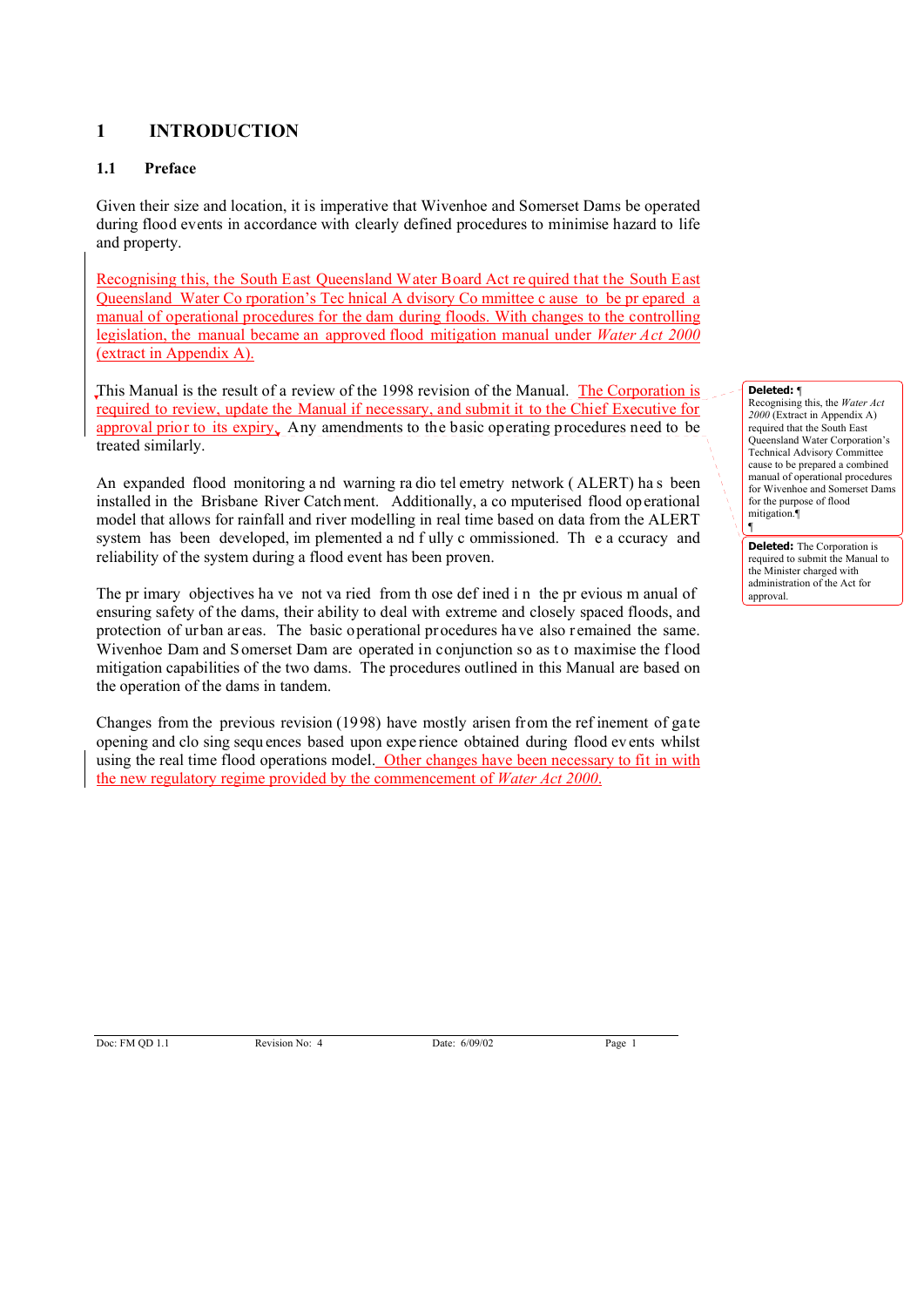# 1 INTRODUCTION

## 1.1 Preface

Given their size and location, it is imperative that Wivenhoe and Somerset Dams be operated during flood events in accordance with clearly defined procedures to minimise hazard to life and property.

Recognising this, the South East Queensland Water Board Act required that the South East Queensland Water Corporation's Technical Advisory Committee cause to be prepared a manual of operational procedures for the dam during floods. With changes to the controlling legislation, the manual became an approved flood mitigation manual under *Water Act 2000* (extract in Appendix A).

This Manual is the result of a review of the 1998 revision of the Manual. The Corporation is required to review, update the Manual if necessary, and submit it to the Chief Executive for approval prior to its expiry. Any amendments to the basic operating procedures need to be treated similarly.

An expanded flood monitoring and warning radio telemetry network (ALERT) has been installed in the Brisbane River Catchment. Additionally, a computerised flood operational model that allows for rainfall and river modelling in real time based on data from the ALERT system has been developed, implemented and fully commissioned. The accuracy and reliability of the system during a flood event has been proven.

The primary objectives have not varied from those defined in the previous manual of ensuring safety of the dams, their ability to deal with extreme and closely spaced floods, and protection of urban areas. The basic operational procedures have also remained the same. Wivenhoe Dam and Somerset Dam are operated in conjunction so as to maximise the flood mitigation capabilities of the two dams. The procedures outlined in this Manual are based on the operation of the dams in tandem.

Changes from the previous revision (1998) have mostly arisen from the refinement of gate opening and closing sequences based upon experience obtained during flood events whilst using the real time flood operations model. Other changes have been necessary to fit in with the new regulatory regime provided by the commencement of *Water Act 2000*.

**Deleted:** Recognising this, the *Water Act 2000* (Extract in Appendix A) required that the South East Queensland Water Corporation's Technical Advisory Committee cause to be prepared a combined manual of operational procedures for Wivenhoe and Somerset Dams for the purpose of flood mitigation.

**Deleted:** The Corporation is required to submit the Manual to the Minister charged with administration of the Act for approval.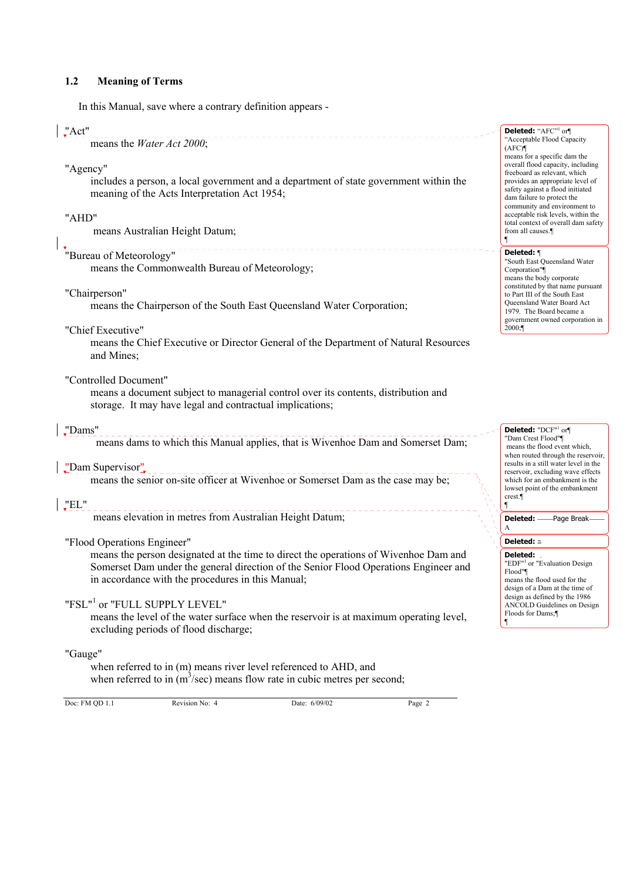## 1.2 Meaning of Terms

In this Manual, save where a contrary definition appears -

"Act"
means the *Water Act 2000*;

"Agency"
includes a person, a local government and a department of state government within the meaning of the Acts Interpretation Act 1954;

"AHD"
means Australian Height Datum;

"Bureau of Meteorology"
means the Commonwealth Bureau of Meteorology;

"Chairperson"
means the Chairperson of the South East Queensland Water Corporation;

"Chief Executive"
means the Chief Executive or Director General of the Department of Natural Resources and Mines;

"Controlled Document"
means a document subject to managerial control over its contents, distribution and storage. It may have legal and contractual implications;

"Dams"
means dams to which this Manual applies, that is Wivenhoe Dam and Somerset Dam;

"Dam Supervisor"
means the senior on-site officer at Wivenhoe or Somerset Dam as the case may be;

"EL"
means elevation in metres from Australian Height Datum;

"Flood Operations Engineer"
means the person designated at the time to direct the operations of Wivenhoe Dam and Somerset Dam under the general direction of the Senior Flood Operations Engineer and in accordance with the procedures in this Manual;

"FSL"[1] or "FULL SUPPLY LEVEL"
means the level of the water surface when the reservoir is at maximum operating level, excluding periods of flood discharge;

"Gauge"
when referred to in (m) means river level referenced to AHD, and
when referred to in ($m^3$/sec) means flow rate in cubic metres per second;

**Deleted:** "AFC"[1] or
"Acceptable Flood Capacity (AFC)"
means for a specific dam the overall flood capacity, including freeboard as relevant, which provides an appropriate level of safety against a flood initiated dam failure to protect the community and environment to acceptable risk levels, within the total context of overall dam safety from all causes.

**Deleted:**
"South East Queensland Water Corporation"
means the body corporate constituted by that name pursuant to Part III of the South East Queensland Water Board Act 1979. The Board became a government owned corporation in 2000;

**Deleted:** "DCF"[1] or
"Dam Crest Flood"
means the flood event which, when routed through the reservoir, results in a still water level in the reservoir, excluding wave effects which for an embankment is the lowset point of the embankment crest.

**Deleted:** Page Break
A

**Deleted:** ≅

**Deleted:**
"EDF"[1] or "Evaluation Design Flood"
means the flood used for the design of a Dam at the time of design as defined by the 1986 ANCOLD Guidelines on Design Floods for Dams;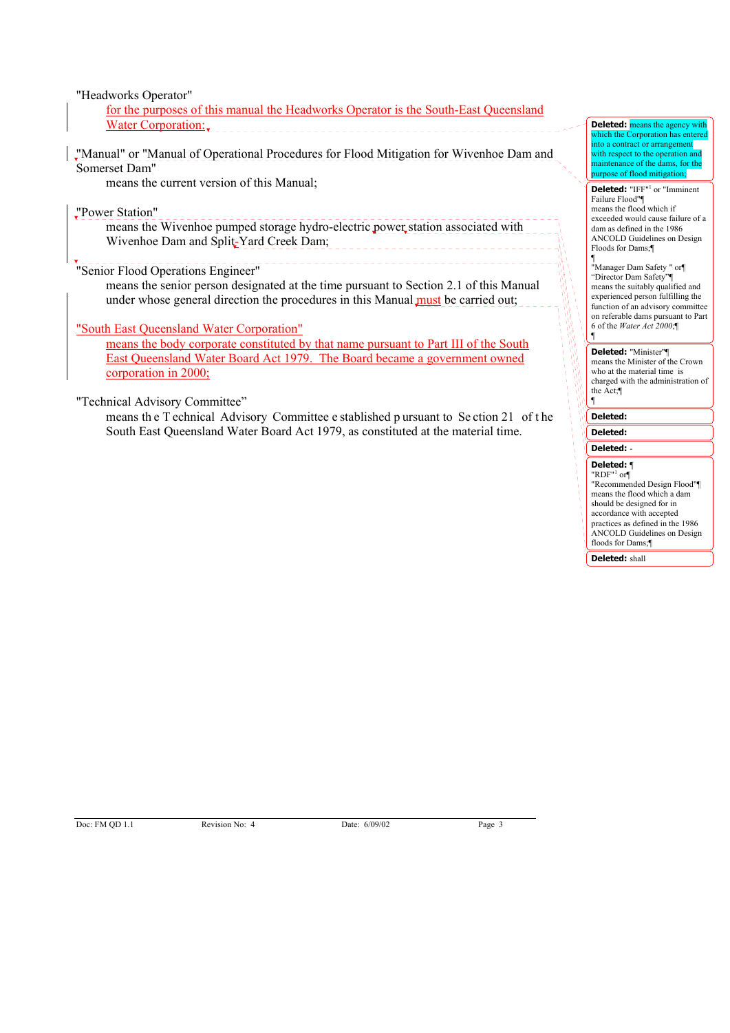"Headworks Operator"

for the purposes of this manual the Headworks Operator is the South-East Queensland Water Corporation;

"Manual" or "Manual of Operational Procedures for Flood Mitigation for Wivenhoe Dam and Somerset Dam"

means the current version of this Manual;

"Power Station"

means the Wivenhoe pumped storage hydro-electric power station associated with Wivenhoe Dam and Split Yard Creek Dam;

"Senior Flood Operations Engineer"

means the senior person designated at the time pursuant to Section 2.1 of this Manual under whose general direction the procedures in this Manual must be carried out;

"South East Queensland Water Corporation"

means the body corporate constituted by that name pursuant to Part III of the South East Queensland Water Board Act 1979. The Board became a government owned corporation in 2000;

"Technical Advisory Committee"

means the Technical Advisory Committee established pursuant to Section 21 of the South East Queensland Water Board Act 1979, as constituted at the material time.

**Deleted:** means the agency with which the Corporation has entered into a contract or arrangement with respect to the operation and maintenance of the dams, for the purpose of flood mitigation;

**Deleted:** "IFF"[1] or "Imminent Failure Flood"
means the flood which if exceeded would cause failure of a dam as defined in the 1986 ANCOLD Guidelines on Design Floods for Dams;

"Manager Dam Safety " or
"Director Dam Safety"
means the suitably qualified and experienced person fulfilling the function of an advisory committee on referable dams pursuant to Part 6 of the *Water Act 2000*;

**Deleted:** "Minister"
means the Minister of the Crown who at the material time is charged with the administration of the Act;

**Deleted:**

**Deleted:**

**Deleted:** -

**Deleted:**
"RDF"[1] or
"Recommended Design Flood"
means the flood which a dam should be designed for in accordance with accepted practices as defined in the 1986 ANCOLD Guidelines on Design floods for Dams;

**Deleted:** shall

Doc: FM QD 1.1 Revision No: 4 Date: 6/09/02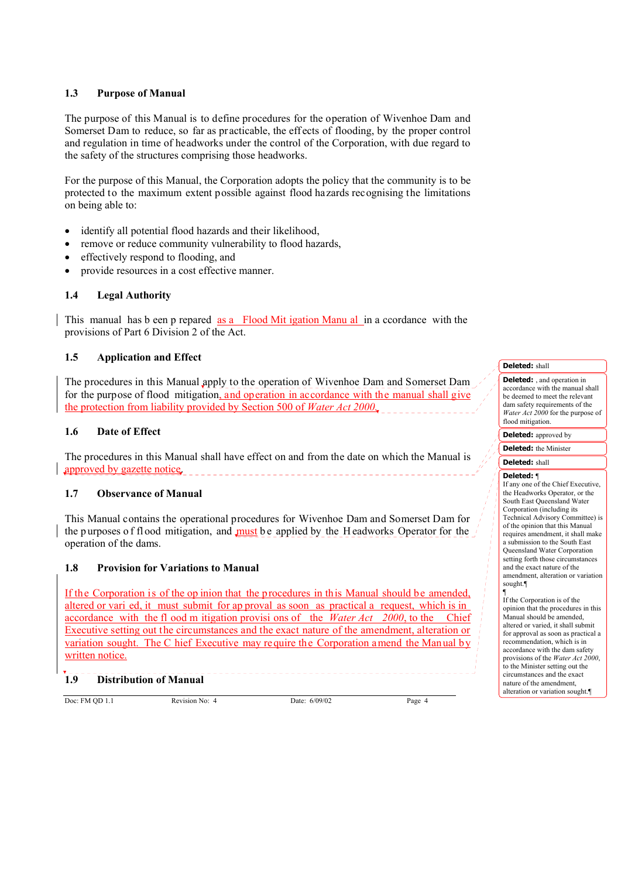### 1.3 Purpose of Manual

The purpose of this Manual is to define procedures for the operation of Wivenhoe Dam and Somerset Dam to reduce, so far as practicable, the effects of flooding, by the proper control and regulation in time of headworks under the control of the Corporation, with due regard to the safety of the structures comprising those headworks.

For the purpose of this Manual, the Corporation adopts the policy that the community is to be protected to the maximum extent possible against flood hazards recognising the limitations on being able to:

- identify all potential flood hazards and their likelihood,
- remove or reduce community vulnerability to flood hazards,
- effectively respond to flooding, and
- provide resources in a cost effective manner.

### 1.4 Legal Authority

This manual has been prepared as a Flood Mitigation Manual in accordance with the provisions of Part 6 Division 2 of the Act.

### 1.5 Application and Effect

The procedures in this Manual apply to the operation of Wivenhoe Dam and Somerset Dam for the purpose of flood mitigation, and operation in accordance with the manual shall give the protection from liability provided by Section 500 of *Water Act 2000*.

### 1.6 Date of Effect

The procedures in this Manual shall have effect on and from the date on which the Manual is approved by gazette notice.

### 1.7 Observance of Manual

This Manual contains the operational procedures for Wivenhoe Dam and Somerset Dam for the purposes of flood mitigation, and must be applied by the Headworks Operator for the operation of the dams.

### 1.8 Provision for Variations to Manual

If the Corporation is of the opinion that the procedures in this Manual should be amended, altered or varied, it must submit for approval as soon as practical a request, which is in accordance with the flood mitigation provisions of the *Water Act 2000*, to the Chief Executive setting out the circumstances and the exact nature of the amendment, alteration or variation sought. The Chief Executive may require the Corporation amend the Manual by written notice.

### 1.9 Distribution of Manual

**Deleted:** shall

**Deleted:** , and operation in accordance with the manual shall be deemed to meet the relevant dam safety requirements of the *Water Act 2000* for the purpose of flood mitigation.

**Deleted:** approved by

**Deleted:** the Minister

**Deleted:** shall

**Deleted:** ¶
If any one of the Chief Executive, the Headworks Operator, or the South East Queensland Water Corporation (including its Technical Advisory Committee) is of the opinion that this Manual requires amendment, it shall make a submission to the South East Queensland Water Corporation setting forth those circumstances and the exact nature of the amendment, alteration or variation sought.¶
¶
If the Corporation is of the opinion that the procedures in this Manual should be amended, altered or varied, it shall submit for approval as soon as practical a recommendation, which is in accordance with the dam safety provisions of the *Water Act 2000*, to the Minister setting out the circumstances and the exact nature of the amendment, alteration or variation sought.¶

Doc: FM QD 1.1 | Revision No: 4 | Date: 6/09/02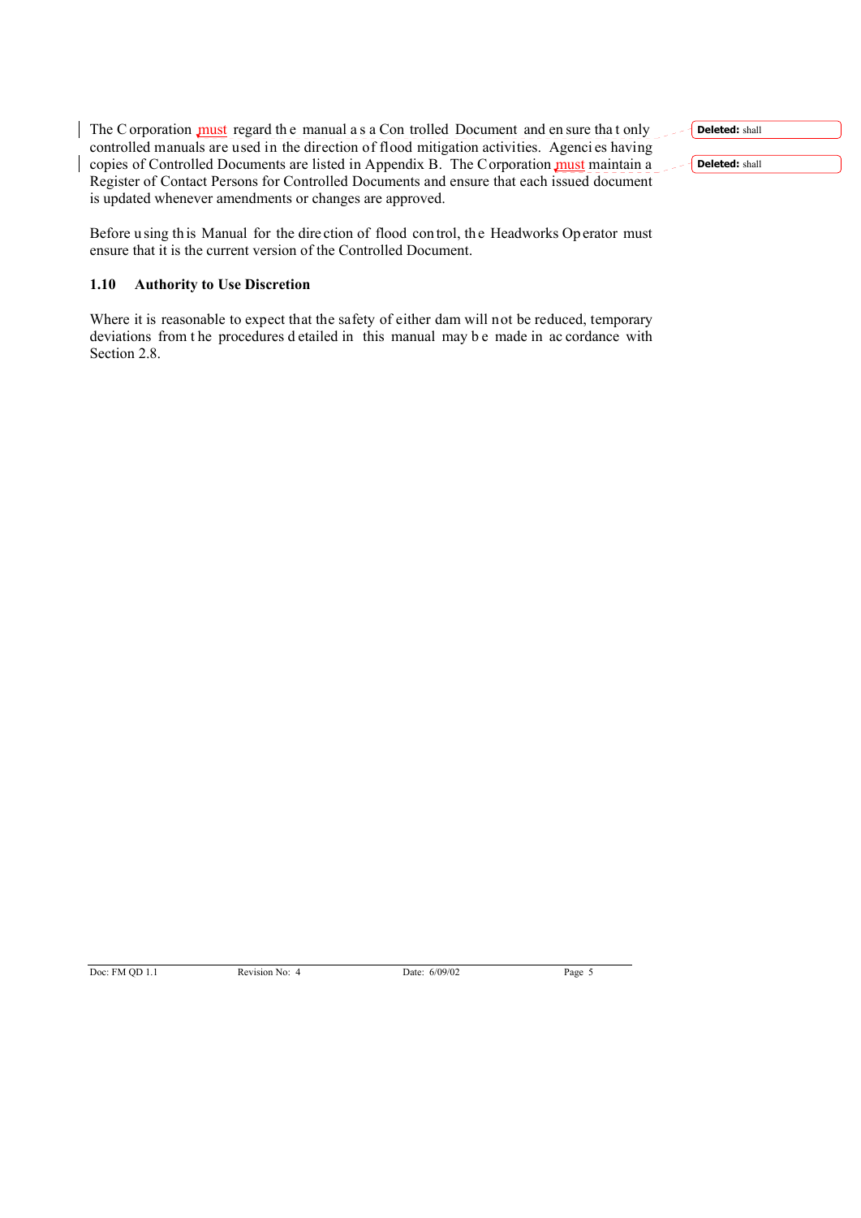The Corporation must regard the manual as a Controlled Document and ensure that only controlled manuals are used in the direction of flood mitigation activities. Agencies having copies of Controlled Documents are listed in Appendix B. The Corporation must maintain a Register of Contact Persons for Controlled Documents and ensure that each issued document is updated whenever amendments or changes are approved.

Before using this Manual for the direction of flood control, the Headworks Operator must ensure that it is the current version of the Controlled Document.

### 1.10 Authority to Use Discretion

Where it is reasonable to expect that the safety of either dam will not be reduced, temporary deviations from the procedures detailed in this manual may be made in accordance with Section 2.8.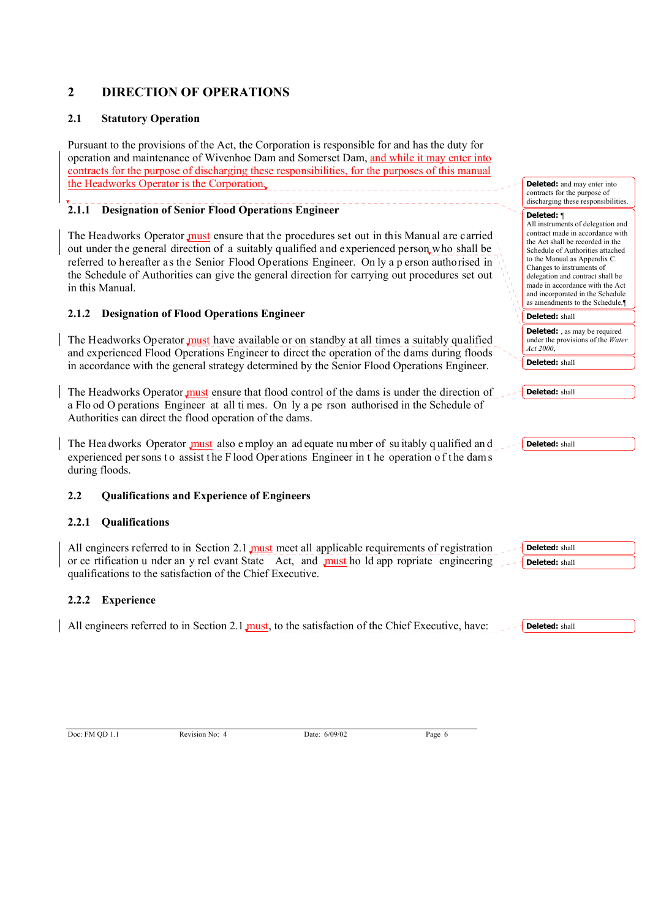# 2 DIRECTION OF OPERATIONS

## 2.1 Statutory Operation

Pursuant to the provisions of the Act, the Corporation is responsible for and has the duty for operation and maintenance of Wivenhoe Dam and Somerset Dam, and while it may enter into contracts for the purpose of discharging these responsibilities, for the purposes of this manual the Headworks Operator is the Corporation.

### 2.1.1 Designation of Senior Flood Operations Engineer

The Headworks Operator must ensure that the procedures set out in this Manual are carried out under the general direction of a suitably qualified and experienced person who shall be referred to hereafter as the Senior Flood Operations Engineer. Only a person authorised in the Schedule of Authorities can give the general direction for carrying out procedures set out in this Manual.

### 2.1.2 Designation of Flood Operations Engineer

The Headworks Operator must have available or on standby at all times a suitably qualified and experienced Flood Operations Engineer to direct the operation of the dams during floods in accordance with the general strategy determined by the Senior Flood Operations Engineer.

The Headworks Operator must ensure that flood control of the dams is under the direction of a Flood Operations Engineer at all times. Only a person authorised in the Schedule of Authorities can direct the flood operation of the dams.

The Headworks Operator must also employ an adequate number of suitably qualified and experienced persons to assist the Flood Operations Engineer in the operation of the dams during floods.

## 2.2 Qualifications and Experience of Engineers

### 2.2.1 Qualifications

All engineers referred to in Section 2.1 must meet all applicable requirements of registration or certification under any relevant State Act, and must hold appropriate engineering qualifications to the satisfaction of the Chief Executive.

### 2.2.2 Experience

All engineers referred to in Section 2.1 must, to the satisfaction of the Chief Executive, have:

Deleted: and may enter into contracts for the purpose of discharging these responsibilities.

Deleted: ¶
All instruments of delegation and contract made in accordance with the Act shall be recorded in the Schedule of Authorities attached to the Manual as Appendix C. Changes to instruments of delegation and contract shall be made in accordance with the Act and incorporated in the Schedule as amendments to the Schedule.¶

Deleted: shall

Deleted: , as may be required under the provisions of the *Water Act 2000*,

Deleted: shall

Deleted: shall

Deleted: shall

Deleted: shall

Deleted: shall

Deleted: shall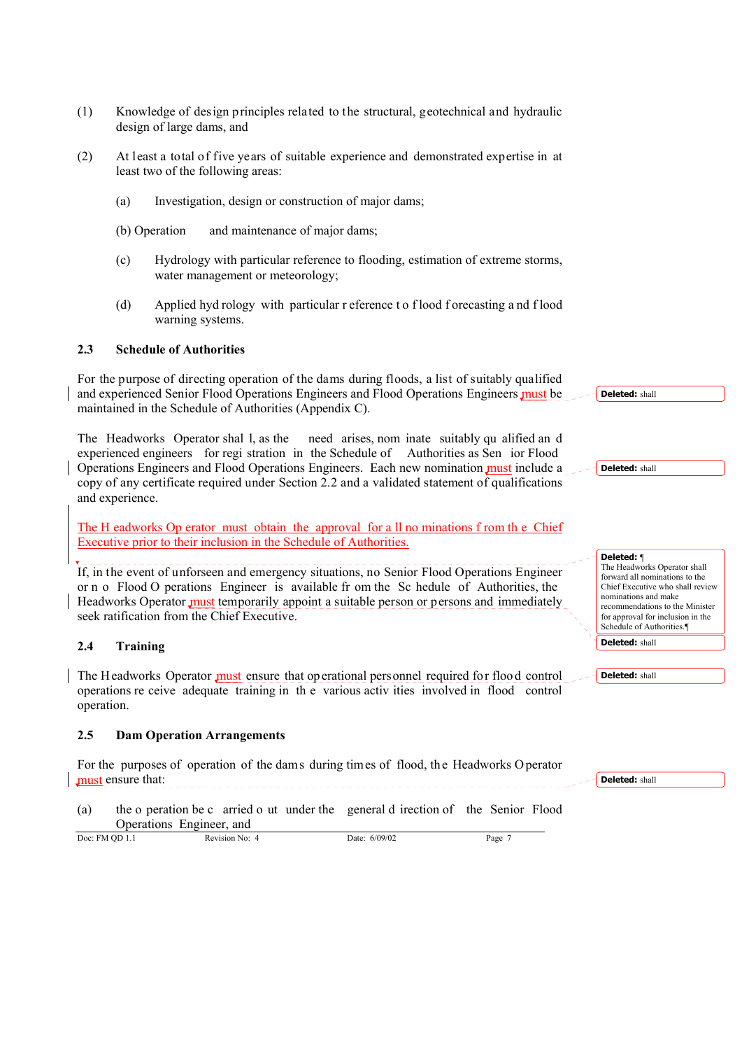(1) Knowledge of design principles related to the structural, geotechnical and hydraulic design of large dams, and

(2) At least a total of five years of suitable experience and demonstrated expertise in at least two of the following areas:

   (a) Investigation, design or construction of major dams;

   (b) Operation and maintenance of major dams;

   (c) Hydrology with particular reference to flooding, estimation of extreme storms, water management or meteorology;

   (d) Applied hydrology with particular reference to flood forecasting and flood warning systems.

### 2.3 Schedule of Authorities

For the purpose of directing operation of the dams during floods, a list of suitably qualified and experienced Senior Flood Operations Engineers and Flood Operations Engineers must be maintained in the Schedule of Authorities (Appendix C).

The Headworks Operator shall, as the need arises, nominate suitably qualified and experienced engineers for registration in the Schedule of Authorities as Senior Flood Operations Engineers and Flood Operations Engineers. Each new nomination must include a copy of any certificate required under Section 2.2 and a validated statement of qualifications and experience.

The Headworks Operator must obtain the approval for all nominations from the Chief Executive prior to their inclusion in the Schedule of Authorities.

If, in the event of unforseen and emergency situations, no Senior Flood Operations Engineer or no Flood Operations Engineer is available from the Schedule of Authorities, the Headworks Operator must temporarily appoint a suitable person or persons and immediately seek ratification from the Chief Executive.

### 2.4 Training

The Headworks Operator must ensure that operational personnel required for flood control operations receive adequate training in the various activities involved in flood control operation.

### 2.5 Dam Operation Arrangements

For the purposes of operation of the dams during times of flood, the Headworks Operator must ensure that:

(a) the operation be carried out under the general direction of the Senior Flood Operations Engineer, and

Deleted: shall

Deleted: shall

Deleted: ¶
The Headworks Operator shall forward all nominations to the Chief Executive who shall review nominations and make recommendations to the Minister for approval for inclusion in the Schedule of Authorities.¶

Deleted: shall

Deleted: shall

Deleted: shall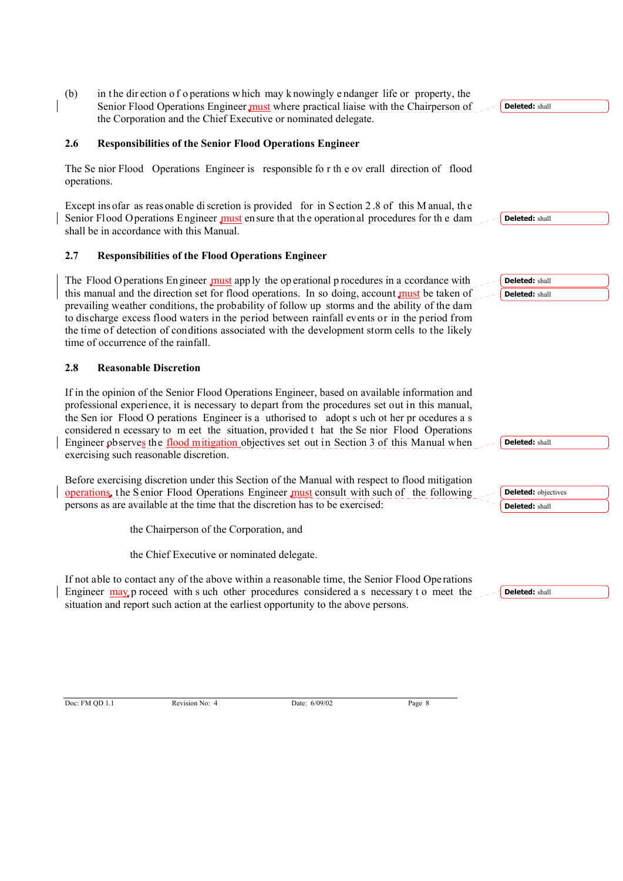(b) in the direction of operations which may knowingly endanger life or property, the Senior Flood Operations Engineer must where practical liaise with the Chairperson of the Corporation and the Chief Executive or nominated delegate.

### 2.6 Responsibilities of the Senior Flood Operations Engineer

The Senior Flood Operations Engineer is responsible for the overall direction of flood operations.

Except insofar as reasonable discretion is provided for in Section 2.8 of this Manual, the Senior Flood Operations Engineer must ensure that the operational procedures for the dam shall be in accordance with this Manual.

### 2.7 Responsibilities of the Flood Operations Engineer

The Flood Operations Engineer must apply the operational procedures in accordance with this manual and the direction set for flood operations. In so doing, account must be taken of prevailing weather conditions, the probability of follow up storms and the ability of the dam to discharge excess flood waters in the period between rainfall events or in the period from the time of detection of conditions associated with the development storm cells to the likely time of occurrence of the rainfall.

### 2.8 Reasonable Discretion

If in the opinion of the Senior Flood Operations Engineer, based on available information and professional experience, it is necessary to depart from the procedures set out in this manual, the Senior Flood Operations Engineer is authorised to adopt such other procedures as considered necessary to meet the situation, provided that the Senior Flood Operations Engineer observes the flood mitigation objectives set out in Section 3 of this Manual when exercising such reasonable discretion.

Before exercising discretion under this Section of the Manual with respect to flood mitigation operations, the Senior Flood Operations Engineer must consult with such of the following persons as are available at the time that the discretion has to be exercised:

the Chairperson of the Corporation, and

the Chief Executive or nominated delegate.

If not able to contact any of the above within a reasonable time, the Senior Flood Operations Engineer may proceed with such other procedures considered as necessary to meet the situation and report such action at the earliest opportunity to the above persons.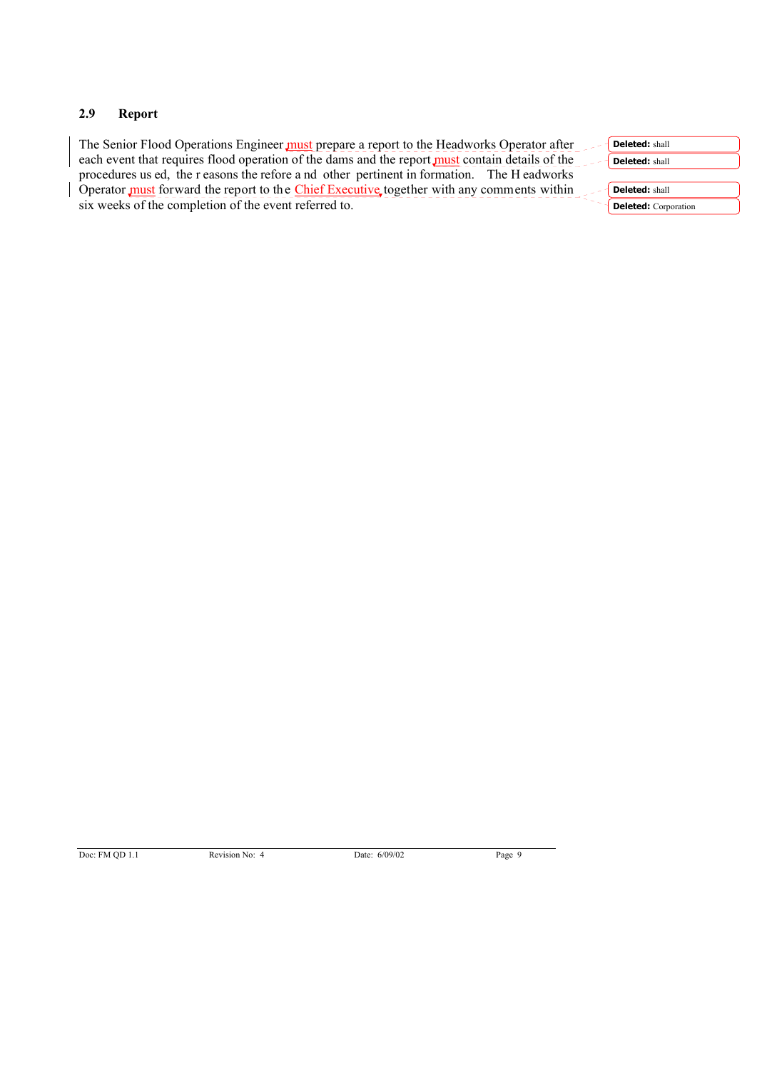## 2.9 Report

The Senior Flood Operations Engineer must prepare a report to the Headworks Operator after each event that requires flood operation of the dams and the report must contain details of the procedures used, the reasons therefore and other pertinent information. The Headworks Operator must forward the report to the Chief Executive together with any comments within six weeks of the completion of the event referred to.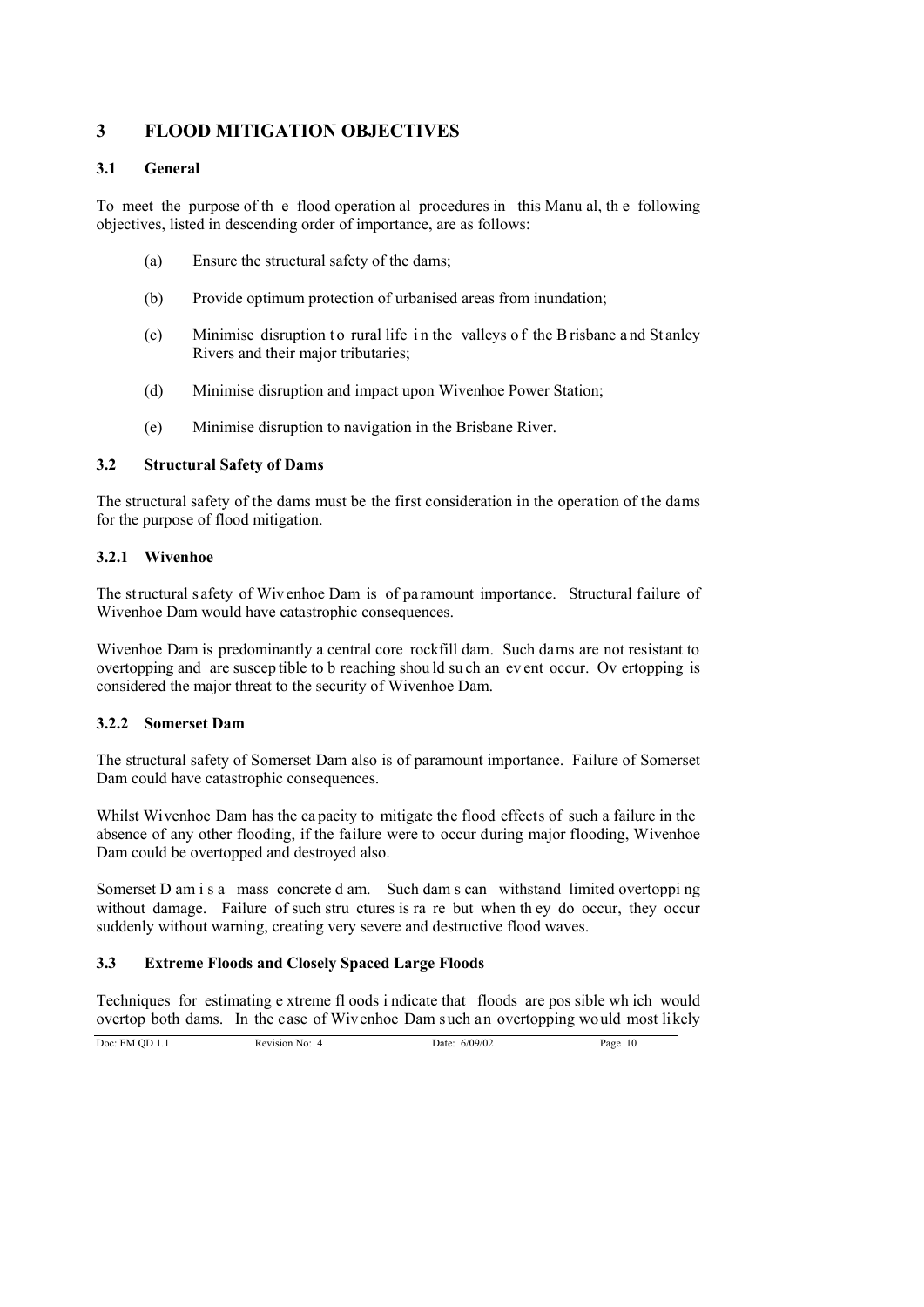# 3 FLOOD MITIGATION OBJECTIVES

## 3.1 General

To meet the purpose of the flood operational procedures in this Manual, the following objectives, listed in descending order of importance, are as follows:

(a) Ensure the structural safety of the dams;

(b) Provide optimum protection of urbanised areas from inundation;

(c) Minimise disruption to rural life in the valleys of the Brisbane and Stanley Rivers and their major tributaries;

(d) Minimise disruption and impact upon Wivenhoe Power Station;

(e) Minimise disruption to navigation in the Brisbane River.

## 3.2 Structural Safety of Dams

The structural safety of the dams must be the first consideration in the operation of the dams for the purpose of flood mitigation.

### 3.2.1 Wivenhoe

The structural safety of Wivenhoe Dam is of paramount importance. Structural failure of Wivenhoe Dam would have catastrophic consequences.

Wivenhoe Dam is predominantly a central core rockfill dam. Such dams are not resistant to overtopping and are susceptible to breaching should such an event occur. Overtopping is considered the major threat to the security of Wivenhoe Dam.

### 3.2.2 Somerset Dam

The structural safety of Somerset Dam also is of paramount importance. Failure of Somerset Dam could have catastrophic consequences.

Whilst Wivenhoe Dam has the capacity to mitigate the flood effects of such a failure in the absence of any other flooding, if the failure were to occur during major flooding, Wivenhoe Dam could be overtopped and destroyed also.

Somerset Dam is a mass concrete dam. Such dams can withstand limited overtopping without damage. Failure of such structures is rare but when they do occur, they occur suddenly without warning, creating very severe and destructive flood waves.

## 3.3 Extreme Floods and Closely Spaced Large Floods

Techniques for estimating extreme floods indicate that floods are possible which would overtop both dams. In the case of Wivenhoe Dam such an overtopping would most likely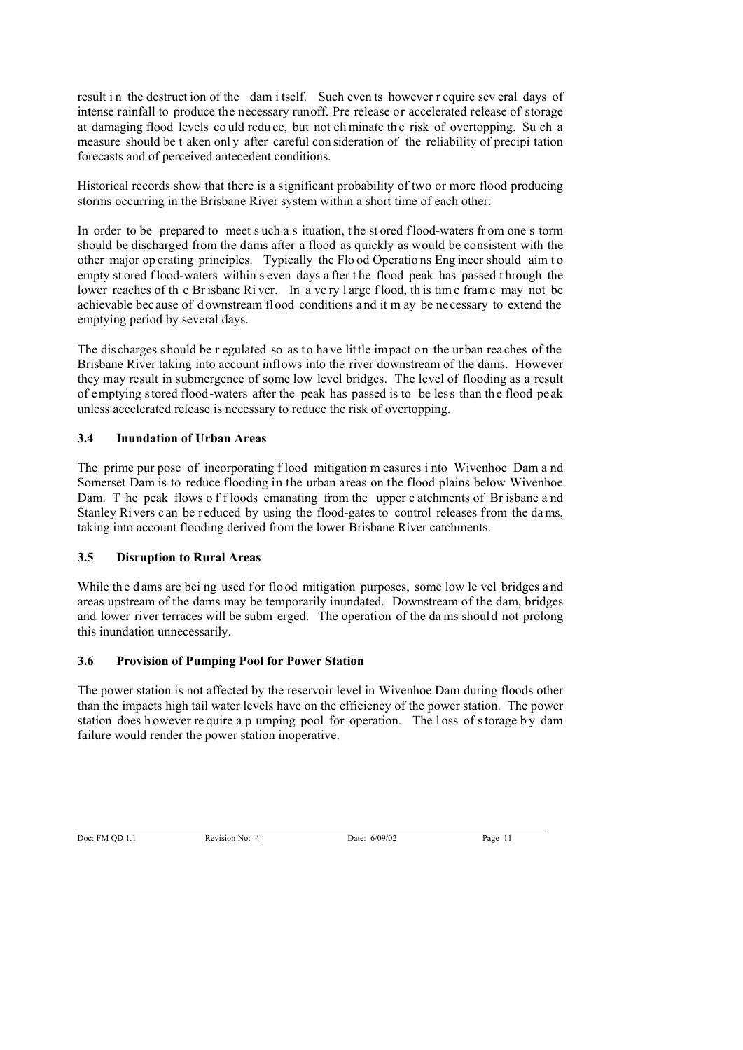result in the destruction of the dam itself. Such events however require several days of intense rainfall to produce the necessary runoff. Pre release or accelerated release of storage at damaging flood levels could reduce, but not eliminate the risk of overtopping. Such a measure should be taken only after careful consideration of the reliability of precipitation forecasts and of perceived antecedent conditions.

Historical records show that there is a significant probability of two or more flood producing storms occurring in the Brisbane River system within a short time of each other.

In order to be prepared to meet such a situation, the stored flood-waters from one storm should be discharged from the dams after a flood as quickly as would be consistent with the other major operating principles. Typically the Flood Operations Engineer should aim to empty stored flood-waters within seven days after the flood peak has passed through the lower reaches of the Brisbane River. In a very large flood, this time frame may not be achievable because of downstream flood conditions and it may be necessary to extend the emptying period by several days.

The discharges should be regulated so as to have little impact on the urban reaches of the Brisbane River taking into account inflows into the river downstream of the dams. However they may result in submergence of some low level bridges. The level of flooding as a result of emptying stored flood-waters after the peak has passed is to be less than the flood peak unless accelerated release is necessary to reduce the risk of overtopping.

### 3.4 Inundation of Urban Areas

The prime purpose of incorporating flood mitigation measures into Wivenhoe Dam and Somerset Dam is to reduce flooding in the urban areas on the flood plains below Wivenhoe Dam. The peak flows of floods emanating from the upper catchments of Brisbane and Stanley Rivers can be reduced by using the flood-gates to control releases from the dams, taking into account flooding derived from the lower Brisbane River catchments.

### 3.5 Disruption to Rural Areas

While the dams are being used for flood mitigation purposes, some low level bridges and areas upstream of the dams may be temporarily inundated. Downstream of the dam, bridges and lower river terraces will be submerged. The operation of the dams should not prolong this inundation unnecessarily.

### 3.6 Provision of Pumping Pool for Power Station

The power station is not affected by the reservoir level in Wivenhoe Dam during floods other than the impacts high tail water levels have on the efficiency of the power station. The power station does however require a pumping pool for operation. The loss of storage by dam failure would render the power station inoperative.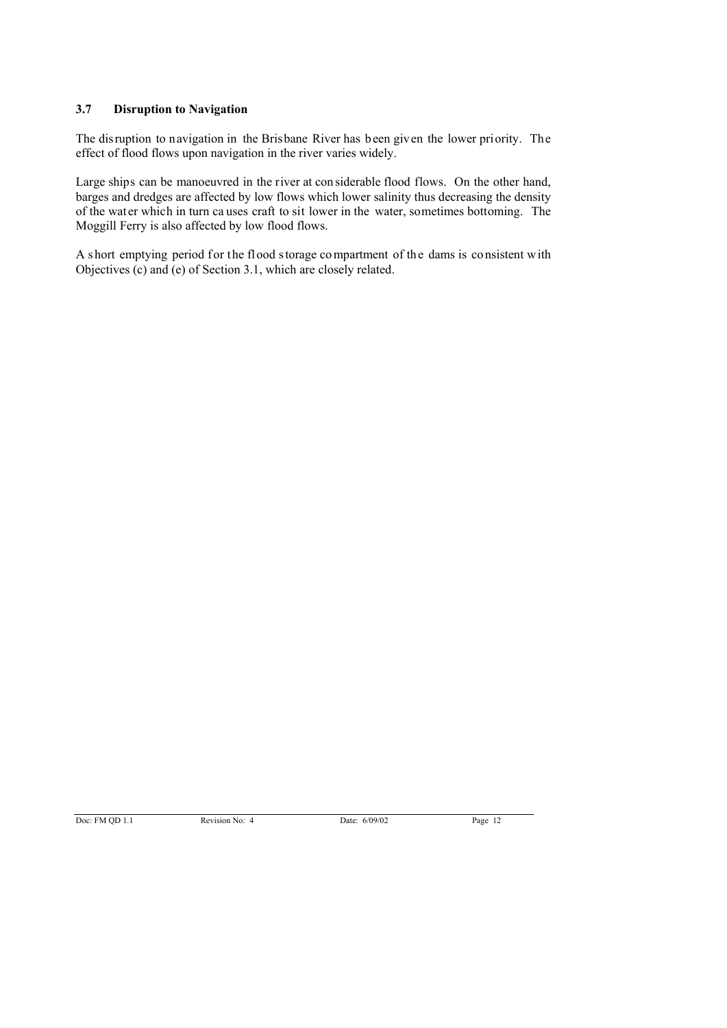### 3.7 Disruption to Navigation

The disruption to navigation in the Brisbane River has been given the lower priority. The effect of flood flows upon navigation in the river varies widely.

Large ships can be manoeuvred in the river at considerable flood flows. On the other hand, barges and dredges are affected by low flows which lower salinity thus decreasing the density of the water which in turn causes craft to sit lower in the water, sometimes bottoming. The Moggill Ferry is also affected by low flood flows.

A short emptying period for the flood storage compartment of the dams is consistent with Objectives (c) and (e) of Section 3.1, which are closely related.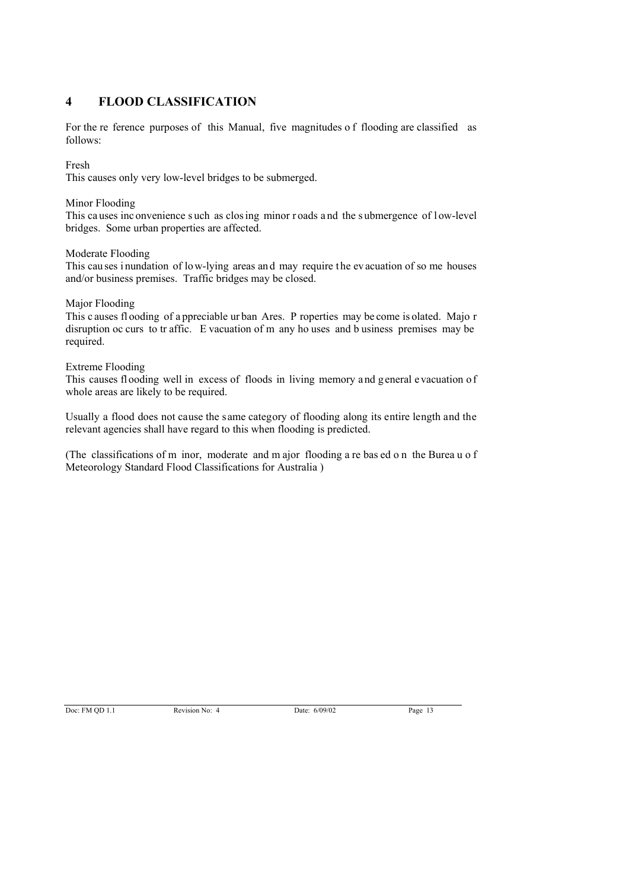## 4 FLOOD CLASSIFICATION

For the reference purposes of this Manual, five magnitudes of flooding are classified as follows:

Fresh
This causes only very low-level bridges to be submerged.

Minor Flooding
This causes inconvenience such as closing minor roads and the submergence of low-level bridges. Some urban properties are affected.

Moderate Flooding
This causes inundation of low-lying areas and may require the evacuation of some houses and/or business premises. Traffic bridges may be closed.

Major Flooding
This causes flooding of appreciable urban Ares. Properties may become isolated. Major disruption occurs to traffic. Evacuation of many houses and business premises may be required.

Extreme Flooding
This causes flooding well in excess of floods in living memory and general evacuation of whole areas are likely to be required.

Usually a flood does not cause the same category of flooding along its entire length and the relevant agencies shall have regard to this when flooding is predicted.

(The classifications of minor, moderate and major flooding are based on the Bureau of Meteorology Standard Flood Classifications for Australia )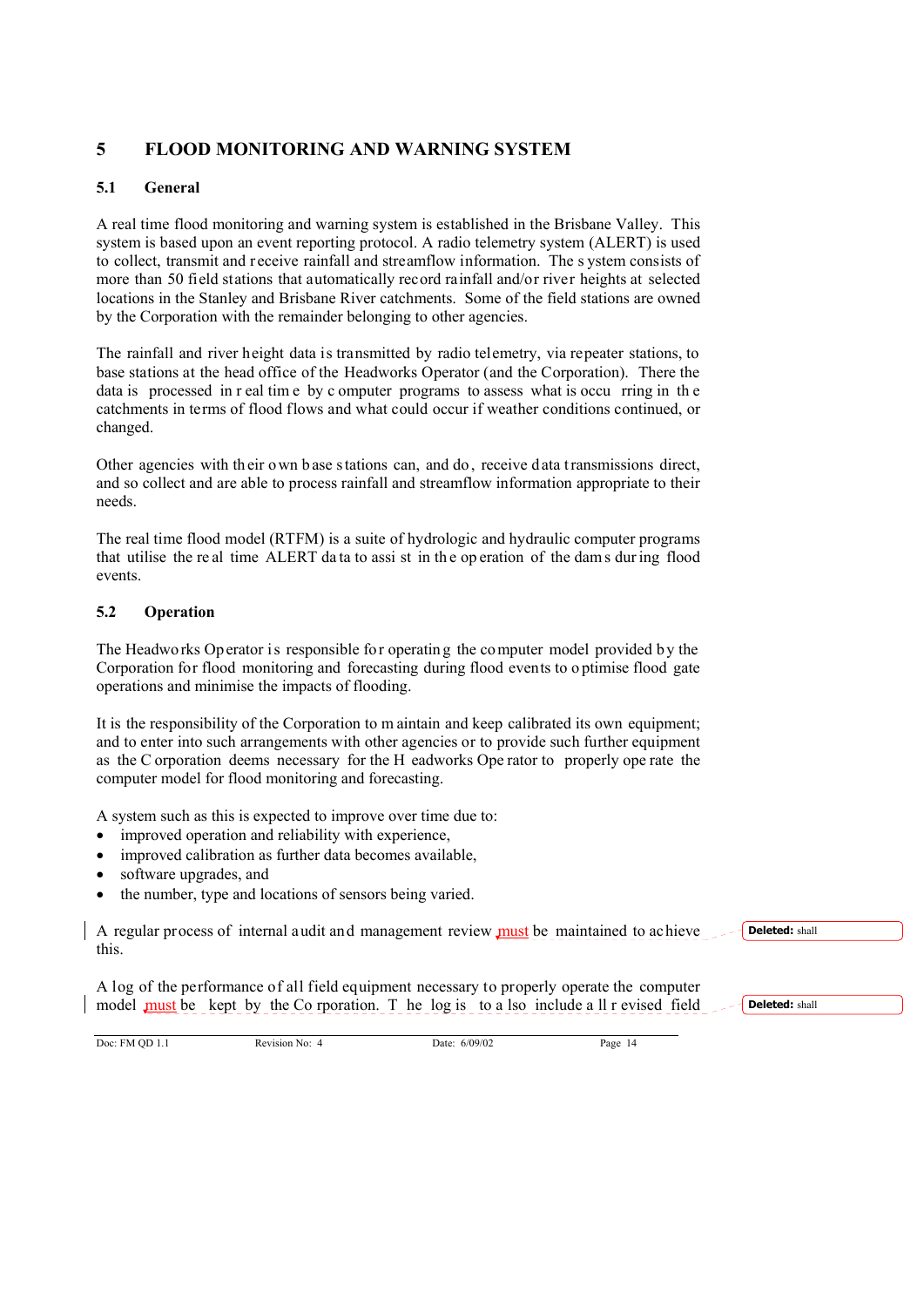# 5 FLOOD MONITORING AND WARNING SYSTEM

## 5.1 General

A real time flood monitoring and warning system is established in the Brisbane Valley. This system is based upon an event reporting protocol. A radio telemetry system (ALERT) is used to collect, transmit and receive rainfall and streamflow information. The system consists of more than 50 field stations that automatically record rainfall and/or river heights at selected locations in the Stanley and Brisbane River catchments. Some of the field stations are owned by the Corporation with the remainder belonging to other agencies.

The rainfall and river height data is transmitted by radio telemetry, via repeater stations, to base stations at the head office of the Headworks Operator (and the Corporation). There the data is processed in real time by computer programs to assess what is occurring in the catchments in terms of flood flows and what could occur if weather conditions continued, or changed.

Other agencies with their own base stations can, and do, receive data transmissions direct, and so collect and are able to process rainfall and streamflow information appropriate to their needs.

The real time flood model (RTFM) is a suite of hydrologic and hydraulic computer programs that utilise the real time ALERT data to assist in the operation of the dams during flood events.

## 5.2 Operation

The Headworks Operator is responsible for operating the computer model provided by the Corporation for flood monitoring and forecasting during flood events to optimise flood gate operations and minimise the impacts of flooding.

It is the responsibility of the Corporation to maintain and keep calibrated its own equipment; and to enter into such arrangements with other agencies or to provide such further equipment as the Corporation deems necessary for the Headworks Operator to properly operate the computer model for flood monitoring and forecasting.

A system such as this is expected to improve over time due to:

- improved operation and reliability with experience,
- improved calibration as further data becomes available,
- software upgrades, and
- the number, type and locations of sensors being varied.

A regular process of internal audit and management review must be maintained to achieve this.

Deleted: shall

A log of the performance of all field equipment necessary to properly operate the computer model must be kept by the Corporation. The log is to also include all revised field

Deleted: shall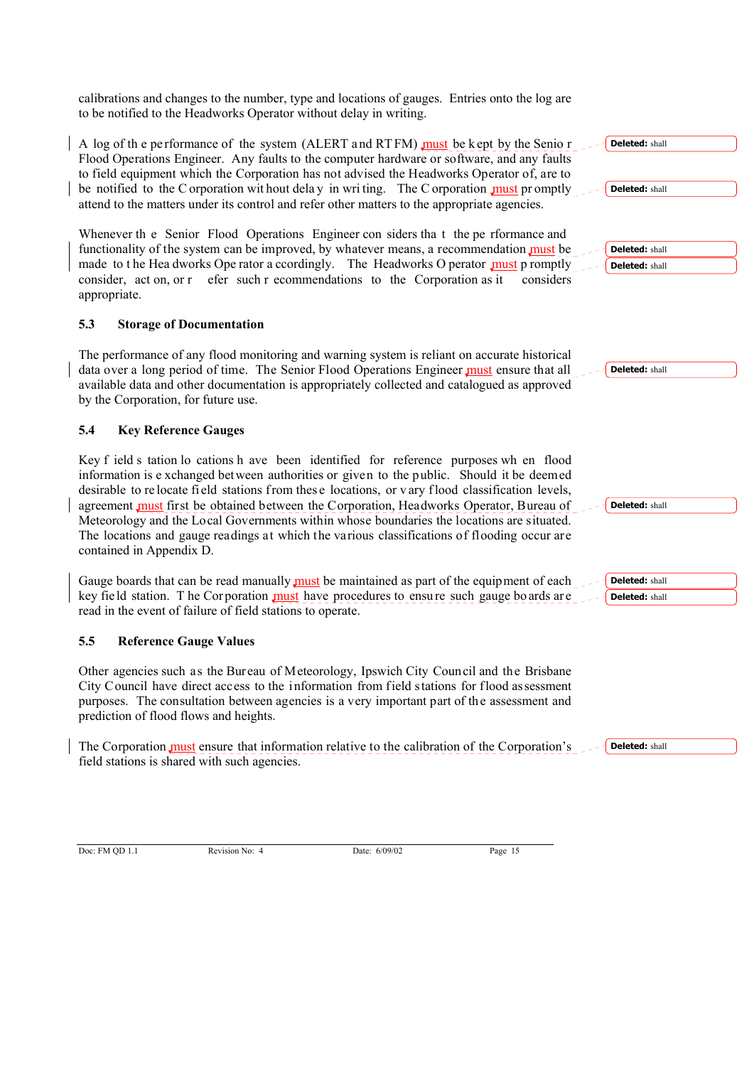calibrations and changes to the number, type and locations of gauges. Entries onto the log are to be notified to the Headworks Operator without delay in writing.

A log of the performance of the system (ALERT and RTFM) must be kept by the Senior Flood Operations Engineer. Any faults to the computer hardware or software, and any faults to field equipment which the Corporation has not advised the Headworks Operator of, are to be notified to the Corporation without delay in writing. The Corporation must promptly attend to the matters under its control and refer other matters to the appropriate agencies.

Whenever the Senior Flood Operations Engineer considers that the performance and functionality of the system can be improved, by whatever means, a recommendation must be made to the Headworks Operator accordingly. The Headworks Operator must promptly consider, act on, or refer such recommendations to the Corporation as it considers appropriate.

### 5.3 Storage of Documentation

The performance of any flood monitoring and warning system is reliant on accurate historical data over a long period of time. The Senior Flood Operations Engineer must ensure that all available data and other documentation is appropriately collected and catalogued as approved by the Corporation, for future use.

### 5.4 Key Reference Gauges

Key field station locations have been identified for reference purposes when flood information is exchanged between authorities or given to the public. Should it be deemed desirable to relocate field stations from these locations, or vary flood classification levels, agreement must first be obtained between the Corporation, Headworks Operator, Bureau of Meteorology and the Local Governments within whose boundaries the locations are situated. The locations and gauge readings at which the various classifications of flooding occur are contained in Appendix D.

Gauge boards that can be read manually must be maintained as part of the equipment of each key field station. The Corporation must have procedures to ensure such gauge boards are read in the event of failure of field stations to operate.

### 5.5 Reference Gauge Values

Other agencies such as the Bureau of Meteorology, Ipswich City Council and the Brisbane City Council have direct access to the information from field stations for flood assessment purposes. The consultation between agencies is a very important part of the assessment and prediction of flood flows and heights.

The Corporation must ensure that information relative to the calibration of the Corporation's field stations is shared with such agencies.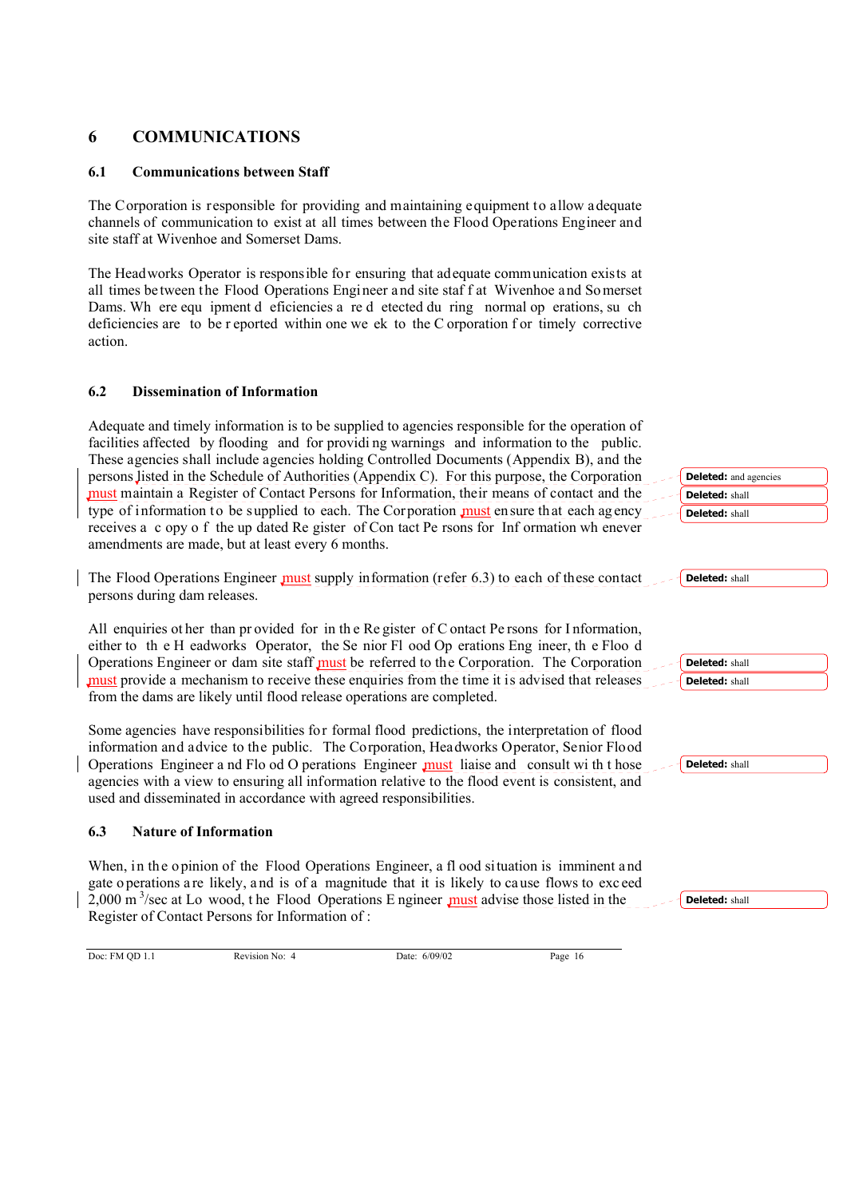# 6 COMMUNICATIONS

## 6.1 Communications between Staff

The Corporation is responsible for providing and maintaining equipment to allow adequate channels of communication to exist at all times between the Flood Operations Engineer and site staff at Wivenhoe and Somerset Dams.

The Headworks Operator is responsible for ensuring that adequate communication exists at all times between the Flood Operations Engineer and site staff at Wivenhoe and Somerset Dams. Where equipment deficiencies are detected during normal operations, such deficiencies are to be reported within one week to the Corporation for timely corrective action.

## 6.2 Dissemination of Information

Adequate and timely information is to be supplied to agencies responsible for the operation of facilities affected by flooding and for providing warnings and information to the public. These agencies shall include agencies holding Controlled Documents (Appendix B), and the persons listed in the Schedule of Authorities (Appendix C). For this purpose, the Corporation must maintain a Register of Contact Persons for Information, their means of contact and the type of information to be supplied to each. The Corporation must ensure that each agency receives a copy of the updated Register of Contact Persons for Information whenever amendments are made, but at least every 6 months.

The Flood Operations Engineer must supply information (refer 6.3) to each of these contact persons during dam releases.

All enquiries other than provided for in the Register of Contact Persons for Information, either to the Headworks Operator, the Senior Flood Operations Engineer, the Flood Operations Engineer or dam site staff must be referred to the Corporation. The Corporation must provide a mechanism to receive these enquiries from the time it is advised that releases from the dams are likely until flood release operations are completed.

Some agencies have responsibilities for formal flood predictions, the interpretation of flood information and advice to the public. The Corporation, Headworks Operator, Senior Flood Operations Engineer and Flood Operations Engineer must liaise and consult with those agencies with a view to ensuring all information relative to the flood event is consistent, and used and disseminated in accordance with agreed responsibilities.

## 6.3 Nature of Information

When, in the opinion of the Flood Operations Engineer, a flood situation is imminent and gate operations are likely, and is of a magnitude that it is likely to cause flows to exceed 2,000 $m^3$/sec at Lowood, the Flood Operations Engineer must advise those listed in the Register of Contact Persons for Information of :

Deleted: and agencies

Deleted: shall

Deleted: shall

Deleted: shall

Deleted: shall

Deleted: shall

Deleted: shall

Deleted: shall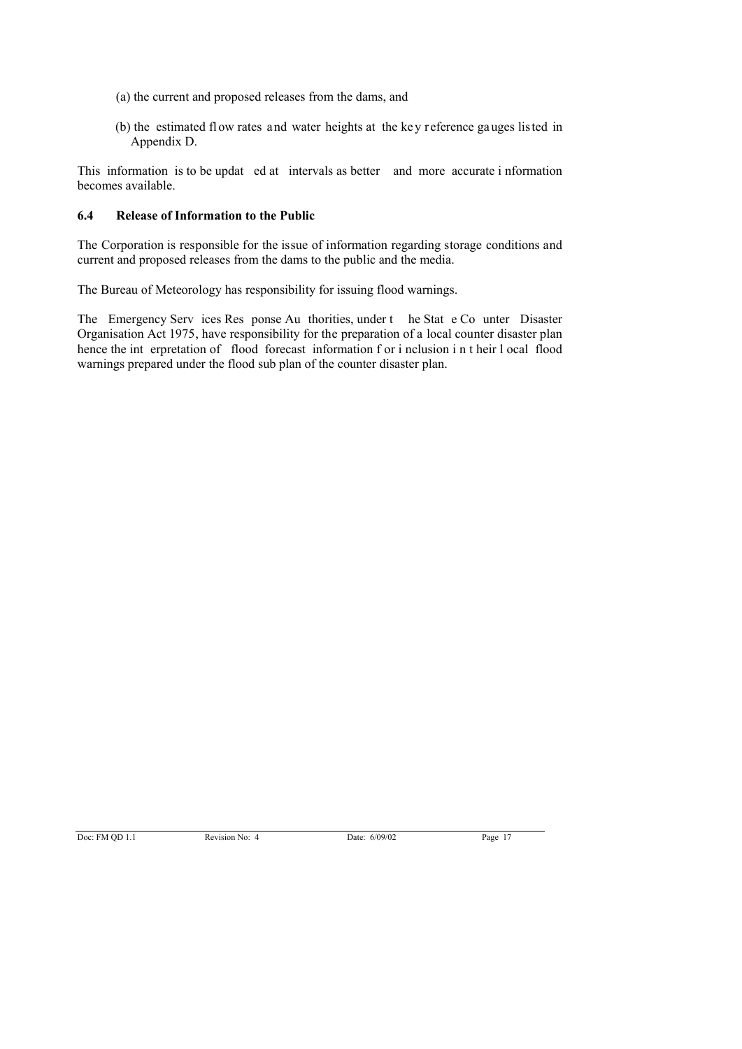(a) the current and proposed releases from the dams, and

(b) the estimated flow rates and water heights at the key reference gauges listed in Appendix D.

This information is to be updated at intervals as better and more accurate information becomes available.

### 6.4 Release of Information to the Public

The Corporation is responsible for the issue of information regarding storage conditions and current and proposed releases from the dams to the public and the media.

The Bureau of Meteorology has responsibility for issuing flood warnings.

The Emergency Services Response Authorities, under the State Counter Disaster Organisation Act 1975, have responsibility for the preparation of a local counter disaster plan hence the interpretation of flood forecast information for inclusion in their local flood warnings prepared under the flood sub plan of the counter disaster plan.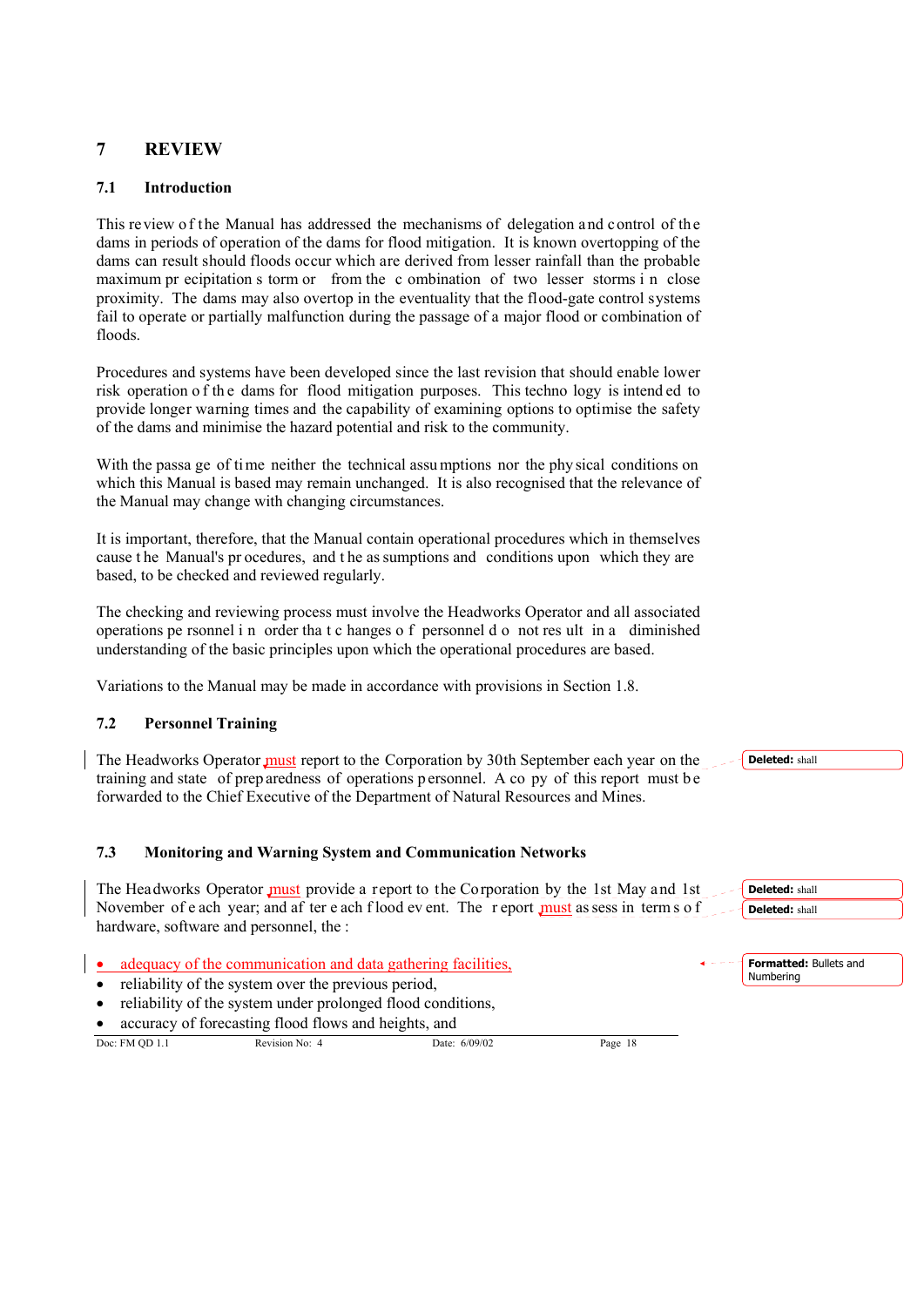# 7 REVIEW

## 7.1 Introduction

This review of the Manual has addressed the mechanisms of delegation and control of the dams in periods of operation of the dams for flood mitigation. It is known overtopping of the dams can result should floods occur which are derived from lesser rainfall than the probable maximum precipitation storm or from the combination of two lesser storms in close proximity. The dams may also overtop in the eventuality that the flood-gate control systems fail to operate or partially malfunction during the passage of a major flood or combination of floods.

Procedures and systems have been developed since the last revision that should enable lower risk operation of the dams for flood mitigation purposes. This technology is intended to provide longer warning times and the capability of examining options to optimise the safety of the dams and minimise the hazard potential and risk to the community.

With the passage of time neither the technical assumptions nor the physical conditions on which this Manual is based may remain unchanged. It is also recognised that the relevance of the Manual may change with changing circumstances.

It is important, therefore, that the Manual contain operational procedures which in themselves cause the Manual's procedures, and the assumptions and conditions upon which they are based, to be checked and reviewed regularly.

The checking and reviewing process must involve the Headworks Operator and all associated operations personnel in order that changes of personnel do not result in a diminished understanding of the basic principles upon which the operational procedures are based.

Variations to the Manual may be made in accordance with provisions in Section 1.8.

## 7.2 Personnel Training

The Headworks Operator must report to the Corporation by 30th September each year on the training and state of preparedness of operations personnel. A copy of this report must be forwarded to the Chief Executive of the Department of Natural Resources and Mines.

## 7.3 Monitoring and Warning System and Communication Networks

The Headworks Operator must provide a report to the Corporation by the 1st May and 1st November of each year; and after each flood event. The report must assess in terms of hardware, software and personnel, the :

- adequacy of the communication and data gathering facilities,
- reliability of the system over the previous period,
- reliability of the system under prolonged flood conditions,
- accuracy of forecasting flood flows and heights, and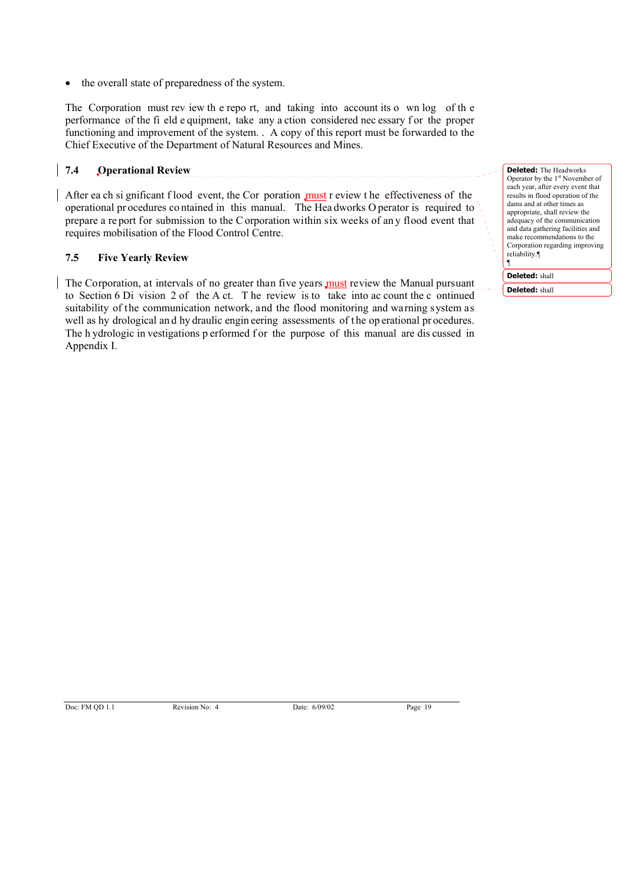- the overall state of preparedness of the system.

The Corporation must review the report, and taking into account its own log of the performance of the field equipment, take any action considered necessary for the proper functioning and improvement of the system. . A copy of this report must be forwarded to the Chief Executive of the Department of Natural Resources and Mines.

## 7.4 Operational Review

After each significant flood event, the Corporation must review the effectiveness of the operational procedures contained in this manual. The Headworks Operator is required to prepare a report for submission to the Corporation within six weeks of any flood event that requires mobilisation of the Flood Control Centre.

## 7.5 Five Yearly Review

The Corporation, at intervals of no greater than five years must review the Manual pursuant to Section 6 Division 2 of the Act. The review is to take into account the continued suitability of the communication network, and the flood monitoring and warning system as well as hydrological and hydraulic engineering assessments of the operational procedures. The hydrologic investigations performed for the purpose of this manual are discussed in Appendix I.

**Deleted:** The Headworks Operator by the 1st November of each year, after every event that results in flood operation of the dams and at other times as appropriate, shall review the adequacy of the communication and data gathering facilities and make recommendations to the Corporation regarding improving reliability.

**Deleted:** shall

**Deleted:** shall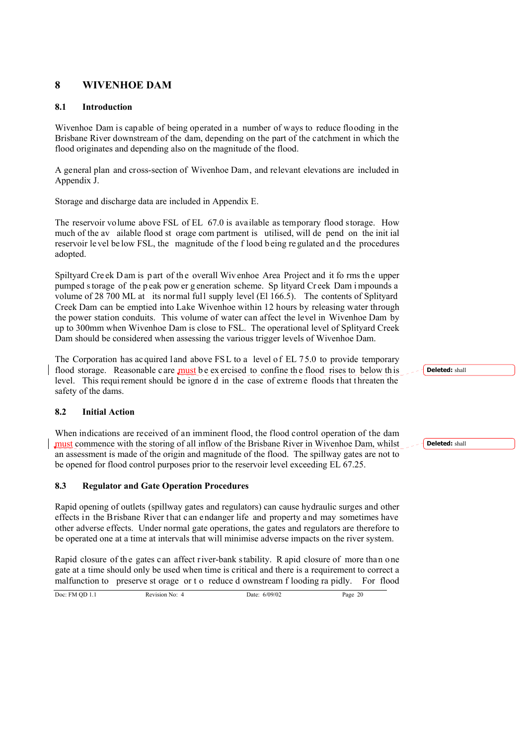# 8 WIVENHOE DAM

## 8.1 Introduction

Wivenhoe Dam is capable of being operated in a number of ways to reduce flooding in the Brisbane River downstream of the dam, depending on the part of the catchment in which the flood originates and depending also on the magnitude of the flood.

A general plan and cross-section of Wivenhoe Dam, and relevant elevations are included in Appendix J.

Storage and discharge data are included in Appendix E.

The reservoir volume above FSL of EL 67.0 is available as temporary flood storage. How much of the available flood storage compartment is utilised, will depend on the initial reservoir level below FSL, the magnitude of the flood being regulated and the procedures adopted.

Spiltyard Creek Dam is part of the overall Wivenhoe Area Project and it forms the upper pumped storage of the peak power generation scheme. Splityard Creek Dam impounds a volume of 28 700 ML at its normal full supply level (El 166.5). The contents of Splityard Creek Dam can be emptied into Lake Wivenhoe within 12 hours by releasing water through the power station conduits. This volume of water can affect the level in Wivenhoe Dam by up to 300mm when Wivenhoe Dam is close to FSL. The operational level of Splityard Creek Dam should be considered when assessing the various trigger levels of Wivenhoe Dam.

The Corporation has acquired land above FSL to a level of EL 75.0 to provide temporary flood storage. Reasonable care must be exercised to confine the flood rises to below this level. This requirement should be ignored in the case of extreme floods that threaten the safety of the dams.

Deleted: shall

## 8.2 Initial Action

When indications are received of an imminent flood, the flood control operation of the dam must commence with the storing of all inflow of the Brisbane River in Wivenhoe Dam, whilst an assessment is made of the origin and magnitude of the flood. The spillway gates are not to be opened for flood control purposes prior to the reservoir level exceeding EL 67.25.

Deleted: shall

## 8.3 Regulator and Gate Operation Procedures

Rapid opening of outlets (spillway gates and regulators) can cause hydraulic surges and other effects in the Brisbane River that can endanger life and property and may sometimes have other adverse effects. Under normal gate operations, the gates and regulators are therefore to be operated one at a time at intervals that will minimise adverse impacts on the river system.

Rapid closure of the gates can affect river-bank stability. Rapid closure of more than one gate at a time should only be used when time is critical and there is a requirement to correct a malfunction to preserve storage or to reduce downstream flooding rapidly. For flood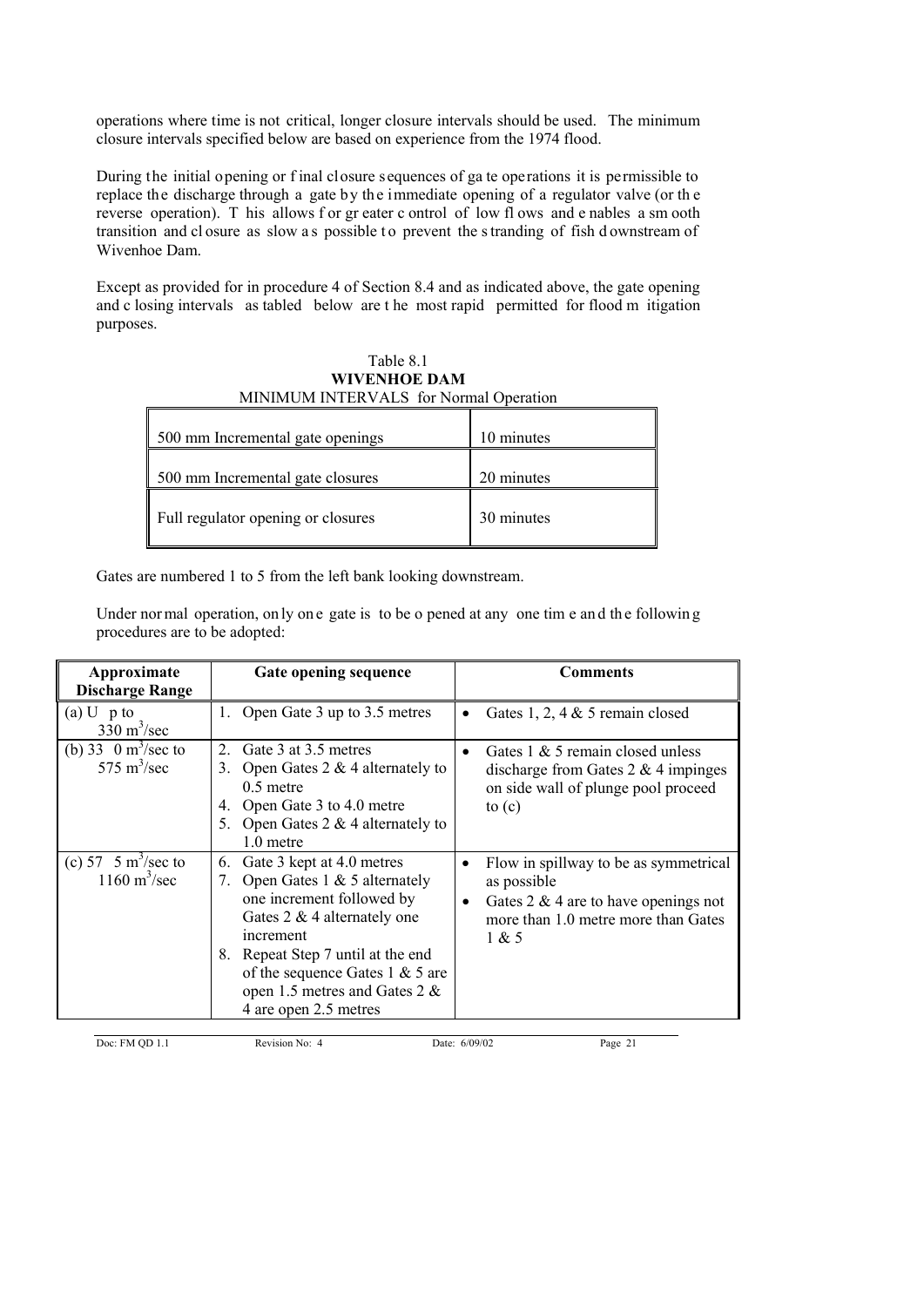operations where time is not critical, longer closure intervals should be used. The minimum closure intervals specified below are based on experience from the 1974 flood.

During the initial opening or final closure sequences of gate operations it is permissible to replace the discharge through a gate by the immediate opening of a regulator valve (or the reverse operation). This allows for greater control of low flows and enables a smooth transition and closure as slow as possible to prevent the stranding of fish downstream of Wivenhoe Dam.

Except as provided for in procedure 4 of Section 8.4 and as indicated above, the gate opening and closing intervals as tabled below are the most rapid permitted for flood mitigation purposes.

Table 8.1
**WIVENHOE DAM**
MINIMUM INTERVALS for Normal Operation

| | |
|---|---|
| 500 mm Incremental gate openings | 10 minutes |
| 500 mm Incremental gate closures | 20 minutes |
| Full regulator opening or closures | 30 minutes |

Gates are numbered 1 to 5 from the left bank looking downstream.

Under normal operation, only one gate is to be opened at any one time and the following procedures are to be adopted:

| Approximate Discharge Range | Gate opening sequence | Comments |
|---|---|---|
| (a) Up to 330 $m^3$/sec | 1. Open Gate 3 up to 3.5 metres | • Gates 1, 2, 4 & 5 remain closed |
| (b) 330 $m^3$/sec to 575 $m^3$/sec | 2. Gate 3 at 3.5 metres<br>3. Open Gates 2 & 4 alternately to 0.5 metre<br>4. Open Gate 3 to 4.0 metre<br>5. Open Gates 2 & 4 alternately to 1.0 metre | • Gates 1 & 5 remain closed unless discharge from Gates 2 & 4 impinges on side wall of plunge pool proceed to (c) |
| (c) 575 $m^3$/sec to 1160 $m^3$/sec | 6. Gate 3 kept at 4.0 metres<br>7. Open Gates 1 & 5 alternately one increment followed by Gates 2 & 4 alternately one increment<br>8. Repeat Step 7 until at the end of the sequence Gates 1 & 5 are open 1.5 metres and Gates 2 & 4 are open 2.5 metres | • Flow in spillway to be as symmetrical as possible<br>• Gates 2 & 4 are to have openings not more than 1.0 metre more than Gates 1 & 5 |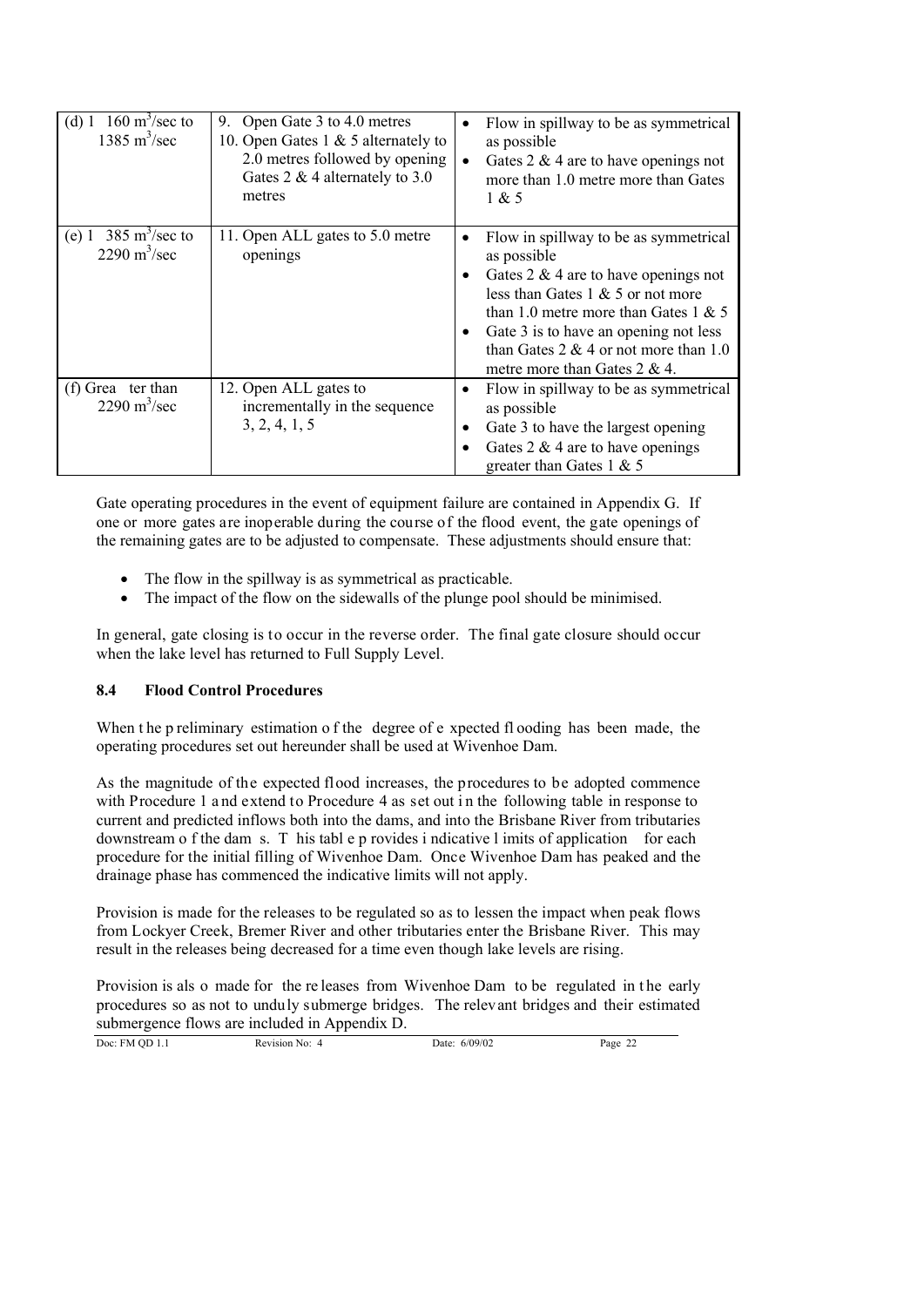| | | |
|---|---|---|
| (d) 1160 $m^3$/sec to 1385 $m^3$/sec | 9. Open Gate 3 to 4.0 metres<br>10. Open Gates 1 & 5 alternately to 2.0 metres followed by opening Gates 2 & 4 alternately to 3.0 metres | • Flow in spillway to be as symmetrical as possible<br>• Gates 2 & 4 are to have openings not more than 1.0 metre more than Gates 1 & 5 |
| (e) 1385 $m^3$/sec to 2290 $m^3$/sec | 11. Open ALL gates to 5.0 metre openings | • Flow in spillway to be as symmetrical as possible<br>• Gates 2 & 4 are to have openings not less than Gates 1 & 5 or not more than 1.0 metre more than Gates 1 & 5<br>• Gate 3 is to have an opening not less than Gates 2 & 4 or not more than 1.0 metre more than Gates 2 & 4. |
| (f) Greater than 2290 $m^3$/sec | 12. Open ALL gates to incrementally in the sequence 3, 2, 4, 1, 5 | • Flow in spillway to be as symmetrical as possible<br>• Gate 3 to have the largest opening<br>• Gates 2 & 4 are to have openings greater than Gates 1 & 5 |

Gate operating procedures in the event of equipment failure are contained in Appendix G. If one or more gates are inoperable during the course of the flood event, the gate openings of the remaining gates are to be adjusted to compensate. These adjustments should ensure that:

- The flow in the spillway is as symmetrical as practicable.
- The impact of the flow on the sidewalls of the plunge pool should be minimised.

In general, gate closing is to occur in the reverse order. The final gate closure should occur when the lake level has returned to Full Supply Level.

### 8.4 Flood Control Procedures

When the preliminary estimation of the degree of expected flooding has been made, the operating procedures set out hereunder shall be used at Wivenhoe Dam.

As the magnitude of the expected flood increases, the procedures to be adopted commence with Procedure 1 and extend to Procedure 4 as set out in the following table in response to current and predicted inflows both into the dams, and into the Brisbane River from tributaries downstream of the dams. This table provides indicative limits of application for each procedure for the initial filling of Wivenhoe Dam. Once Wivenhoe Dam has peaked and the drainage phase has commenced the indicative limits will not apply.

Provision is made for the releases to be regulated so as to lessen the impact when peak flows from Lockyer Creek, Bremer River and other tributaries enter the Brisbane River. This may result in the releases being decreased for a time even though lake levels are rising.

Provision is also made for the releases from Wivenhoe Dam to be regulated in the early procedures so as not to unduly submerge bridges. The relevant bridges and their estimated submergence flows are included in Appendix D.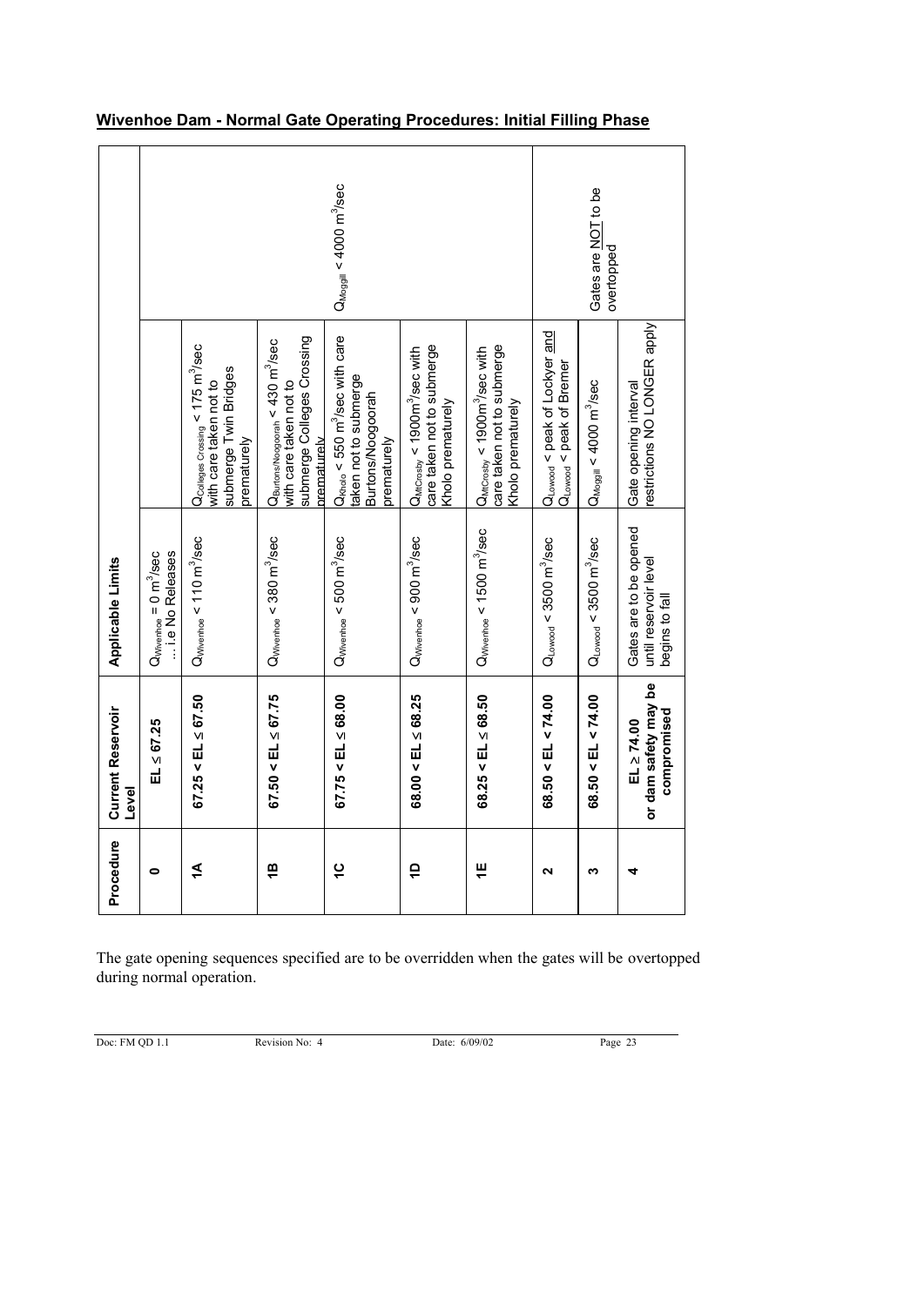## Wivenhoe Dam - Normal Gate Operating Procedures: Initial Filling Phase

| Procedure | Current Reservoir Level | Applicable Limits | | |
|---|---|---|---|---|
| 0 | EL ≤ 67.25 | $Q_{Wivenhoe} = 0$ m$^3$/sec … i.e No Releases | | |
| 1A | 67.25 < EL ≤ 67.50 | $Q_{Wivenhoe} < 110$ m$^3$/sec | $Q_{Colleges\ Crossing} < 175$ m$^3$/sec with care taken not to submerge Twin Bridges prematurely | $Q_{Moggill} < 4000$ m$^3$/sec |
| 1B | 67.50 < EL ≤ 67.75 | $Q_{Wivenhoe} < 380$ m$^3$/sec | $Q_{Burtons/Noogoorah} < 430$ m$^3$/sec with care taken not to submerge Colleges Crossing prematurely | |
| 1C | 67.75 < EL ≤ 68.00 | $Q_{Wivenhoe} < 500$ m$^3$/sec | $Q_{Kholo} < 550$ m$^3$/sec with care taken not to submerge Burtons/Noogoorah prematurely | |
| 1D | 68.00 < EL ≤ 68.25 | $Q_{Wivenhoe} < 900$ m$^3$/sec | $Q_{MtCrosby} < 1900$m$^3$/sec with care taken not to submerge Kholo prematurely | |
| 1E | 68.25 < EL ≤ 68.50 | $Q_{Wivenhoe} < 1500$ m$^3$/sec | $Q_{MtCrosby} < 1900$m$^3$/sec with care taken not to submerge Kholo prematurely | |
| 2 | 68.50 < EL < 74.00 | $Q_{Lowood} < 3500$ m$^3$/sec | $Q_{Lowood}$ < peak of Lockyer and $Q_{Lowood}$ < peak of Bremer | Gates are NOT to be overtopped |
| 3 | 68.50 < EL < 74.00 | $Q_{Lowood} < 3500$ m$^3$/sec | $Q_{Moggill} < 4000$ m$^3$/sec | |
| 4 | EL ≥ 74.00 or dam safety may be compromised | Gates are to be opened until reservoir level begins to fall | Gate opening interval restrictions NO LONGER apply | |

The gate opening sequences specified are to be overridden when the gates will be overtopped during normal operation.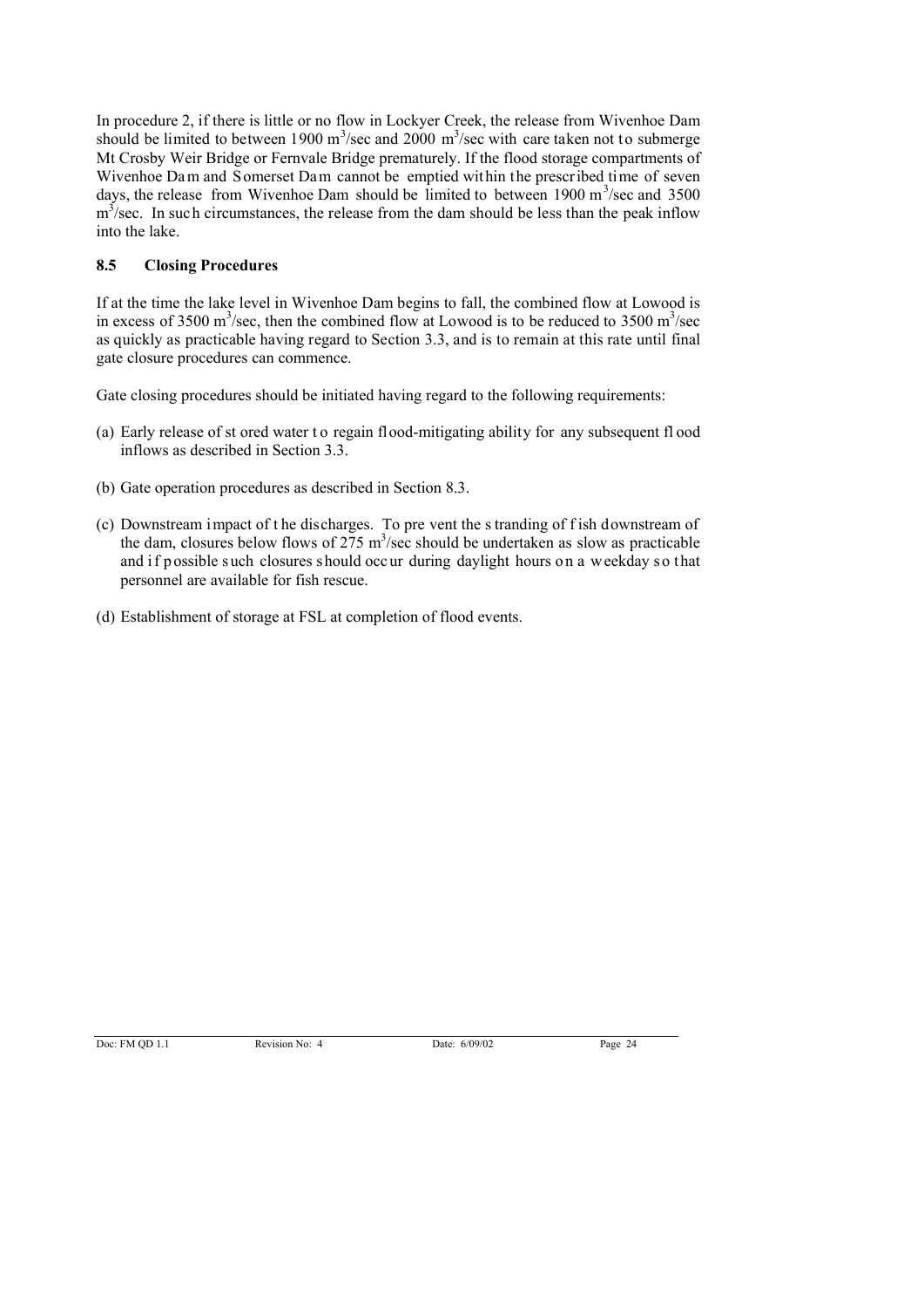In procedure 2, if there is little or no flow in Lockyer Creek, the release from Wivenhoe Dam should be limited to between 1900 $m^3$/sec and 2000 $m^3$/sec with care taken not to submerge Mt Crosby Weir Bridge or Fernvale Bridge prematurely. If the flood storage compartments of Wivenhoe Dam and Somerset Dam cannot be emptied within the prescribed time of seven days, the release from Wivenhoe Dam should be limited to between 1900 $m^3$/sec and 3500 $m^3$/sec. In such circumstances, the release from the dam should be less than the peak inflow into the lake.

### 8.5 Closing Procedures

If at the time the lake level in Wivenhoe Dam begins to fall, the combined flow at Lowood is in excess of 3500 $m^3$/sec, then the combined flow at Lowood is to be reduced to 3500 $m^3$/sec as quickly as practicable having regard to Section 3.3, and is to remain at this rate until final gate closure procedures can commence.

Gate closing procedures should be initiated having regard to the following requirements:

(a) Early release of stored water to regain flood-mitigating ability for any subsequent flood inflows as described in Section 3.3.

(b) Gate operation procedures as described in Section 8.3.

(c) Downstream impact of the discharges. To prevent the stranding of fish downstream of the dam, closures below flows of 275 $m^3$/sec should be undertaken as slow as practicable and if possible such closures should occur during daylight hours on a weekday so that personnel are available for fish rescue.

(d) Establishment of storage at FSL at completion of flood events.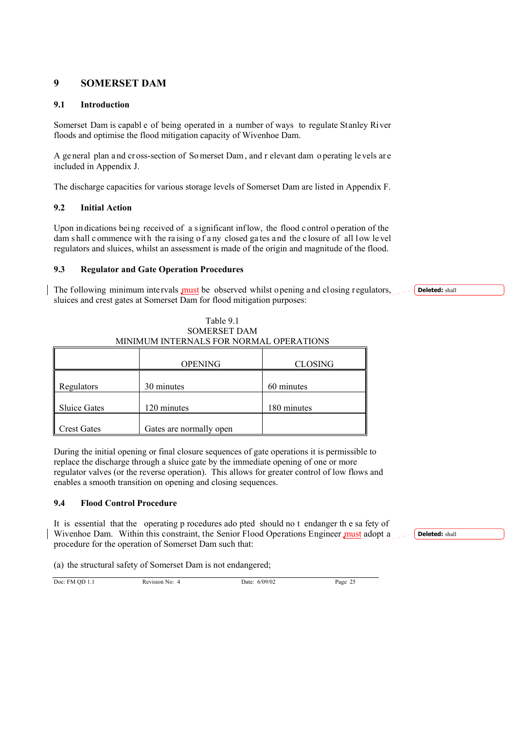# 9 SOMERSET DAM

## 9.1 Introduction

Somerset Dam is capable of being operated in a number of ways to regulate Stanley River floods and optimise the flood mitigation capacity of Wivenhoe Dam.

A general plan and cross-section of Somerset Dam, and relevant dam operating levels are included in Appendix J.

The discharge capacities for various storage levels of Somerset Dam are listed in Appendix F.

## 9.2 Initial Action

Upon indications being received of a significant inflow, the flood control operation of the dam shall commence with the raising of any closed gates and the closure of all low level regulators and sluices, whilst an assessment is made of the origin and magnitude of the flood.

## 9.3 Regulator and Gate Operation Procedures

The following minimum intervals must be observed whilst opening and closing regulators, sluices and crest gates at Somerset Dam for flood mitigation purposes:

Deleted: shall

Table 9.1
SOMERSET DAM
MINIMUM INTERNALS FOR NORMAL OPERATIONS

| | OPENING | CLOSING |
|---|---|---|
| Regulators | 30 minutes | 60 minutes |
| Sluice Gates | 120 minutes | 180 minutes |
| Crest Gates | Gates are normally open | |

During the initial opening or final closure sequences of gate operations it is permissible to replace the discharge through a sluice gate by the immediate opening of one or more regulator valves (or the reverse operation). This allows for greater control of low flows and enables a smooth transition on opening and closing sequences.

## 9.4 Flood Control Procedure

It is essential that the operating procedures adopted should not endanger the safety of Wivenhoe Dam. Within this constraint, the Senior Flood Operations Engineer must adopt a procedure for the operation of Somerset Dam such that:

Deleted: shall

(a) the structural safety of Somerset Dam is not endangered;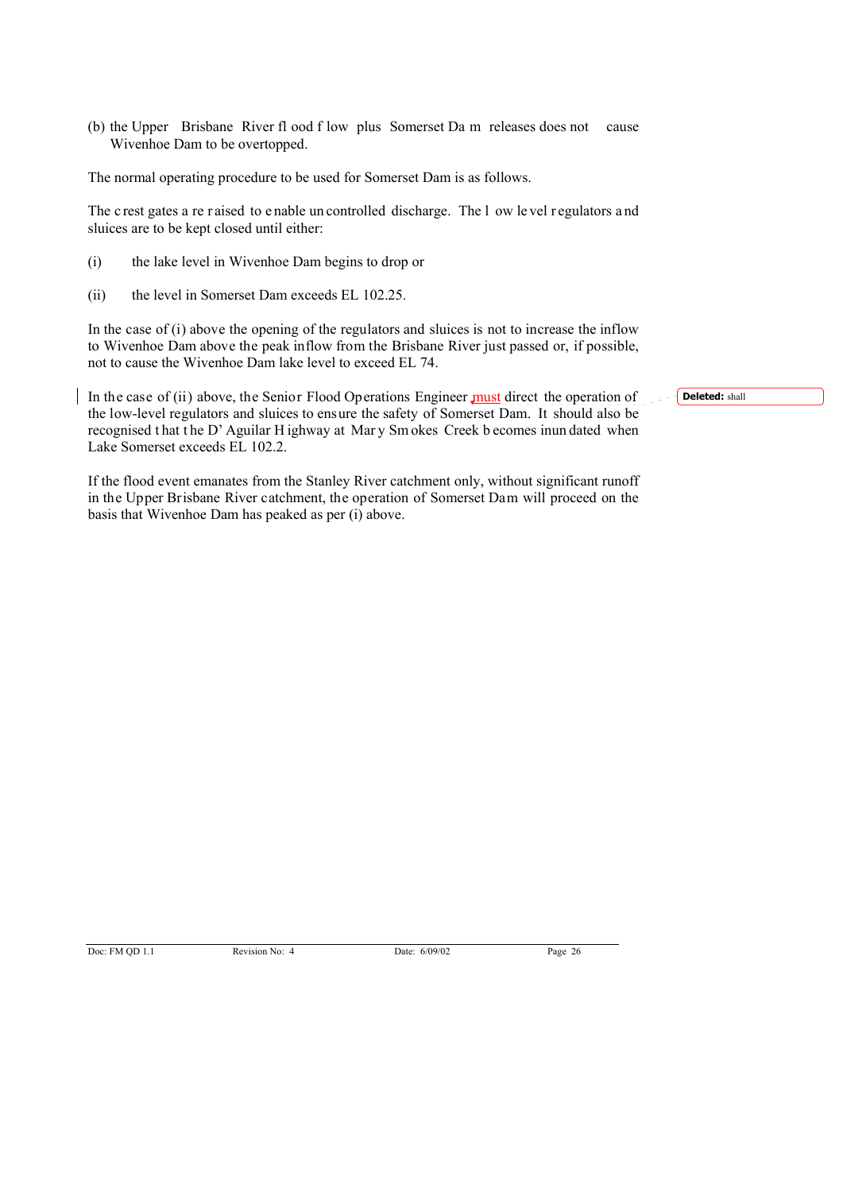(b) the Upper Brisbane River flood flow plus Somerset Dam releases does not cause Wivenhoe Dam to be overtopped.

The normal operating procedure to be used for Somerset Dam is as follows.

The crest gates are raised to enable uncontrolled discharge. The low level regulators and sluices are to be kept closed until either:

(i) the lake level in Wivenhoe Dam begins to drop or

(ii) the level in Somerset Dam exceeds EL 102.25.

In the case of (i) above the opening of the regulators and sluices is not to increase the inflow to Wivenhoe Dam above the peak inflow from the Brisbane River just passed or, if possible, not to cause the Wivenhoe Dam lake level to exceed EL 74.

In the case of (ii) above, the Senior Flood Operations Engineer must direct the operation of the low-level regulators and sluices to ensure the safety of Somerset Dam. It should also be recognised that the D'Aguilar Highway at Mary Smokes Creek becomes inundated when Lake Somerset exceeds EL 102.2.

If the flood event emanates from the Stanley River catchment only, without significant runoff in the Upper Brisbane River catchment, the operation of Somerset Dam will proceed on the basis that Wivenhoe Dam has peaked as per (i) above.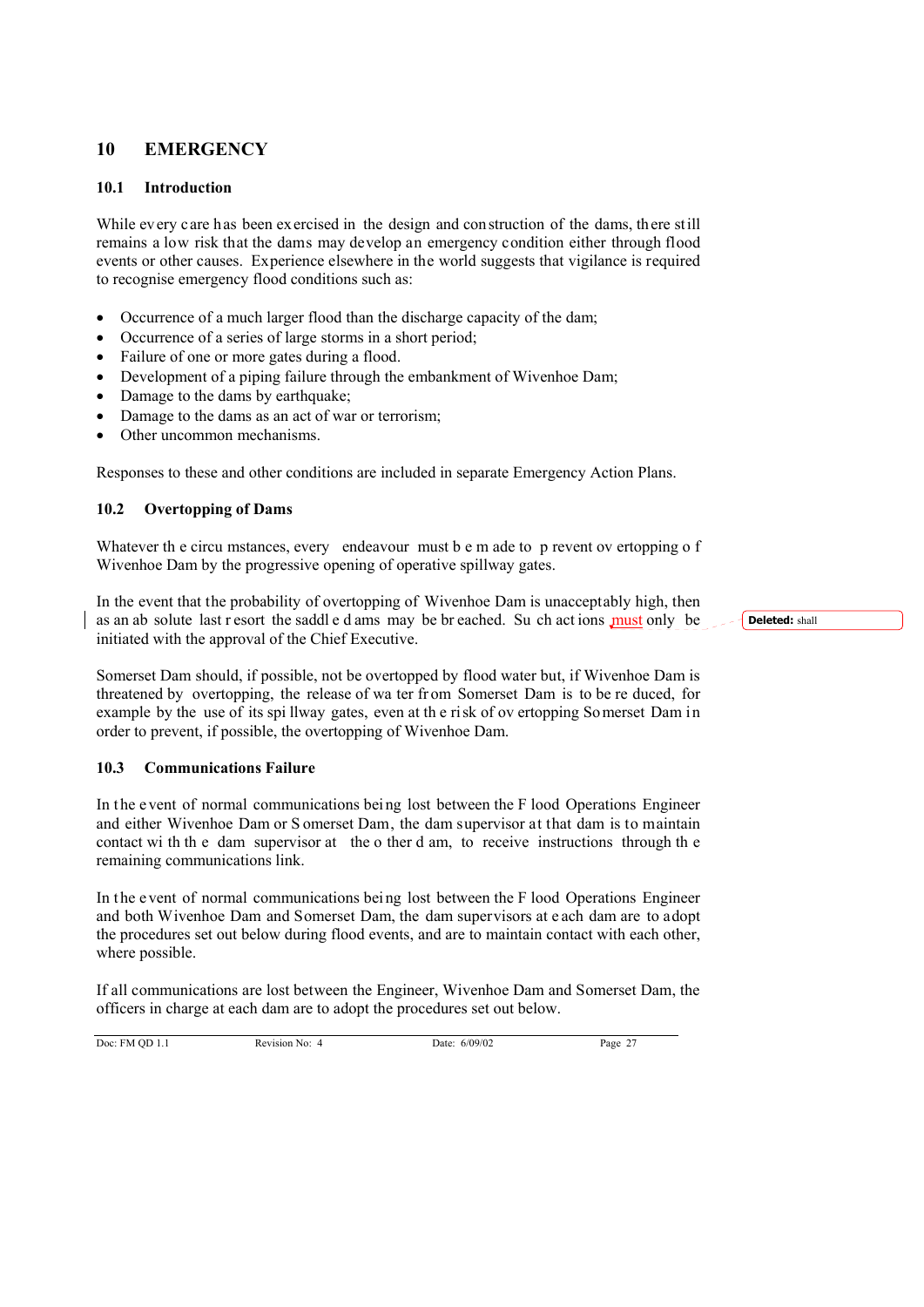# 10 EMERGENCY

## 10.1 Introduction

While every care has been exercised in the design and construction of the dams, there still remains a low risk that the dams may develop an emergency condition either through flood events or other causes. Experience elsewhere in the world suggests that vigilance is required to recognise emergency flood conditions such as:

- Occurrence of a much larger flood than the discharge capacity of the dam;
- Occurrence of a series of large storms in a short period;
- Failure of one or more gates during a flood.
- Development of a piping failure through the embankment of Wivenhoe Dam;
- Damage to the dams by earthquake;
- Damage to the dams as an act of war or terrorism;
- Other uncommon mechanisms.

Responses to these and other conditions are included in separate Emergency Action Plans.

## 10.2 Overtopping of Dams

Whatever the circumstances, every endeavour must be made to prevent overtopping of Wivenhoe Dam by the progressive opening of operative spillway gates.

In the event that the probability of overtopping of Wivenhoe Dam is unacceptably high, then as an absolute last resort the saddle dams may be breached. Such actions must only be initiated with the approval of the Chief Executive.

**Deleted:** shall

Somerset Dam should, if possible, not be overtopped by flood water but, if Wivenhoe Dam is threatened by overtopping, the release of water from Somerset Dam is to be reduced, for example by the use of its spillway gates, even at the risk of overtopping Somerset Dam in order to prevent, if possible, the overtopping of Wivenhoe Dam.

## 10.3 Communications Failure

In the event of normal communications being lost between the Flood Operations Engineer and either Wivenhoe Dam or Somerset Dam, the dam supervisor at that dam is to maintain contact with the dam supervisor at the other dam, to receive instructions through the remaining communications link.

In the event of normal communications being lost between the Flood Operations Engineer and both Wivenhoe Dam and Somerset Dam, the dam supervisors at each dam are to adopt the procedures set out below during flood events, and are to maintain contact with each other, where possible.

If all communications are lost between the Engineer, Wivenhoe Dam and Somerset Dam, the officers in charge at each dam are to adopt the procedures set out below.

Doc: FM QD 1.1 | Revision No: 4 | Date: 6/09/02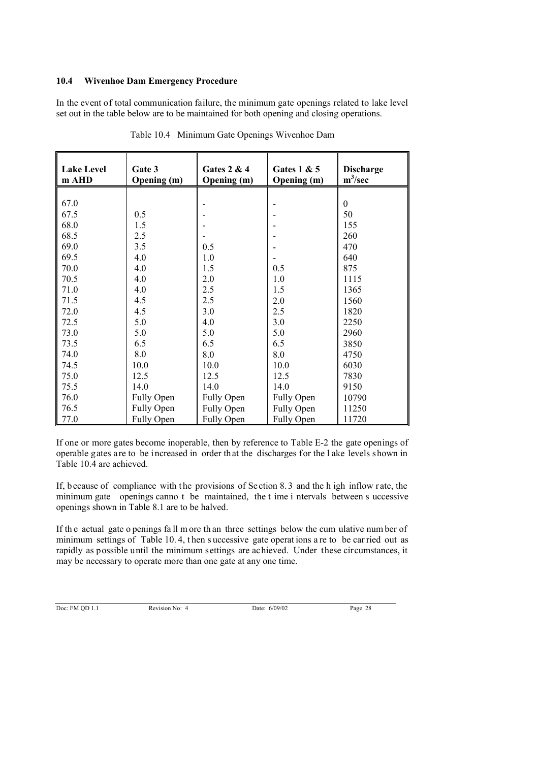### 10.4 Wivenhoe Dam Emergency Procedure

In the event of total communication failure, the minimum gate openings related to lake level set out in the table below are to be maintained for both opening and closing operations.

Table 10.4 Minimum Gate Openings Wivenhoe Dam

| Lake Level m AHD | Gate 3 Opening (m) | Gates 2 & 4 Opening (m) | Gates 1 & 5 Opening (m) | Discharge $m^3$/sec |
|---|---|---|---|---|
| 67.0 | | - | - | 0 |
| 67.5 | 0.5 | - | - | 50 |
| 68.0 | 1.5 | - | - | 155 |
| 68.5 | 2.5 | - | - | 260 |
| 69.0 | 3.5 | 0.5 | - | 470 |
| 69.5 | 4.0 | 1.0 | - | 640 |
| 70.0 | 4.0 | 1.5 | 0.5 | 875 |
| 70.5 | 4.0 | 2.0 | 1.0 | 1115 |
| 71.0 | 4.0 | 2.5 | 1.5 | 1365 |
| 71.5 | 4.5 | 2.5 | 2.0 | 1560 |
| 72.0 | 4.5 | 3.0 | 2.5 | 1820 |
| 72.5 | 5.0 | 4.0 | 3.0 | 2250 |
| 73.0 | 5.0 | 5.0 | 5.0 | 2960 |
| 73.5 | 6.5 | 6.5 | 6.5 | 3850 |
| 74.0 | 8.0 | 8.0 | 8.0 | 4750 |
| 74.5 | 10.0 | 10.0 | 10.0 | 6030 |
| 75.0 | 12.5 | 12.5 | 12.5 | 7830 |
| 75.5 | 14.0 | 14.0 | 14.0 | 9150 |
| 76.0 | Fully Open | Fully Open | Fully Open | 10790 |
| 76.5 | Fully Open | Fully Open | Fully Open | 11250 |
| 77.0 | Fully Open | Fully Open | Fully Open | 11720 |

If one or more gates become inoperable, then by reference to Table E-2 the gate openings of operable gates are to be increased in order that the discharges for the lake levels shown in Table 10.4 are achieved.

If, because of compliance with the provisions of Section 8.3 and the high inflow rate, the minimum gate openings cannot be maintained, the time intervals between successive openings shown in Table 8.1 are to be halved.

If the actual gate openings fall more than three settings below the cumulative number of minimum settings of Table 10.4, then successive gate operations are to be carried out as rapidly as possible until the minimum settings are achieved. Under these circumstances, it may be necessary to operate more than one gate at any one time.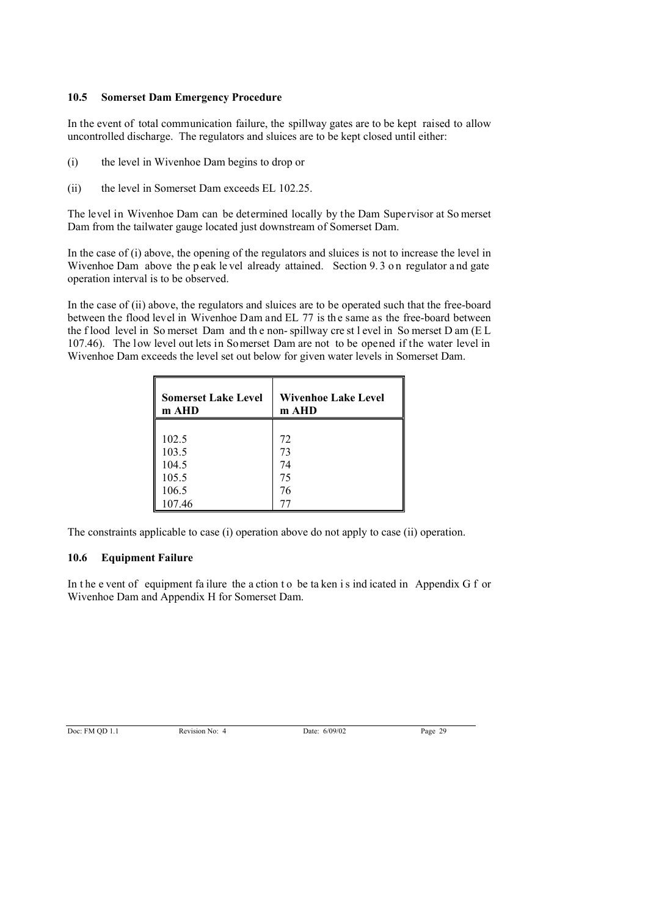### 10.5 Somerset Dam Emergency Procedure

In the event of total communication failure, the spillway gates are to be kept raised to allow uncontrolled discharge. The regulators and sluices are to be kept closed until either:

(i) the level in Wivenhoe Dam begins to drop or

(ii) the level in Somerset Dam exceeds EL 102.25.

The level in Wivenhoe Dam can be determined locally by the Dam Supervisor at Somerset Dam from the tailwater gauge located just downstream of Somerset Dam.

In the case of (i) above, the opening of the regulators and sluices is not to increase the level in Wivenhoe Dam above the peak level already attained. Section 9.3 on regulator and gate operation interval is to be observed.

In the case of (ii) above, the regulators and sluices are to be operated such that the free-board between the flood level in Wivenhoe Dam and EL 77 is the same as the free-board between the flood level in Somerset Dam and the non-spillway crest level in Somerset Dam (EL 107.46). The low level outlets in Somerset Dam are not to be opened if the water level in Wivenhoe Dam exceeds the level set out below for given water levels in Somerset Dam.

| Somerset Lake Level m AHD | Wivenhoe Lake Level m AHD |
|---|---|
| 102.5 | 72 |
| 103.5 | 73 |
| 104.5 | 74 |
| 105.5 | 75 |
| 106.5 | 76 |
| 107.46 | 77 |

The constraints applicable to case (i) operation above do not apply to case (ii) operation.

### 10.6 Equipment Failure

In the event of equipment failure the action to be taken is indicated in Appendix G for Wivenhoe Dam and Appendix H for Somerset Dam.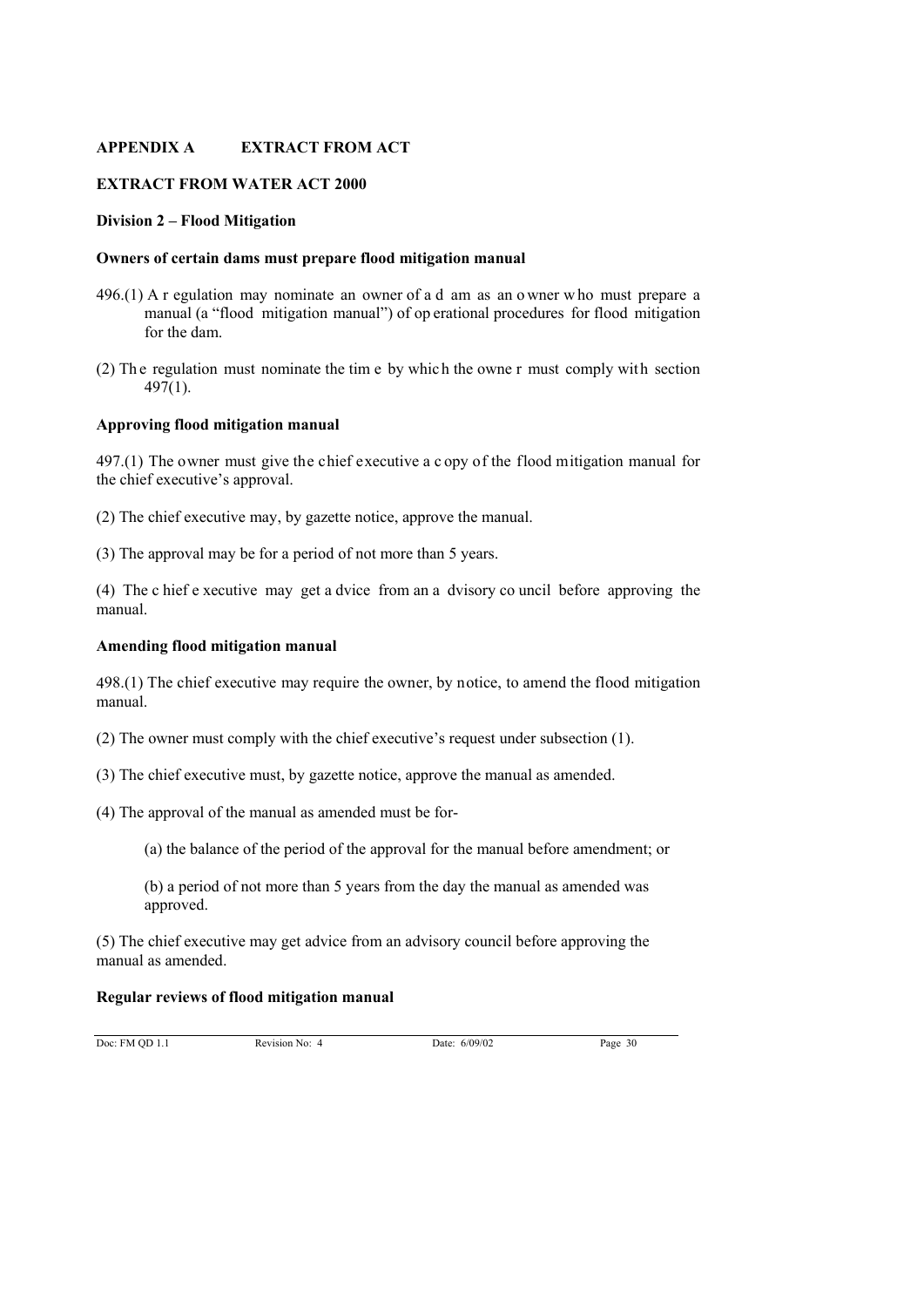## APPENDIX A EXTRACT FROM ACT

### EXTRACT FROM WATER ACT 2000

**Division 2 – Flood Mitigation**

**Owners of certain dams must prepare flood mitigation manual**

496.(1) A regulation may nominate an owner of a dam as an owner who must prepare a manual (a "flood mitigation manual") of operational procedures for flood mitigation for the dam.

(2) The regulation must nominate the time by which the owner must comply with section 497(1).

**Approving flood mitigation manual**

497.(1) The owner must give the chief executive a copy of the flood mitigation manual for the chief executive's approval.

(2) The chief executive may, by gazette notice, approve the manual.

(3) The approval may be for a period of not more than 5 years.

(4) The chief executive may get advice from an advisory council before approving the manual.

**Amending flood mitigation manual**

498.(1) The chief executive may require the owner, by notice, to amend the flood mitigation manual.

(2) The owner must comply with the chief executive's request under subsection (1).

(3) The chief executive must, by gazette notice, approve the manual as amended.

(4) The approval of the manual as amended must be for-

(a) the balance of the period of the approval for the manual before amendment; or

(b) a period of not more than 5 years from the day the manual as amended was approved.

(5) The chief executive may get advice from an advisory council before approving the manual as amended.

**Regular reviews of flood mitigation manual**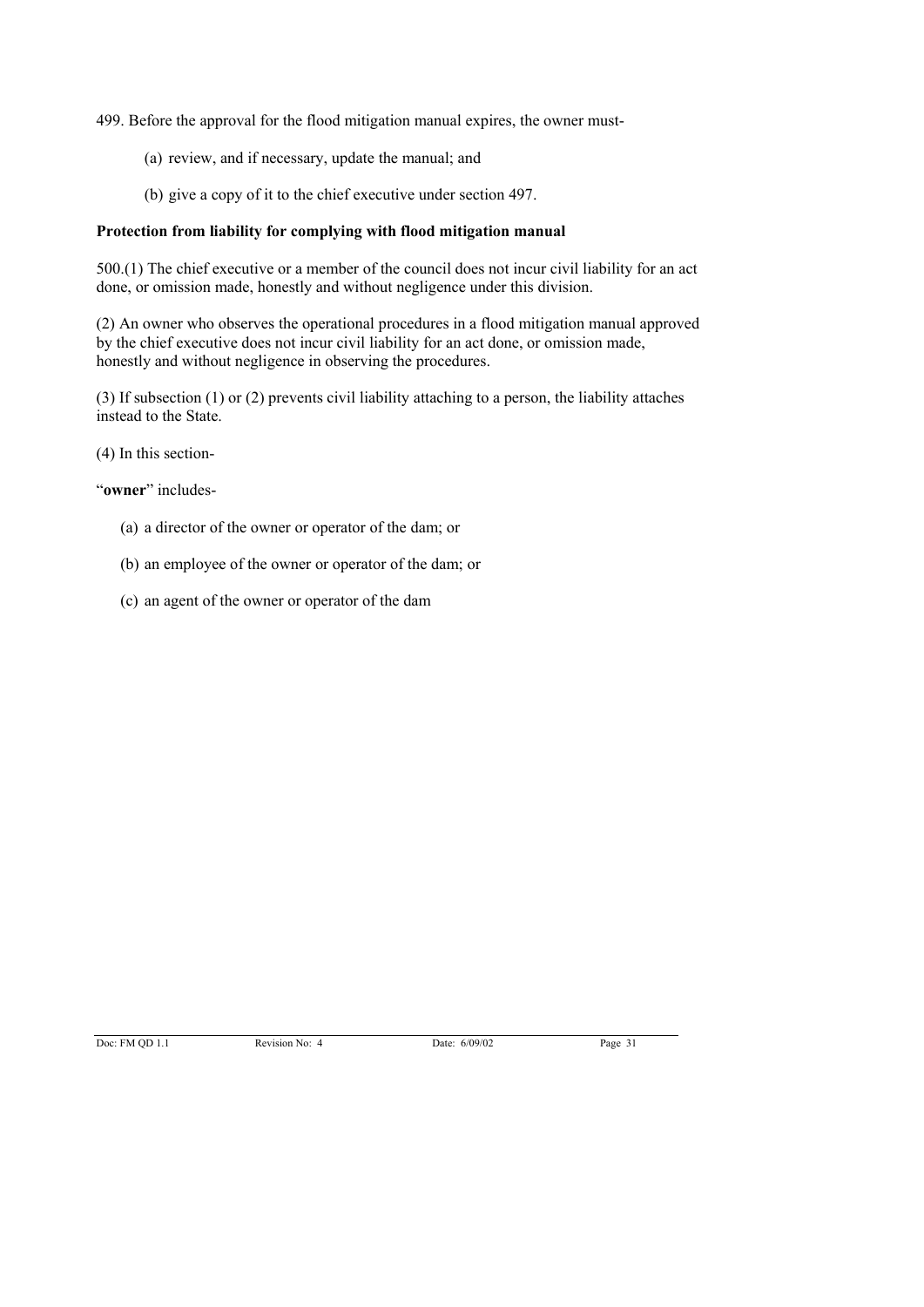499. Before the approval for the flood mitigation manual expires, the owner must-

(a) review, and if necessary, update the manual; and

(b) give a copy of it to the chief executive under section 497.

**Protection from liability for complying with flood mitigation manual**

500.(1) The chief executive or a member of the council does not incur civil liability for an act done, or omission made, honestly and without negligence under this division.

(2) An owner who observes the operational procedures in a flood mitigation manual approved by the chief executive does not incur civil liability for an act done, or omission made, honestly and without negligence in observing the procedures.

(3) If subsection (1) or (2) prevents civil liability attaching to a person, the liability attaches instead to the State.

(4) In this section-

"**owner**" includes-

(a) a director of the owner or operator of the dam; or

(b) an employee of the owner or operator of the dam; or

(c) an agent of the owner or operator of the dam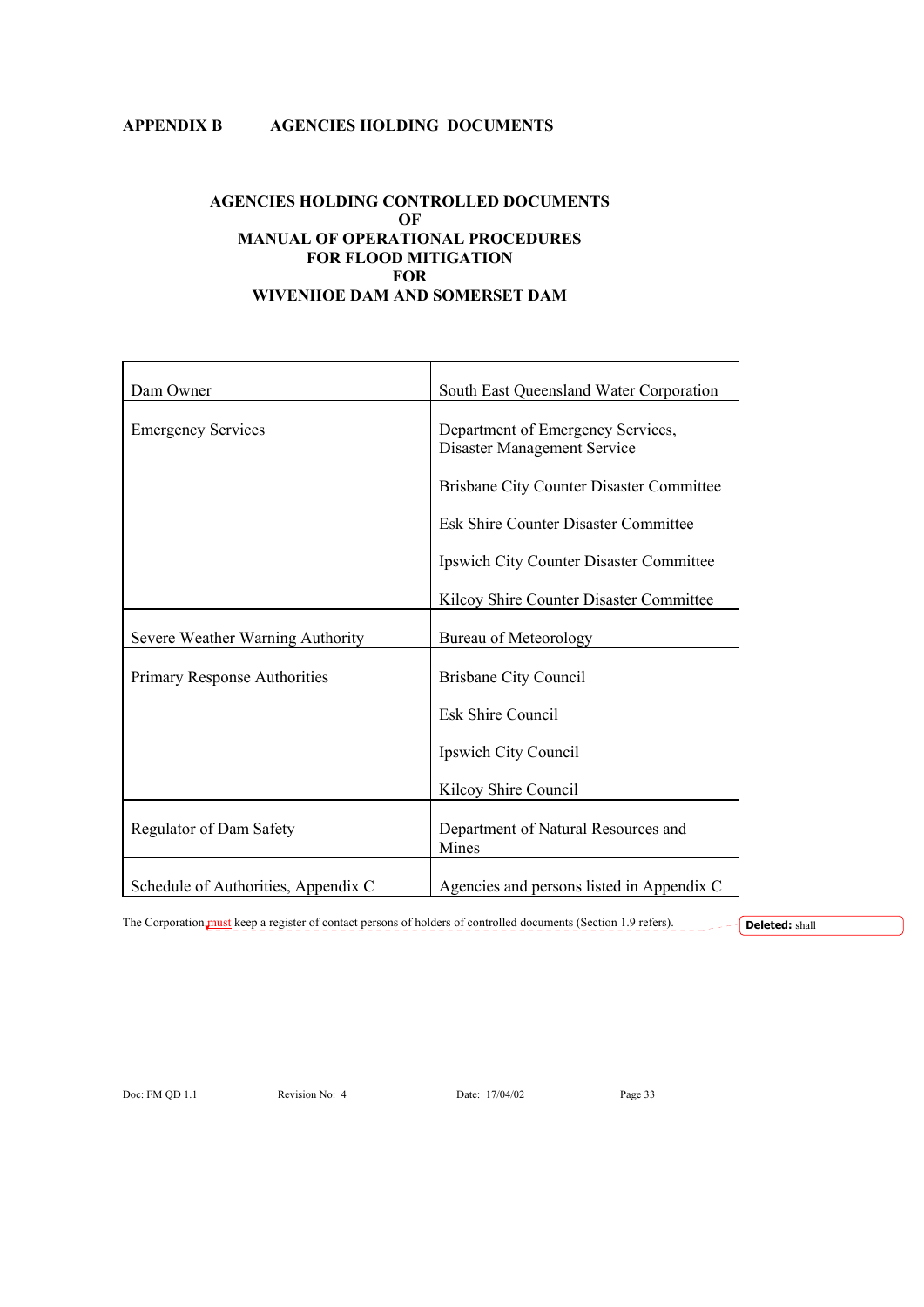## APPENDIX B AGENCIES HOLDING DOCUMENTS

**AGENCIES HOLDING CONTROLLED DOCUMENTS**
**OF**
**MANUAL OF OPERATIONAL PROCEDURES**
**FOR FLOOD MITIGATION**
**FOR**
**WIVENHOE DAM AND SOMERSET DAM**

| | |
|---|---|
| Dam Owner | South East Queensland Water Corporation |
| Emergency Services | Department of Emergency Services, Disaster Management Service<br><br>Brisbane City Counter Disaster Committee<br><br>Esk Shire Counter Disaster Committee<br><br>Ipswich City Counter Disaster Committee<br><br>Kilcoy Shire Counter Disaster Committee |
| Severe Weather Warning Authority | Bureau of Meteorology |
| Primary Response Authorities | Brisbane City Council<br><br>Esk Shire Council<br><br>Ipswich City Council<br><br>Kilcoy Shire Council |
| Regulator of Dam Safety | Department of Natural Resources and Mines |
| Schedule of Authorities, Appendix C | Agencies and persons listed in Appendix C |

The Corporation must keep a register of contact persons of holders of controlled documents (Section 1.9 refers).

Deleted: shall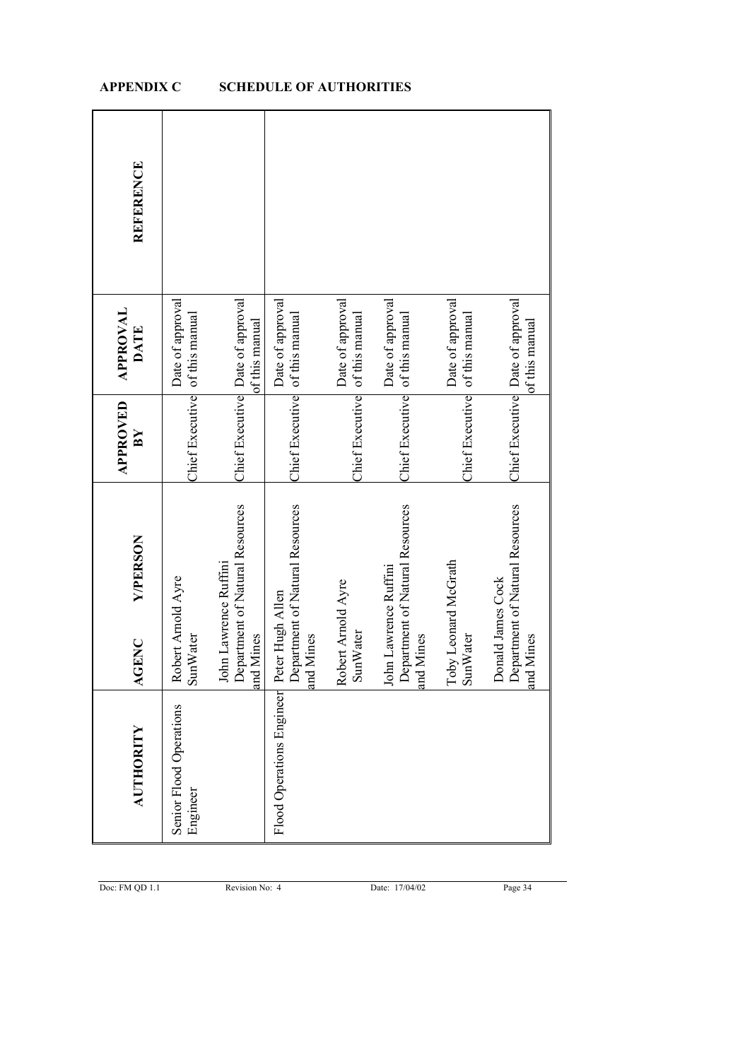## APPENDIX C SCHEDULE OF AUTHORITIES

| AUTHORITY | AGENCY/PERSON | APPROVED BY | APPROVAL DATE | REFERENCE |
|---|---|---|---|---|
| Senior Flood Operations Engineer | Robert Arnold Ayre<br>SunWater | Chief Executive | Date of approval of this manual | |
| | John Lawrence Ruffini<br>Department of Natural Resources and Mines | Chief Executive | Date of approval of this manual | |
| Flood Operations Engineer | Peter Hugh Allen<br>Department of Natural Resources and Mines | Chief Executive | Date of approval of this manual | |
| | Robert Arnold Ayre<br>SunWater | Chief Executive | Date of approval of this manual | |
| | John Lawrence Ruffini<br>Department of Natural Resources and Mines | Chief Executive | Date of approval of this manual | |
| | Toby Leonard McGrath<br>SunWater | Chief Executive | Date of approval of this manual | |
| | Donald James Cock<br>Department of Natural Resources and Mines | Chief Executive | Date of approval of this manual | |

Doc: FM QD 1.1 Revision No: 4 Date: 17/04/02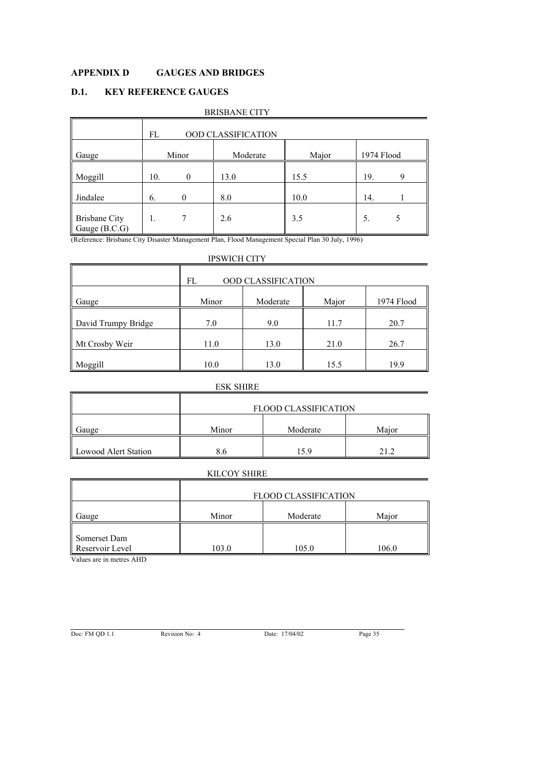## APPENDIX D GAUGES AND BRIDGES

### D.1. KEY REFERENCE GAUGES

BRISBANE CITY

| | FLOOD CLASSIFICATION | | | |
|---|---|---|---|---|
| Gauge | Minor | Moderate | Major | 1974 Flood |
| Moggill | 10.0 | 13.0 | 15.5 | 19.9 |
| Jindalee | 6.0 | 8.0 | 10.0 | 14.1 |
| Brisbane City Gauge (B.C.G) | 1.7 | 2.6 | 3.5 | 5.5 |

(Reference: Brisbane City Disaster Management Plan, Flood Management Special Plan 30 July, 1996)

IPSWICH CITY

| | FLOOD CLASSIFICATION | | | |
|---|---|---|---|---|
| Gauge | Minor | Moderate | Major | 1974 Flood |
| David Trumpy Bridge | 7.0 | 9.0 | 11.7 | 20.7 |
| Mt Crosby Weir | 11.0 | 13.0 | 21.0 | 26.7 |
| Moggill | 10.0 | 13.0 | 15.5 | 19.9 |

ESK SHIRE

| | FLOOD CLASSIFICATION | | |
|---|---|---|---|
| Gauge | Minor | Moderate | Major |
| Lowood Alert Station | 8.6 | 15.9 | 21.2 |

KILCOY SHIRE

| | FLOOD CLASSIFICATION | | |
|---|---|---|---|
| Gauge | Minor | Moderate | Major |
| Somerset Dam Reservoir Level | 103.0 | 105.0 | 106.0 |

Values are in metres AHD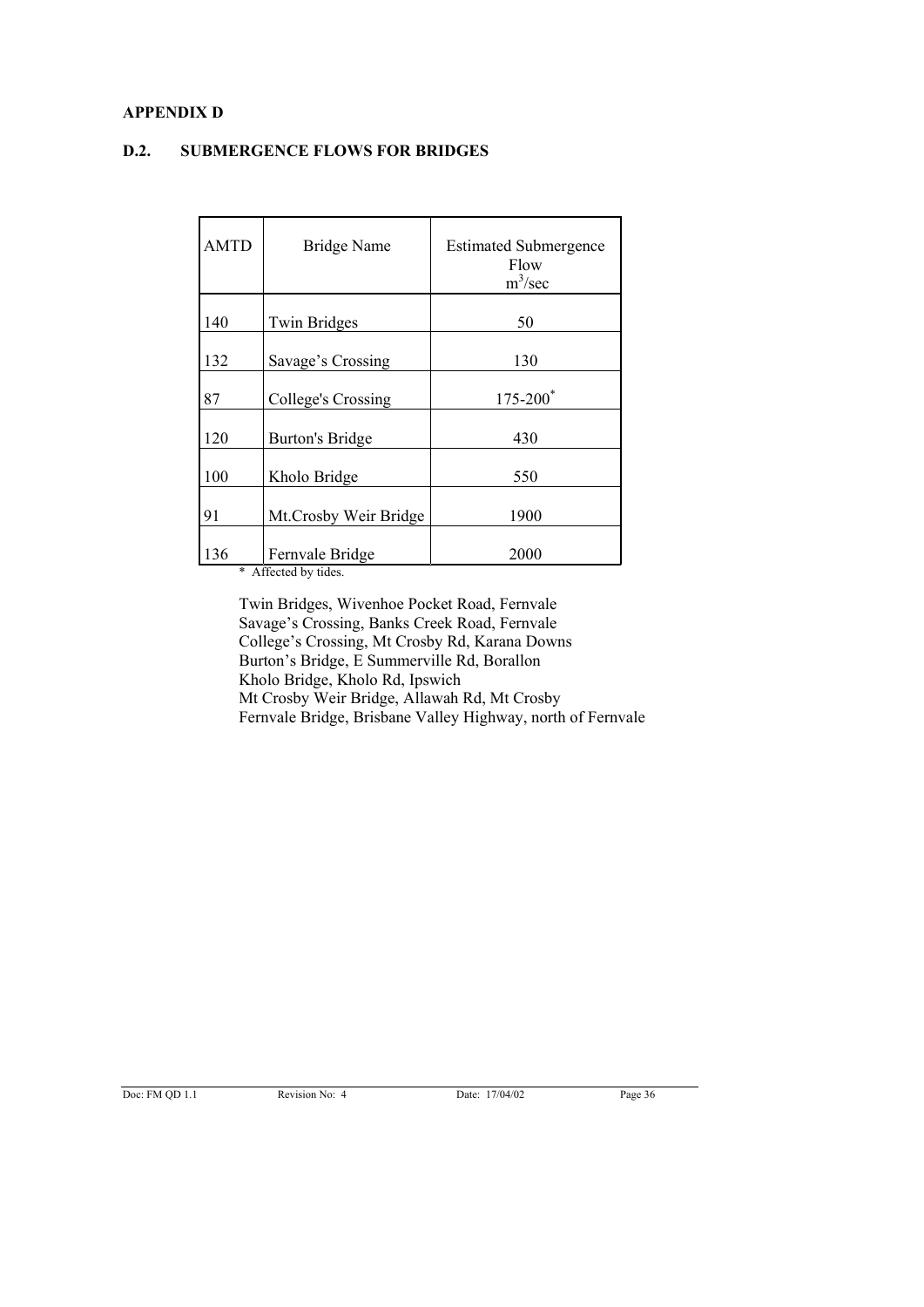**APPENDIX D**

## D.2. SUBMERGENCE FLOWS FOR BRIDGES

| AMTD | Bridge Name | Estimated Submergence Flow $m^3/sec$ |
|---|---|---|
| 140 | Twin Bridges | 50 |
| 132 | Savage's Crossing | 130 |
| 87 | College's Crossing | 175-200* |
| 120 | Burton's Bridge | 430 |
| 100 | Kholo Bridge | 550 |
| 91 | Mt.Crosby Weir Bridge | 1900 |
| 136 | Fernvale Bridge | 2000 |

\* Affected by tides.

Twin Bridges, Wivenhoe Pocket Road, Fernvale
Savage's Crossing, Banks Creek Road, Fernvale
College's Crossing, Mt Crosby Rd, Karana Downs
Burton's Bridge, E Summerville Rd, Borallon
Kholo Bridge, Kholo Rd, Ipswich
Mt Crosby Weir Bridge, Allawah Rd, Mt Crosby
Fernvale Bridge, Brisbane Valley Highway, north of Fernvale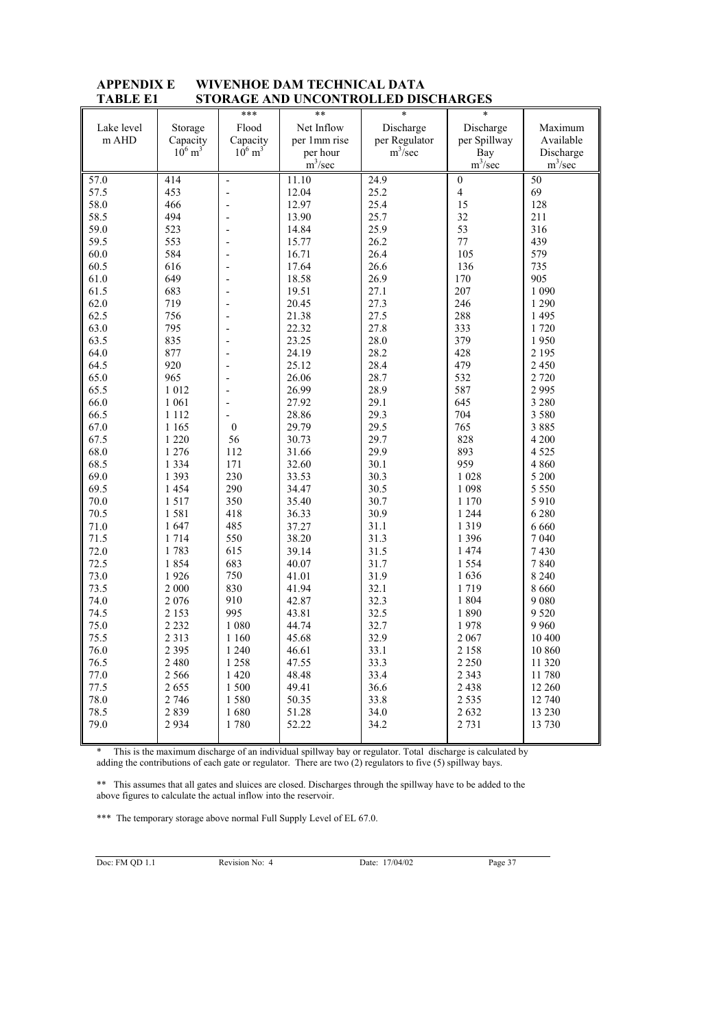## APPENDIX E WIVENHOE DAM TECHNICAL DATA

## TABLE E1 STORAGE AND UNCONTROLLED DISCHARGES

| Lake level m AHD | Storage Capacity $10^6$ $m^3$ | *** Flood Capacity $10^6$ $m^3$ | ** Net Inflow per 1mm rise per hour $m^3/sec$ | * Discharge per Regulator $m^3/sec$ | * Discharge per Spillway Bay $m^3/sec$ | Maximum Available Discharge $m^3/sec$ |
|---|---|---|---|---|---|---|
| 57.0 | 414 | - | 11.10 | 24.9 | 0 | 50 |
| 57.5 | 453 | - | 12.04 | 25.2 | 4 | 69 |
| 58.0 | 466 | - | 12.97 | 25.4 | 15 | 128 |
| 58.5 | 494 | - | 13.90 | 25.7 | 32 | 211 |
| 59.0 | 523 | - | 14.84 | 25.9 | 53 | 316 |
| 59.5 | 553 | - | 15.77 | 26.2 | 77 | 439 |
| 60.0 | 584 | - | 16.71 | 26.4 | 105 | 579 |
| 60.5 | 616 | - | 17.64 | 26.6 | 136 | 735 |
| 61.0 | 649 | - | 18.58 | 26.9 | 170 | 905 |
| 61.5 | 683 | - | 19.51 | 27.1 | 207 | 1 090 |
| 62.0 | 719 | - | 20.45 | 27.3 | 246 | 1 290 |
| 62.5 | 756 | - | 21.38 | 27.5 | 288 | 1 495 |
| 63.0 | 795 | - | 22.32 | 27.8 | 333 | 1 720 |
| 63.5 | 835 | - | 23.25 | 28.0 | 379 | 1 950 |
| 64.0 | 877 | - | 24.19 | 28.2 | 428 | 2 195 |
| 64.5 | 920 | - | 25.12 | 28.4 | 479 | 2 450 |
| 65.0 | 965 | - | 26.06 | 28.7 | 532 | 2 720 |
| 65.5 | 1 012 | - | 26.99 | 28.9 | 587 | 2 995 |
| 66.0 | 1 061 | - | 27.92 | 29.1 | 645 | 3 280 |
| 66.5 | 1 112 | - | 28.86 | 29.3 | 704 | 3 580 |
| 67.0 | 1 165 | 0 | 29.79 | 29.5 | 765 | 3 885 |
| 67.5 | 1 220 | 56 | 30.73 | 29.7 | 828 | 4 200 |
| 68.0 | 1 276 | 112 | 31.66 | 29.9 | 893 | 4 525 |
| 68.5 | 1 334 | 171 | 32.60 | 30.1 | 959 | 4 860 |
| 69.0 | 1 393 | 230 | 33.53 | 30.3 | 1 028 | 5 200 |
| 69.5 | 1 454 | 290 | 34.47 | 30.5 | 1 098 | 5 550 |
| 70.0 | 1 517 | 350 | 35.40 | 30.7 | 1 170 | 5 910 |
| 70.5 | 1 581 | 418 | 36.33 | 30.9 | 1 244 | 6 280 |
| 71.0 | 1 647 | 485 | 37.27 | 31.1 | 1 319 | 6 660 |
| 71.5 | 1 714 | 550 | 38.20 | 31.3 | 1 396 | 7 040 |
| 72.0 | 1 783 | 615 | 39.14 | 31.5 | 1 474 | 7 430 |
| 72.5 | 1 854 | 683 | 40.07 | 31.7 | 1 554 | 7 840 |
| 73.0 | 1 926 | 750 | 41.01 | 31.9 | 1 636 | 8 240 |
| 73.5 | 2 000 | 830 | 41.94 | 32.1 | 1 719 | 8 660 |
| 74.0 | 2 076 | 910 | 42.87 | 32.3 | 1 804 | 9 080 |
| 74.5 | 2 153 | 995 | 43.81 | 32.5 | 1 890 | 9 520 |
| 75.0 | 2 232 | 1 080 | 44.74 | 32.7 | 1 978 | 9 960 |
| 75.5 | 2 313 | 1 160 | 45.68 | 32.9 | 2 067 | 10 400 |
| 76.0 | 2 395 | 1 240 | 46.61 | 33.1 | 2 158 | 10 860 |
| 76.5 | 2 480 | 1 258 | 47.55 | 33.3 | 2 250 | 11 320 |
| 77.0 | 2 566 | 1 420 | 48.48 | 33.4 | 2 343 | 11 780 |
| 77.5 | 2 655 | 1 500 | 49.41 | 36.6 | 2 438 | 12 260 |
| 78.0 | 2 746 | 1 580 | 50.35 | 33.8 | 2 535 | 12 740 |
| 78.5 | 2 839 | 1 680 | 51.28 | 34.0 | 2 632 | 13 230 |
| 79.0 | 2 934 | 1 780 | 52.22 | 34.2 | 2 731 | 13 730 |

\* This is the maximum discharge of an individual spillway bay or regulator. Total discharge is calculated by adding the contributions of each gate or regulator. There are two (2) regulators to five (5) spillway bays.

\*\* This assumes that all gates and sluices are closed. Discharges through the spillway have to be added to the above figures to calculate the actual inflow into the reservoir.

\*\*\* The temporary storage above normal Full Supply Level of EL 67.0.

Doc: FM QD 1.1 Revision No: 4 Date: 17/04/02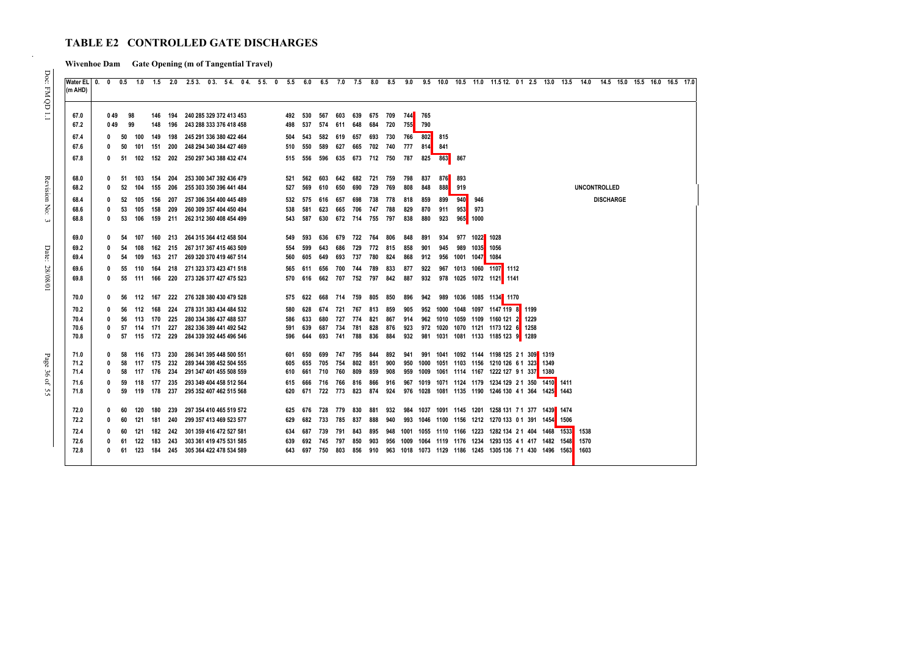# TABLE E2 CONTROLLED GATE DISCHARGES

**Wivenhoe Dam Gate Opening (m of Tangential Travel)**

| Water EL (m AHD) | 0.0 | 0.5 | 1.0 | 1.5 | 2.0 | 2.5 | 3.0 | 3.5 | 4.0 | 4.5 | 5.0 | 5.5 | 6.0 | 6.5 | 7.0 | 7.5 | 8.0 | 8.5 | 9.0 | 9.5 | 10.0 | 10.5 | 11.0 | 11.5 | 12.0 | 12.5 | 13.0 | 13.5 | 14.0 | 14.5 | 15.0 | 15.5 | 16.0 | 16.5 | 17.0 |
|---|---|---|---|---|---|---|---|---|---|---|---|---|---|---|---|---|---|---|---|---|---|---|---|---|---|---|---|---|---|---|---|---|---|---|---|
| 67.0 | 0 | 49 | 98 | 146 | 194 | 240 | 285 | 329 | 372 | 413 | 453 | 492 | 530 | 567 | 603 | 639 | 675 | 709 | 744 | 765 | | | | | | | | | | | | | | | |
| 67.2 | 0 | 49 | 99 | 148 | 196 | 243 | 288 | 333 | 376 | 418 | 458 | 498 | 537 | 574 | 611 | 648 | 684 | 720 | 755 | 790 | | | | | | | | | | | | | | | |
| 67.4 | 0 | 50 | 100 | 149 | 198 | 245 | 291 | 336 | 380 | 422 | 464 | 504 | 543 | 582 | 619 | 657 | 693 | 730 | 766 | 802 | 815 | | | | | | | | | | | | | | |
| 67.6 | 0 | 50 | 101 | 151 | 200 | 248 | 294 | 340 | 384 | 427 | 469 | 510 | 550 | 589 | 627 | 665 | 702 | 740 | 777 | 814 | 841 | | | | | | | | | | | | | | |
| 67.8 | 0 | 51 | 102 | 152 | 202 | 250 | 297 | 343 | 388 | 432 | 474 | 515 | 556 | 596 | 635 | 673 | 712 | 750 | 787 | 825 | 863 | 867 | | | | | | | | | | | | | |
| 68.0 | 0 | 51 | 103 | 154 | 204 | 253 | 300 | 347 | 392 | 436 | 479 | 521 | 562 | 603 | 642 | 682 | 721 | 759 | 798 | 837 | 876 | 893 | | | | | | | | | | | | | |
| 68.2 | 0 | 52 | 104 | 155 | 206 | 255 | 303 | 350 | 396 | 441 | 484 | 527 | 569 | 610 | 650 | 690 | 729 | 769 | 808 | 848 | 888 | 919 | | | | | | | | | | | | | |
| 68.4 | 0 | 52 | 105 | 156 | 207 | 257 | 306 | 354 | 400 | 445 | 489 | 532 | 575 | 616 | 657 | 698 | 738 | 778 | 818 | 859 | 899 | 940 | 946 | | | | | | | | | | | | |
| 68.6 | 0 | 53 | 105 | 158 | 209 | 260 | 309 | 357 | 404 | 450 | 494 | 538 | 581 | 623 | 665 | 706 | 747 | 788 | 829 | 870 | 911 | 953 | 973 | | | | | | | | | | | | |
| 68.8 | 0 | 53 | 106 | 159 | 211 | 262 | 312 | 360 | 408 | 454 | 499 | 543 | 587 | 630 | 672 | 714 | 755 | 797 | 838 | 880 | 923 | 965 | 1000 | | | | | | | | | | | | |
| 69.0 | 0 | 54 | 107 | 160 | 213 | 264 | 315 | 364 | 412 | 458 | 504 | 549 | 593 | 636 | 679 | 722 | 764 | 806 | 848 | 891 | 934 | 977 | 1022 | 1028 | | | | | | | | | | | |
| 69.2 | 0 | 54 | 108 | 162 | 215 | 267 | 317 | 367 | 415 | 463 | 509 | 554 | 599 | 643 | 686 | 729 | 772 | 815 | 858 | 901 | 945 | 989 | 1035 | 1056 | | | | | | | | | | | |
| 69.4 | 0 | 54 | 109 | 163 | 217 | 269 | 320 | 370 | 419 | 467 | 514 | 560 | 605 | 649 | 693 | 737 | 780 | 824 | 868 | 912 | 956 | 1001 | 1047 | 1084 | | | | | | | | | | | |
| 69.6 | 0 | 55 | 110 | 164 | 218 | 271 | 323 | 373 | 423 | 471 | 518 | 565 | 611 | 656 | 700 | 744 | 789 | 833 | 877 | 922 | 967 | 1013 | 1060 | 1107 | 1112 | | | | | | | | | | |
| 69.8 | 0 | 55 | 111 | 166 | 220 | 273 | 326 | 377 | 427 | 475 | 523 | 570 | 616 | 662 | 707 | 752 | 797 | 842 | 887 | 932 | 978 | 1025 | 1072 | 1121 | 1141 | | | | | | | | | | |
| 70.0 | 0 | 56 | 112 | 167 | 222 | 276 | 328 | 380 | 430 | 479 | 528 | 575 | 622 | 668 | 714 | 759 | 805 | 850 | 896 | 942 | 989 | 1036 | 1085 | 1134 | 1170 | | | | | | | | | | |
| 70.2 | 0 | 56 | 112 | 168 | 224 | 278 | 331 | 383 | 434 | 484 | 532 | 580 | 628 | 674 | 721 | 767 | 813 | 859 | 905 | 952 | 1000 | 1048 | 1097 | 1147 | 1198 | 1199 | | | | | | | | | |
| 70.4 | 0 | 56 | 113 | 170 | 225 | 280 | 334 | 386 | 437 | 488 | 537 | 586 | 633 | 680 | 727 | 774 | 821 | 867 | 914 | 962 | 1010 | 1059 | 1109 | 1160 | 1212 | 1229 | | | | | | | | | |
| 70.6 | 0 | 57 | 114 | 171 | 227 | 282 | 336 | 389 | 441 | 492 | 542 | 591 | 639 | 687 | 734 | 781 | 828 | 876 | 923 | 972 | 1020 | 1070 | 1121 | 1173 | 1226 | 1258 | | | | | | | | | |
| 70.8 | 0 | 57 | 115 | 172 | 229 | 284 | 336 | 392 | 445 | 496 | 546 | 596 | 644 | 693 | 741 | 788 | 836 | 884 | 932 | 981 | 1031 | 1081 | 1133 | 1185 | 1239 | 1289 | | | | | | | | | |
| 71.0 | 0 | 58 | 116 | 173 | 230 | 286 | 341 | 395 | 448 | 500 | 551 | 601 | 650 | 699 | 747 | 795 | 844 | 892 | 941 | 991 | 1041 | 1092 | 1144 | 1198 | 1252 | 1309 | 1319 | | | | | | | | |
| 71.2 | 0 | 58 | 117 | 175 | 232 | 289 | 344 | 398 | 452 | 504 | 555 | 605 | 655 | 705 | 754 | 802 | 851 | 900 | 950 | 1000 | 1051 | 1103 | 1156 | 1210 | 1266 | 1323 | 1349 | | | | | | | | |
| 71.4 | 0 | 58 | 117 | 176 | 234 | 291 | 347 | 401 | 455 | 508 | 559 | 610 | 661 | 710 | 760 | 809 | 859 | 908 | 959 | 1009 | 1061 | 1114 | 1167 | 1222 | 1279 | 1337 | 1380 | | | | | | | | |
| 71.6 | 0 | 59 | 118 | 177 | 235 | 293 | 349 | 404 | 458 | 512 | 564 | 615 | 666 | 716 | 766 | 816 | 866 | 916 | 967 | 1019 | 1071 | 1124 | 1179 | 1234 | 1292 | 1350 | 1410 | 1411 | | | | | | | |
| 71.8 | 0 | 59 | 119 | 178 | 237 | 295 | 352 | 407 | 462 | 515 | 568 | 620 | 671 | 722 | 773 | 823 | 874 | 924 | 976 | 1028 | 1081 | 1135 | 1190 | 1246 | 1304 | 1364 | 1425 | 1443 | | | | | | | |
| 72.0 | 0 | 60 | 120 | 180 | 239 | 297 | 354 | 410 | 465 | 519 | 572 | 625 | 676 | 728 | 779 | 830 | 881 | 932 | 984 | 1037 | 1091 | 1145 | 1201 | 1258 | 1317 | 1377 | 1439 | 1474 | | | | | | | |
| 72.2 | 0 | 60 | 121 | 181 | 240 | 299 | 357 | 413 | 469 | 523 | 577 | 629 | 682 | 733 | 785 | 837 | 888 | 940 | 993 | 1046 | 1100 | 1156 | 1212 | 1270 | 1330 | 1391 | 1454 | 1506 | | | | | | | |
| 72.4 | 0 | 60 | 121 | 182 | 242 | 301 | 359 | 416 | 472 | 527 | 581 | 634 | 687 | 739 | 791 | 843 | 895 | 948 | 1001 | 1055 | 1110 | 1166 | 1223 | 1282 | 1342 | 1404 | 1468 | 1533 | 1538 | | | | | | |
| 72.6 | 0 | 61 | 122 | 183 | 243 | 303 | 361 | 419 | 475 | 531 | 585 | 639 | 692 | 745 | 797 | 850 | 903 | 956 | 1009 | 1064 | 1119 | 1176 | 1234 | 1293 | 1354 | 1417 | 1482 | 1548 | 1570 | | | | | | |
| 72.8 | 0 | 61 | 123 | 184 | 245 | 305 | 364 | 422 | 478 | 534 | 589 | 643 | 697 | 750 | 803 | 856 | 910 | 963 | 1018 | 1073 | 1129 | 1186 | 1245 | 1305 | 1367 | 1430 | 1496 | 1563 | 1603 | | | | | | |

UNCONTROLLED DISCHARGE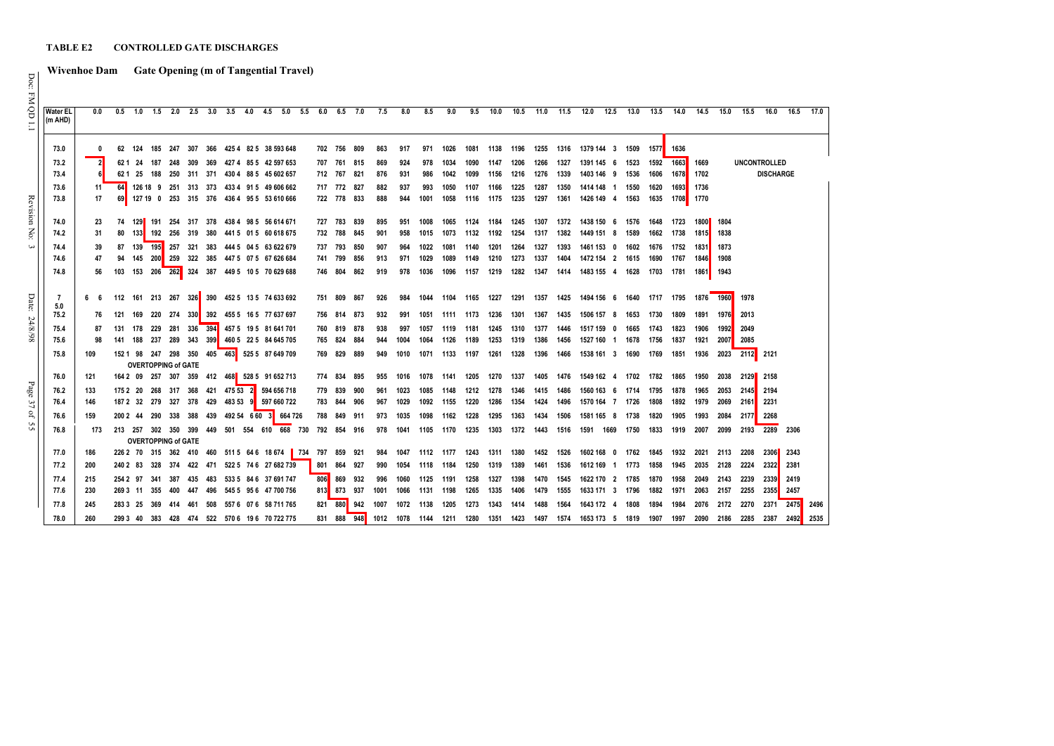**TABLE E2 CONTROLLED GATE DISCHARGES**

**Wivenhoe Dam Gate Opening (m of Tangential Travel)**

| Water EL (m AHD) | 0.0 | 0.5 | 1.0 | 1.5 | 2.0 | 2.5 | 3.0 | 3.5 | 4.0 | 4.5 | 5.0 | 5.5 | 6.0 | 6.5 | 7.0 | 7.5 | 8.0 | 8.5 | 9.0 | 9.5 | 10.0 | 10.5 | 11.0 | 11.5 | 12.0 | 12.5 | 13.0 | 13.5 | 14.0 | 14.5 | 15.0 | 15.5 | 16.0 | 16.5 | 17.0 |
|---|---|---|---|---|---|---|---|---|---|---|---|---|---|---|---|---|---|---|---|---|---|---|---|---|---|---|---|---|---|---|---|---|---|---|---|
| 73.0 | 0 | 62 | 124 | 185 | 247 | 307 | 366 | 425 | 482 | 538 | 593 | 648 | 702 | 756 | 809 | 863 | 917 | 971 | 1026 | 1081 | 1138 | 1196 | 1255 | 1316 | 1379 | 1443 | 1509 | 1577 | 1636 | | | | | | |
| 73.2 | 2 | 62 | 124 | 187 | 248 | 309 | 369 | 427 | 485 | 542 | 597 | 653 | 707 | 761 | 815 | 869 | 924 | 978 | 1034 | 1090 | 1147 | 1206 | 1266 | 1327 | 1391 | 1456 | 1523 | 1592 | 1663 | 1669 | | | | | |
| 73.4 | 6 | 62 | 125 | 188 | 250 | 311 | 371 | 430 | 488 | 545 | 602 | 657 | 712 | 767 | 821 | 876 | 931 | 986 | 1042 | 1099 | 1156 | 1216 | 1276 | 1339 | 1403 | 1469 | 1536 | 1606 | 1678 | 1702 | | | | | |
| 73.6 | 11 | 64 | 126 | 189 | 251 | 313 | 373 | 433 | 491 | 549 | 606 | 662 | 717 | 772 | 827 | 882 | 937 | 993 | 1050 | 1107 | 1166 | 1225 | 1287 | 1350 | 1414 | 1481 | 1550 | 1620 | 1693 | 1736 | | | | | |
| 73.8 | 17 | 69 | 127 | 190 | 253 | 315 | 376 | 436 | 495 | 553 | 610 | 666 | 722 | 778 | 833 | 888 | 944 | 1001 | 1058 | 1116 | 1175 | 1235 | 1297 | 1361 | 1426 | 1494 | 1563 | 1635 | 1708 | 1770 | | | | | |
| 74.0 | 23 | 74 | 129 | 191 | 254 | 317 | 378 | 438 | 498 | 556 | 614 | 671 | 727 | 783 | 839 | 895 | 951 | 1008 | 1065 | 1124 | 1184 | 1245 | 1307 | 1372 | 1438 | 1506 | 1576 | 1648 | 1723 | 1800 | 1804 | | | | |
| 74.2 | 31 | 80 | 133 | 192 | 256 | 319 | 380 | 441 | 501 | 560 | 618 | 675 | 732 | 788 | 845 | 901 | 958 | 1015 | 1073 | 1132 | 1192 | 1254 | 1317 | 1382 | 1449 | 1518 | 1589 | 1662 | 1738 | 1815 | 1838 | | | | |
| 74.4 | 39 | 87 | 139 | 195 | 257 | 321 | 383 | 444 | 504 | 563 | 622 | 679 | 737 | 793 | 850 | 907 | 964 | 1022 | 1081 | 1140 | 1201 | 1264 | 1327 | 1393 | 1461 | 1530 | 1602 | 1676 | 1752 | 1831 | 1873 | | | | |
| 74.6 | 47 | 94 | 145 | 200 | 259 | 322 | 385 | 447 | 507 | 567 | 626 | 684 | 741 | 799 | 856 | 913 | 971 | 1029 | 1089 | 1149 | 1210 | 1273 | 1337 | 1404 | 1472 | 1542 | 1615 | 1690 | 1767 | 1846 | 1908 | | | | |
| 74.8 | 56 | 103 | 153 | 206 | 262 | 324 | 387 | 449 | 510 | 570 | 629 | 688 | 746 | 804 | 862 | 919 | 978 | 1036 | 1096 | 1157 | 1219 | 1282 | 1347 | 1414 | 1483 | 1554 | 1628 | 1703 | 1781 | 1861 | 1943 | | | | |
| 75.0 | 66 | 112 | 161 | 213 | 267 | 326 | 390 | 452 | 513 | 574 | 633 | 692 | 751 | 809 | 867 | 926 | 984 | 1044 | 1104 | 1165 | 1227 | 1291 | 1357 | 1425 | 1494 | 1566 | 1640 | 1717 | 1795 | 1876 | 1960 | 1978 | | | |
| 75.2 | 76 | 121 | 169 | 220 | 274 | 330 | 392 | 455 | 516 | 577 | 637 | 697 | 756 | 814 | 873 | 932 | 991 | 1051 | 1111 | 1173 | 1236 | 1301 | 1367 | 1435 | 1506 | 1578 | 1653 | 1730 | 1809 | 1891 | 1976 | 2013 | | | |
| 75.4 | 87 | 131 | 178 | 229 | 281 | 336 | 394 | 457 | 519 | 581 | 641 | 701 | 760 | 819 | 878 | 938 | 997 | 1057 | 1119 | 1181 | 1245 | 1310 | 1377 | 1446 | 1517 | 1590 | 1665 | 1743 | 1823 | 1906 | 1992 | 2049 | | | |
| 75.6 | 98 | 141 | 188 | 237 | 289 | 343 | 399 | 460 | 522 | 584 | 645 | 705 | 765 | 824 | 884 | 944 | 1004 | 1064 | 1126 | 1189 | 1253 | 1319 | 1386 | 1456 | 1527 | 1601 | 1678 | 1756 | 1837 | 1921 | 2007 | 2085 | | | |
| 75.8 | 109 | 152 | 198 | 247 | 298 | 350 | 405 | 463 | 525 | 587 | 649 | 709 | 769 | 829 | 889 | 949 | 1010 | 1071 | 1133 | 1197 | 1261 | 1328 | 1396 | 1466 | 1538 | 1613 | 1690 | 1769 | 1851 | 1936 | 2023 | 2112 | 2121 | | |
| | | | | OVERTOPPING of GATE | | | | | | | | | | | | | | | | | | | | | | | | | | | | | | | |
| 76.0 | 121 | 164 | 209 | 257 | 307 | 359 | 412 | 468 | 528 | 591 | 652 | 713 | 774 | 834 | 895 | 955 | 1016 | 1078 | 1141 | 1205 | 1270 | 1337 | 1405 | 1476 | 1549 | 1624 | 1702 | 1782 | 1865 | 1950 | 2038 | 2129 | 2158 | | |
| 76.2 | 133 | 175 | 220 | 268 | 317 | 368 | 421 | 475 | 532 | 594 | 656 | 718 | 779 | 839 | 900 | 961 | 1023 | 1085 | 1148 | 1212 | 1278 | 1346 | 1415 | 1486 | 1560 | 1636 | 1714 | 1795 | 1878 | 1965 | 2053 | 2145 | 2194 | | |
| 76.4 | 146 | 187 | 232 | 279 | 327 | 378 | 429 | 483 | 539 | 597 | 660 | 722 | 783 | 844 | 906 | 967 | 1029 | 1092 | 1155 | 1220 | 1286 | 1354 | 1424 | 1496 | 1570 | 1647 | 1726 | 1808 | 1892 | 1979 | 2069 | 2161 | 2231 | | |
| 76.6 | 159 | 200 | 244 | 290 | 338 | 388 | 439 | 492 | 546 | 603 | 664 | 726 | 788 | 849 | 911 | 973 | 1035 | 1098 | 1162 | 1228 | 1295 | 1363 | 1434 | 1506 | 1581 | 1658 | 1738 | 1820 | 1905 | 1993 | 2084 | 2177 | 2268 | | |
| 76.8 | 173 | 213 | 257 | 302 | 350 | 399 | 449 | 501 | 554 | 610 | 668 | 730 | 792 | 854 | 916 | 978 | 1041 | 1105 | 1170 | 1235 | 1303 | 1372 | 1443 | 1516 | 1591 | 1669 | 1750 | 1833 | 1919 | 2007 | 2099 | 2193 | 2289 | 2306 | |
| | | | | OVERTOPPING of GATE | | | | | | | | | | | | | | | | | | | | | | | | | | | | | | | |
| 77.0 | 186 | 226 | 270 | 315 | 362 | 410 | 460 | 511 | 564 | 618 | 674 | 734 | 797 | 859 | 921 | 984 | 1047 | 1112 | 1177 | 1243 | 1311 | 1380 | 1452 | 1526 | 1602 | 1680 | 1762 | 1845 | 1932 | 2021 | 2113 | 2208 | 2306 | 2343 | |
| 77.2 | 200 | 240 | 283 | 328 | 374 | 422 | 471 | 522 | 574 | 627 | 682 | 739 | 801 | 864 | 927 | 990 | 1054 | 1118 | 1184 | 1250 | 1319 | 1389 | 1461 | 1536 | 1612 | 1691 | 1773 | 1858 | 1945 | 2035 | 2128 | 2224 | 2322 | 2381 | |
| 77.4 | 215 | 254 | 297 | 341 | 387 | 435 | 483 | 533 | 584 | 637 | 691 | 747 | 806 | 869 | 932 | 996 | 1060 | 1125 | 1191 | 1258 | 1327 | 1398 | 1470 | 1545 | 1622 | 1702 | 1785 | 1870 | 1958 | 2049 | 2143 | 2239 | 2339 | 2419 | |
| 77.6 | 230 | 269 | 311 | 355 | 400 | 447 | 496 | 545 | 595 | 647 | 700 | 756 | 813 | 873 | 937 | 1001 | 1066 | 1131 | 1198 | 1265 | 1335 | 1406 | 1479 | 1555 | 1633 | 1713 | 1796 | 1882 | 1971 | 2063 | 2157 | 2255 | 2355 | 2457 | |
| 77.8 | 245 | 283 | 325 | 369 | 414 | 461 | 508 | 557 | 607 | 658 | 711 | 765 | 821 | 880 | 942 | 1007 | 1072 | 1138 | 1205 | 1273 | 1343 | 1414 | 1488 | 1564 | 1643 | 1724 | 1808 | 1894 | 1984 | 2076 | 2172 | 2270 | 2371 | 2475 | 2496 |
| 78.0 | 260 | 299 | 340 | 383 | 428 | 474 | 522 | 570 | 619 | 670 | 722 | 775 | 831 | 888 | 948 | 1012 | 1078 | 1144 | 1211 | 1280 | 1351 | 1423 | 1497 | 1574 | 1653 | 1735 | 1819 | 1907 | 1997 | 2090 | 2186 | 2285 | 2387 | 2492 | 2535 |

UNCONTROLLED DISCHARGE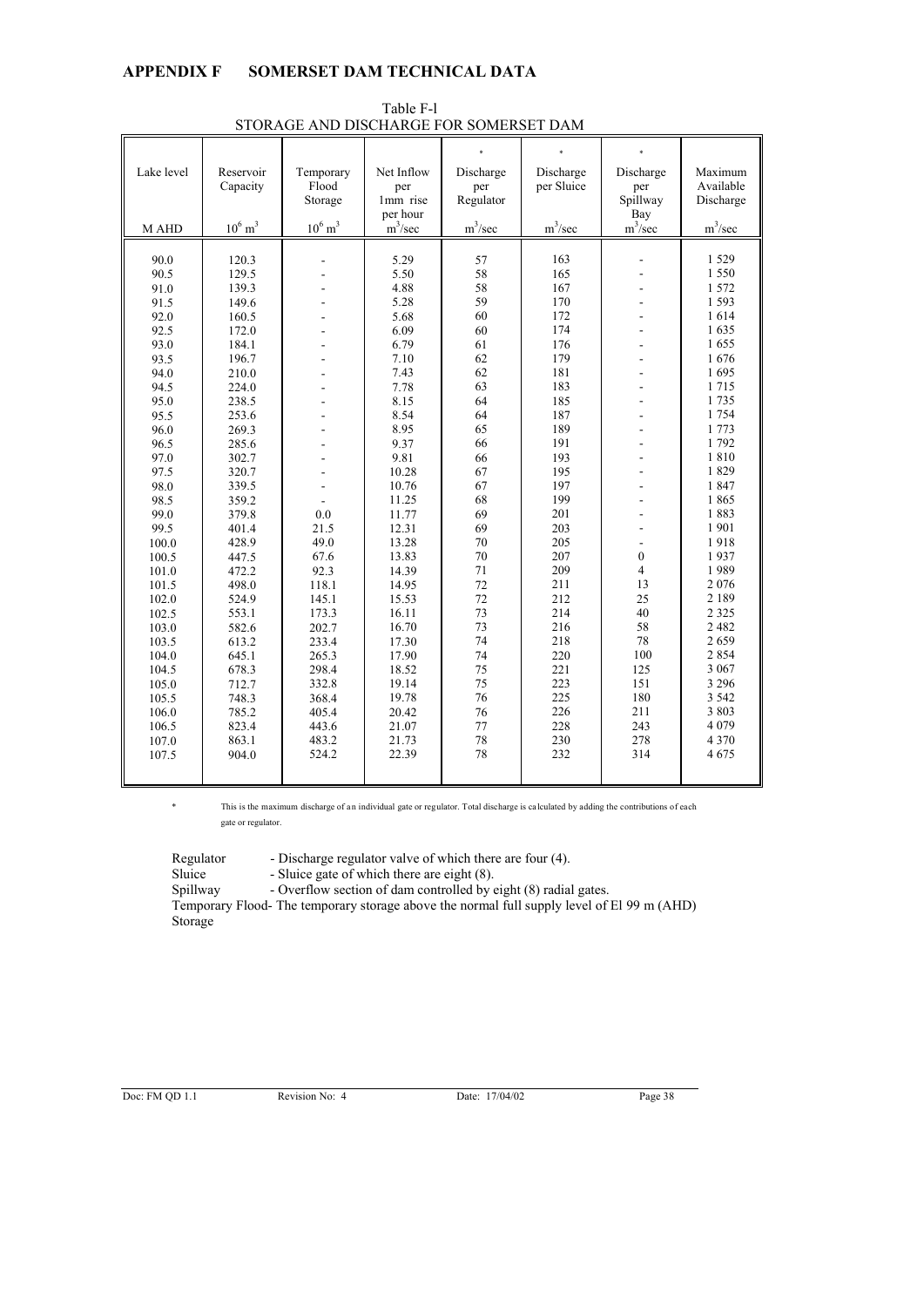# APPENDIX F SOMERSET DAM TECHNICAL DATA

Table F-l
STORAGE AND DISCHARGE FOR SOMERSET DAM

| Lake level | Reservoir Capacity | Temporary Flood Storage | Net Inflow per 1mm rise per hour | * Discharge per Regulator | * Discharge per Sluice | * Discharge per Spillway Bay | Maximum Available Discharge |
|---|---|---|---|---|---|---|---|
| M AHD | $10^6$ $m^3$ | $10^6$ $m^3$ | $m^3$/sec | $m^3$/sec | $m^3$/sec | $m^3$/sec | $m^3$/sec |
| 90.0 | 120.3 | - | 5.29 | 57 | 163 | - | 1 529 |
| 90.5 | 129.5 | - | 5.50 | 58 | 165 | - | 1 550 |
| 91.0 | 139.3 | - | 4.88 | 58 | 167 | - | 1 572 |
| 91.5 | 149.6 | - | 5.28 | 59 | 170 | - | 1 593 |
| 92.0 | 160.5 | - | 5.68 | 60 | 172 | - | 1 614 |
| 92.5 | 172.0 | - | 6.09 | 60 | 174 | - | 1 635 |
| 93.0 | 184.1 | - | 6.79 | 61 | 176 | - | 1 655 |
| 93.5 | 196.7 | - | 7.10 | 62 | 179 | - | 1 676 |
| 94.0 | 210.0 | - | 7.43 | 62 | 181 | - | 1 695 |
| 94.5 | 224.0 | - | 7.78 | 63 | 183 | - | 1 715 |
| 95.0 | 238.5 | - | 8.15 | 64 | 185 | - | 1 735 |
| 95.5 | 253.6 | - | 8.54 | 64 | 187 | - | 1 754 |
| 96.0 | 269.3 | - | 8.95 | 65 | 189 | - | 1 773 |
| 96.5 | 285.6 | - | 9.37 | 66 | 191 | - | 1 792 |
| 97.0 | 302.7 | - | 9.81 | 66 | 193 | - | 1 810 |
| 97.5 | 320.7 | - | 10.28 | 67 | 195 | - | 1 829 |
| 98.0 | 339.5 | - | 10.76 | 67 | 197 | - | 1 847 |
| 98.5 | 359.2 | - | 11.25 | 68 | 199 | - | 1 865 |
| 99.0 | 379.8 | 0.0 | 11.77 | 69 | 201 | - | 1 883 |
| 99.5 | 401.4 | 21.5 | 12.31 | 69 | 203 | - | 1 901 |
| 100.0 | 428.9 | 49.0 | 13.28 | 70 | 205 | - | 1 918 |
| 100.5 | 447.5 | 67.6 | 13.83 | 70 | 207 | 0 | 1 937 |
| 101.0 | 472.2 | 92.3 | 14.39 | 71 | 209 | 4 | 1 989 |
| 101.5 | 498.0 | 118.1 | 14.95 | 72 | 211 | 13 | 2 076 |
| 102.0 | 524.9 | 145.1 | 15.53 | 72 | 212 | 25 | 2 189 |
| 102.5 | 553.1 | 173.3 | 16.11 | 73 | 214 | 40 | 2 325 |
| 103.0 | 582.6 | 202.7 | 16.70 | 73 | 216 | 58 | 2 482 |
| 103.5 | 613.2 | 233.4 | 17.30 | 74 | 218 | 78 | 2 659 |
| 104.0 | 645.1 | 265.3 | 17.90 | 74 | 220 | 100 | 2 854 |
| 104.5 | 678.3 | 298.4 | 18.52 | 75 | 221 | 125 | 3 067 |
| 105.0 | 712.7 | 332.8 | 19.14 | 75 | 223 | 151 | 3 296 |
| 105.5 | 748.3 | 368.4 | 19.78 | 76 | 225 | 180 | 3 542 |
| 106.0 | 785.2 | 405.4 | 20.42 | 76 | 226 | 211 | 3 803 |
| 106.5 | 823.4 | 443.6 | 21.07 | 77 | 228 | 243 | 4 079 |
| 107.0 | 863.1 | 483.2 | 21.73 | 78 | 230 | 278 | 4 370 |
| 107.5 | 904.0 | 524.2 | 22.39 | 78 | 232 | 314 | 4 675 |

\* This is the maximum discharge of an individual gate or regulator. Total discharge is calculated by adding the contributions of each gate or regulator.

Regulator - Discharge regulator valve of which there are four (4).
Sluice - Sluice gate of which there are eight (8).
Spillway - Overflow section of dam controlled by eight (8) radial gates.
Temporary Flood Storage - The temporary storage above the normal full supply level of El 99 m (AHD)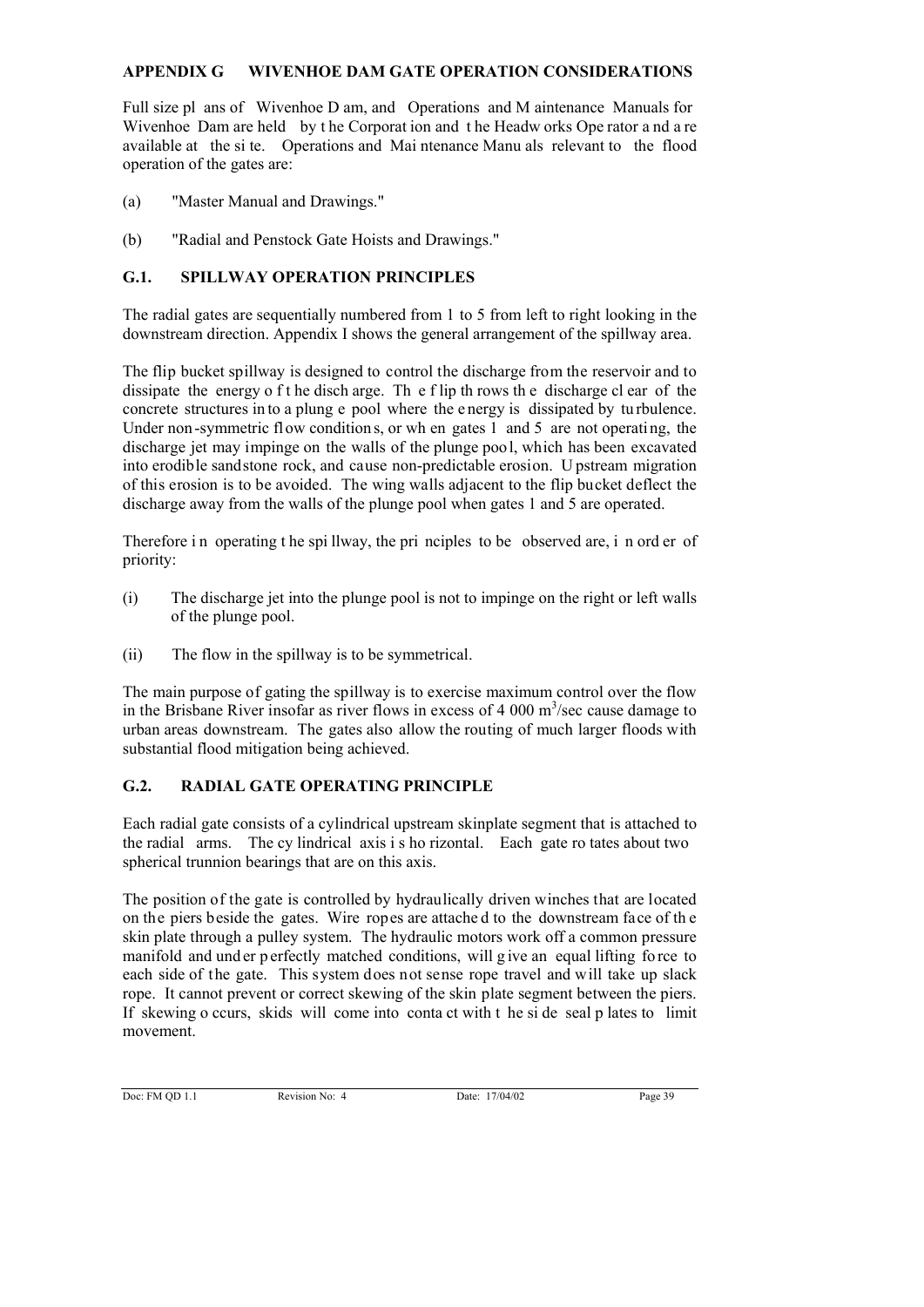## APPENDIX G WIVENHOE DAM GATE OPERATION CONSIDERATIONS

Full size plans of Wivenhoe Dam, and Operations and Maintenance Manuals for Wivenhoe Dam are held by the Corporation and the Headworks Operator and are available at the site. Operations and Maintenance Manuals relevant to the flood operation of the gates are:

(a) "Master Manual and Drawings."

(b) "Radial and Penstock Gate Hoists and Drawings."

### G.1. SPILLWAY OPERATION PRINCIPLES

The radial gates are sequentially numbered from 1 to 5 from left to right looking in the downstream direction. Appendix I shows the general arrangement of the spillway area.

The flip bucket spillway is designed to control the discharge from the reservoir and to dissipate the energy of the discharge. The flip throws the discharge clear of the concrete structures into a plunge pool where the energy is dissipated by turbulence. Under non-symmetric flow conditions, or when gates 1 and 5 are not operating, the discharge jet may impinge on the walls of the plunge pool, which has been excavated into erodible sandstone rock, and cause non-predictable erosion. Upstream migration of this erosion is to be avoided. The wing walls adjacent to the flip bucket deflect the discharge away from the walls of the plunge pool when gates 1 and 5 are operated.

Therefore in operating the spillway, the principles to be observed are, in order of priority:

(i) The discharge jet into the plunge pool is not to impinge on the right or left walls of the plunge pool.

(ii) The flow in the spillway is to be symmetrical.

The main purpose of gating the spillway is to exercise maximum control over the flow in the Brisbane River insofar as river flows in excess of 4 000 $m^3$/sec cause damage to urban areas downstream. The gates also allow the routing of much larger floods with substantial flood mitigation being achieved.

### G.2. RADIAL GATE OPERATING PRINCIPLE

Each radial gate consists of a cylindrical upstream skinplate segment that is attached to the radial arms. The cylindrical axis is horizontal. Each gate rotates about two spherical trunnion bearings that are on this axis.

The position of the gate is controlled by hydraulically driven winches that are located on the piers beside the gates. Wire ropes are attached to the downstream face of the skin plate through a pulley system. The hydraulic motors work off a common pressure manifold and under perfectly matched conditions, will give an equal lifting force to each side of the gate. This system does not sense rope travel and will take up slack rope. It cannot prevent or correct skewing of the skin plate segment between the piers. If skewing occurs, skids will come into contact with the side seal plates to limit movement.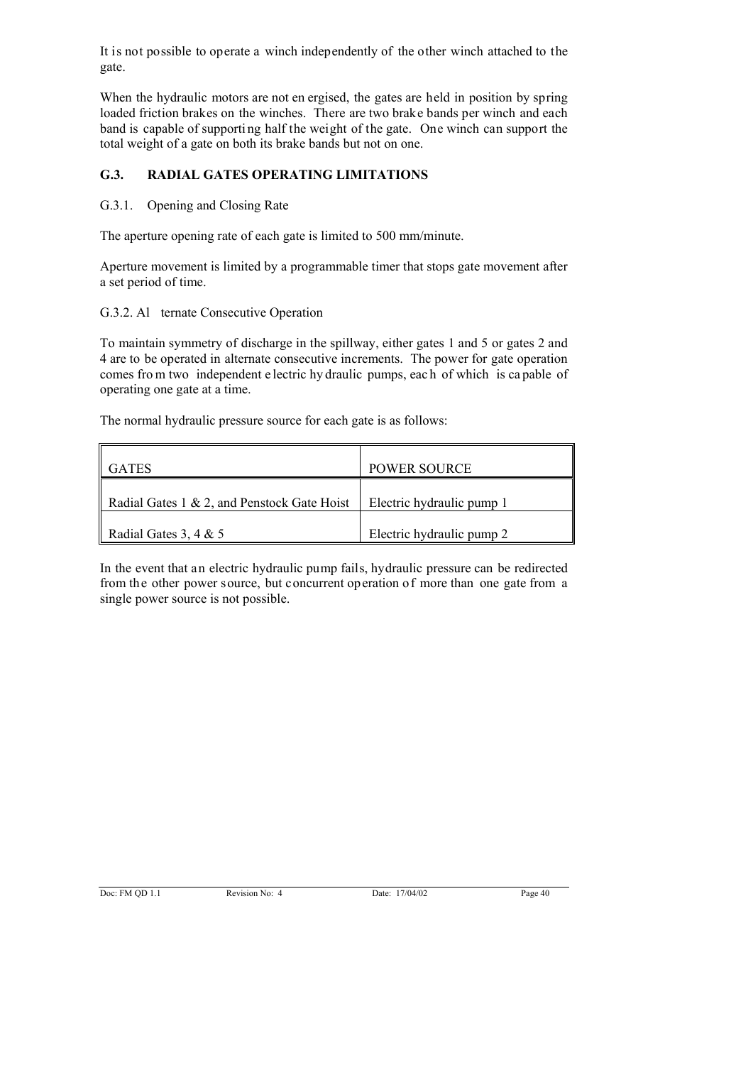It is not possible to operate a winch independently of the other winch attached to the gate.

When the hydraulic motors are not energised, the gates are held in position by spring loaded friction brakes on the winches. There are two brake bands per winch and each band is capable of supporting half the weight of the gate. One winch can support the total weight of a gate on both its brake bands but not on one.

## G.3. RADIAL GATES OPERATING LIMITATIONS

### G.3.1. Opening and Closing Rate

The aperture opening rate of each gate is limited to 500 mm/minute.

Aperture movement is limited by a programmable timer that stops gate movement after a set period of time.

### G.3.2. Alternate Consecutive Operation

To maintain symmetry of discharge in the spillway, either gates 1 and 5 or gates 2 and 4 are to be operated in alternate consecutive increments. The power for gate operation comes from two independent electric hydraulic pumps, each of which is capable of operating one gate at a time.

The normal hydraulic pressure source for each gate is as follows:

| GATES | POWER SOURCE |
|---|---|
| Radial Gates 1 & 2, and Penstock Gate Hoist | Electric hydraulic pump 1 |
| Radial Gates 3, 4 & 5 | Electric hydraulic pump 2 |

In the event that an electric hydraulic pump fails, hydraulic pressure can be redirected from the other power source, but concurrent operation of more than one gate from a single power source is not possible.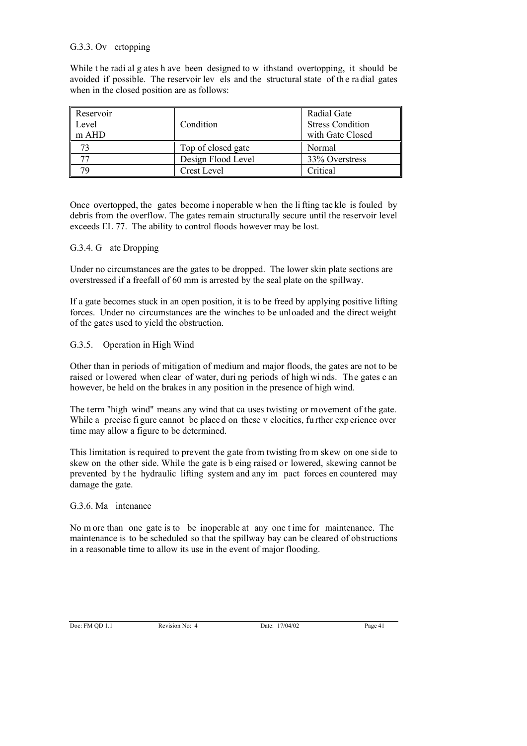### G.3.3. Overtopping

While the radial gates have been designed to withstand overtopping, it should be avoided if possible. The reservoir levels and the structural state of the radial gates when in the closed position are as follows:

| Reservoir Level m AHD | Condition | Radial Gate Stress Condition with Gate Closed |
|---|---|---|
| 73 | Top of closed gate | Normal |
| 77 | Design Flood Level | 33% Overstress |
| 79 | Crest Level | Critical |

Once overtopped, the gates become inoperable when the lifting tackle is fouled by debris from the overflow. The gates remain structurally secure until the reservoir level exceeds EL 77. The ability to control floods however may be lost.

### G.3.4. Gate Dropping

Under no circumstances are the gates to be dropped. The lower skin plate sections are overstressed if a freefall of 60 mm is arrested by the seal plate on the spillway.

If a gate becomes stuck in an open position, it is to be freed by applying positive lifting forces. Under no circumstances are the winches to be unloaded and the direct weight of the gates used to yield the obstruction.

### G.3.5. Operation in High Wind

Other than in periods of mitigation of medium and major floods, the gates are not to be raised or lowered when clear of water, during periods of high winds. The gates can however, be held on the brakes in any position in the presence of high wind.

The term "high wind" means any wind that causes twisting or movement of the gate. While a precise figure cannot be placed on these velocities, further experience over time may allow a figure to be determined.

This limitation is required to prevent the gate from twisting from skew on one side to skew on the other side. While the gate is being raised or lowered, skewing cannot be prevented by the hydraulic lifting system and any impact forces encountered may damage the gate.

### G.3.6. Maintenance

No more than one gate is to be inoperable at any one time for maintenance. The maintenance is to be scheduled so that the spillway bay can be cleared of obstructions in a reasonable time to allow its use in the event of major flooding.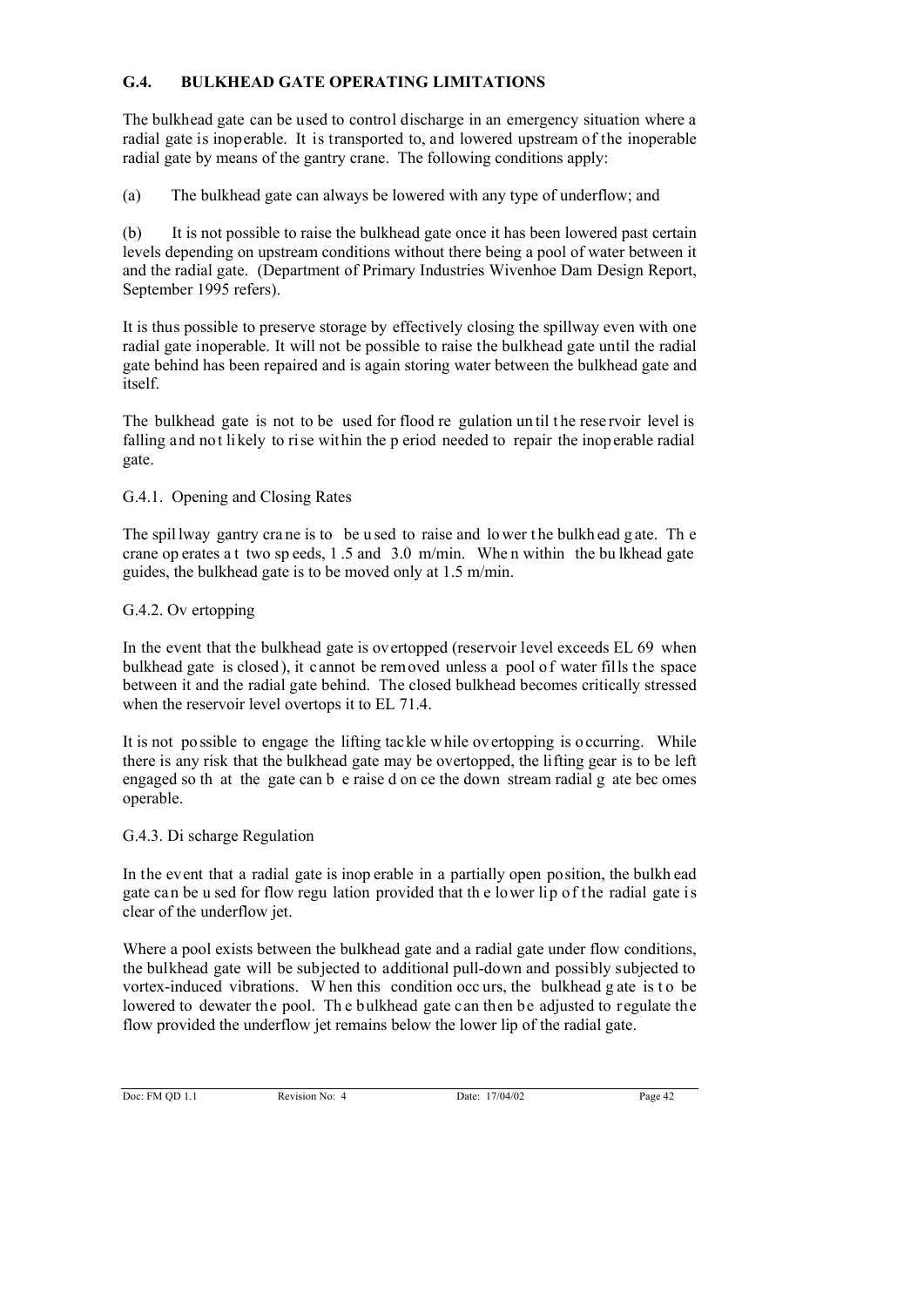## G.4. BULKHEAD GATE OPERATING LIMITATIONS

The bulkhead gate can be used to control discharge in an emergency situation where a radial gate is inoperable. It is transported to, and lowered upstream of the inoperable radial gate by means of the gantry crane. The following conditions apply:

(a) The bulkhead gate can always be lowered with any type of underflow; and

(b) It is not possible to raise the bulkhead gate once it has been lowered past certain levels depending on upstream conditions without there being a pool of water between it and the radial gate. (Department of Primary Industries Wivenhoe Dam Design Report, September 1995 refers).

It is thus possible to preserve storage by effectively closing the spillway even with one radial gate inoperable. It will not be possible to raise the bulkhead gate until the radial gate behind has been repaired and is again storing water between the bulkhead gate and itself.

The bulkhead gate is not to be used for flood regulation until the reservoir level is falling and not likely to rise within the period needed to repair the inoperable radial gate.

### G.4.1. Opening and Closing Rates

The spillway gantry crane is to be used to raise and lower the bulkhead gate. The crane operates at two speeds, 1.5 and 3.0 m/min. When within the bulkhead gate guides, the bulkhead gate is to be moved only at 1.5 m/min.

### G.4.2. Overtopping

In the event that the bulkhead gate is overtopped (reservoir level exceeds EL 69 when bulkhead gate is closed), it cannot be removed unless a pool of water fills the space between it and the radial gate behind. The closed bulkhead becomes critically stressed when the reservoir level overtops it to EL 71.4.

It is not possible to engage the lifting tackle while overtopping is occurring. While there is any risk that the bulkhead gate may be overtopped, the lifting gear is to be left engaged so that the gate can be raised once the downstream radial gate becomes operable.

### G.4.3. Discharge Regulation

In the event that a radial gate is inoperable in a partially open position, the bulkhead gate can be used for flow regulation provided that the lower lip of the radial gate is clear of the underflow jet.

Where a pool exists between the bulkhead gate and a radial gate under flow conditions, the bulkhead gate will be subjected to additional pull-down and possibly subjected to vortex-induced vibrations. When this condition occurs, the bulkhead gate is to be lowered to dewater the pool. The bulkhead gate can then be adjusted to regulate the flow provided the underflow jet remains below the lower lip of the radial gate.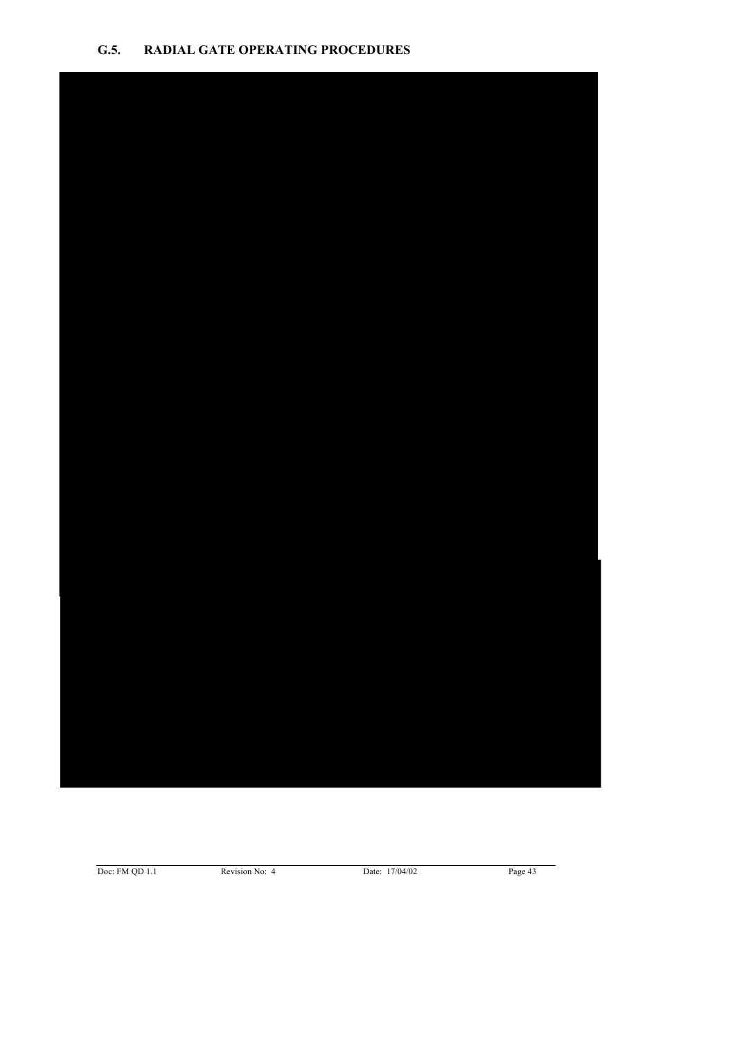## G.5. RADIAL GATE OPERATING PROCEDURES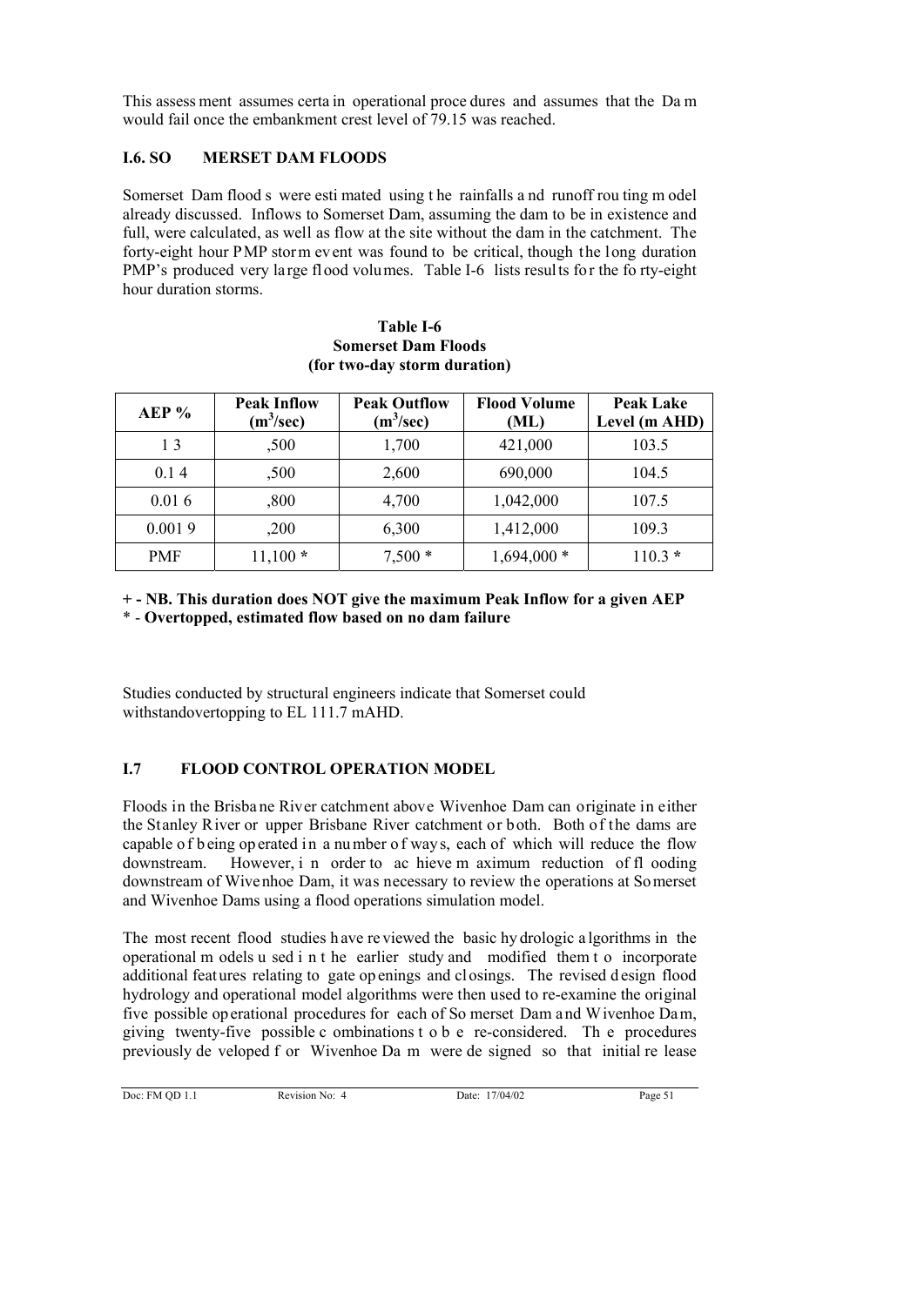This assessment assumes certain operational procedures and assumes that the Dam would fail once the embankment crest level of 79.15 was reached.

### I.6. SOMERSET DAM FLOODS

Somerset Dam floods were estimated using the rainfalls and runoff routing model already discussed. Inflows to Somerset Dam, assuming the dam to be in existence and full, were calculated, as well as flow at the site without the dam in the catchment. The forty-eight hour PMP storm event was found to be critical, though the long duration PMP's produced very large flood volumes. Table I-6 lists results for the forty-eight hour duration storms.

**Table I-6**
**Somerset Dam Floods**
**(for two-day storm duration)**

| AEP % | Peak Inflow ($m^3$/sec) | Peak Outflow ($m^3$/sec) | Flood Volume (ML) | Peak Lake Level (m AHD) |
|---|---|---|---|---|
| 1 3 | ,500 | 1,700 | 421,000 | 103.5 |
| 0.1 4 | ,500 | 2,600 | 690,000 | 104.5 |
| 0.01 6 | ,800 | 4,700 | 1,042,000 | 107.5 |
| 0.001 9 | ,200 | 6,300 | 1,412,000 | 109.3 |
| PMF | 11,100 * | 7,500 * | 1,694,000 * | 110.3 * |

**+ - NB. This duration does NOT give the maximum Peak Inflow for a given AEP**
**\* - Overtopped, estimated flow based on no dam failure**

Studies conducted by structural engineers indicate that Somerset could withstandovertopping to EL 111.7 mAHD.

### I.7 FLOOD CONTROL OPERATION MODEL

Floods in the Brisbane River catchment above Wivenhoe Dam can originate in either the Stanley River or upper Brisbane River catchment or both. Both of the dams are capable of being operated in a number of ways, each of which will reduce the flow downstream. However, in order to achieve maximum reduction of flooding downstream of Wivenhoe Dam, it was necessary to review the operations at Somerset and Wivenhoe Dams using a flood operations simulation model.

The most recent flood studies have reviewed the basic hydrologic algorithms in the operational models used in the earlier study and modified them to incorporate additional features relating to gate openings and closings. The revised design flood hydrology and operational model algorithms were then used to re-examine the original five possible operational procedures for each of Somerset Dam and Wivenhoe Dam, giving twenty-five possible combinations to be re-considered. The procedures previously developed for Wivenhoe Dam were designed so that initial release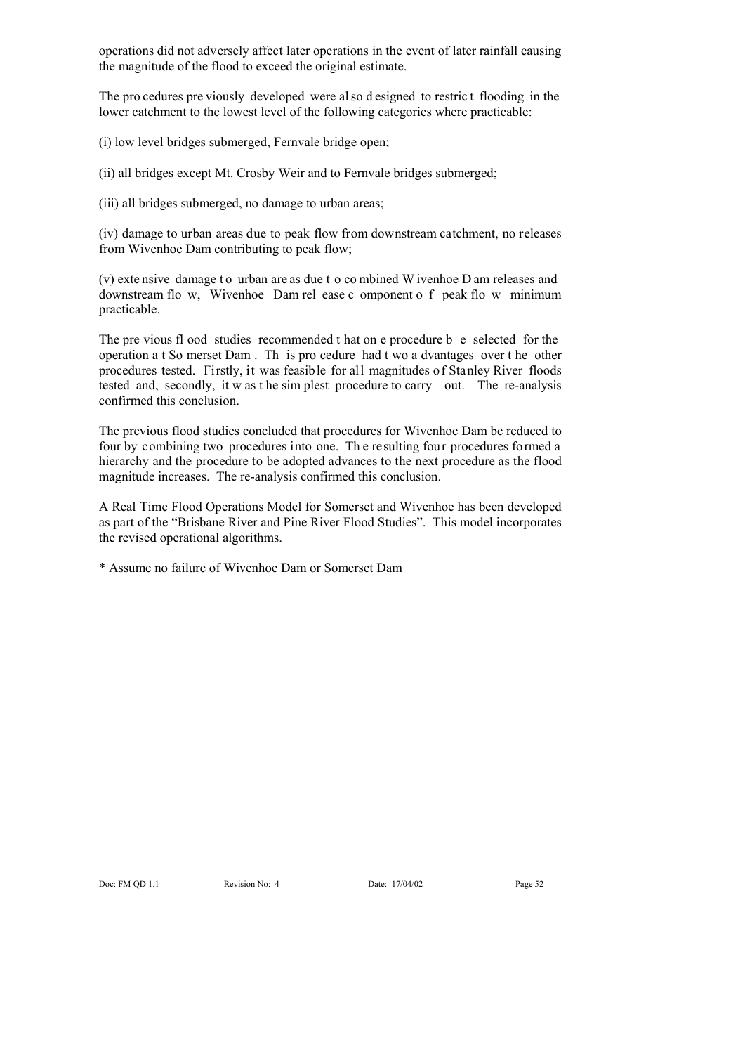operations did not adversely affect later operations in the event of later rainfall causing the magnitude of the flood to exceed the original estimate.

The procedures previously developed were also designed to restrict flooding in the lower catchment to the lowest level of the following categories where practicable:

(i) low level bridges submerged, Fernvale bridge open;

(ii) all bridges except Mt. Crosby Weir and to Fernvale bridges submerged;

(iii) all bridges submerged, no damage to urban areas;

(iv) damage to urban areas due to peak flow from downstream catchment, no releases from Wivenhoe Dam contributing to peak flow;

(v) extensive damage to urban areas due to combined Wivenhoe Dam releases and downstream flow, Wivenhoe Dam release component of peak flow minimum practicable.

The previous flood studies recommended that one procedure be selected for the operation at Somerset Dam. This procedure had two advantages over the other procedures tested. Firstly, it was feasible for all magnitudes of Stanley River floods tested and, secondly, it was the simplest procedure to carry out. The re-analysis confirmed this conclusion.

The previous flood studies concluded that procedures for Wivenhoe Dam be reduced to four by combining two procedures into one. The resulting four procedures formed a hierarchy and the procedure to be adopted advances to the next procedure as the flood magnitude increases. The re-analysis confirmed this conclusion.

A Real Time Flood Operations Model for Somerset and Wivenhoe has been developed as part of the "Brisbane River and Pine River Flood Studies". This model incorporates the revised operational algorithms.

* Assume no failure of Wivenhoe Dam or Somerset Dam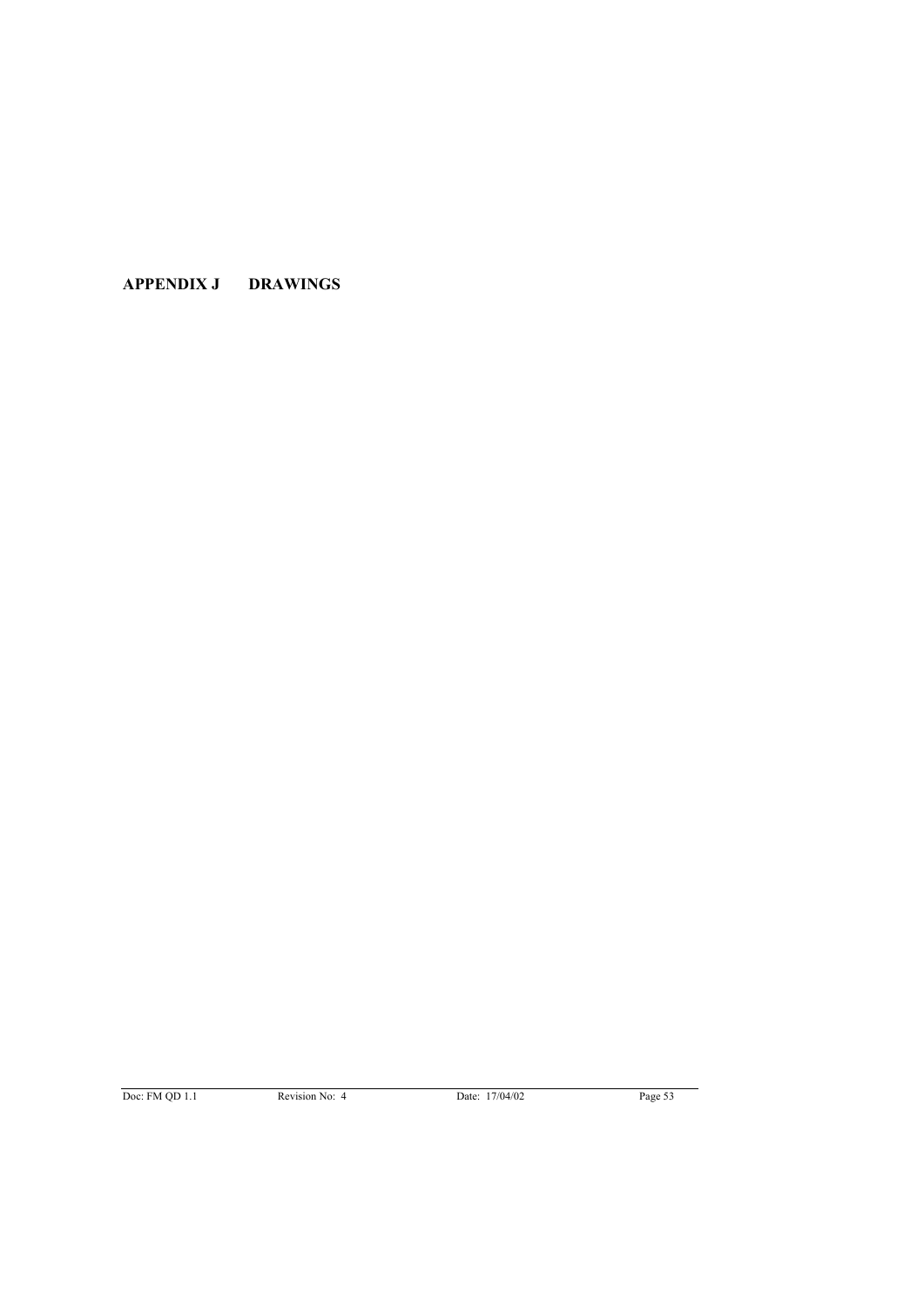# APPENDIX J DRAWINGS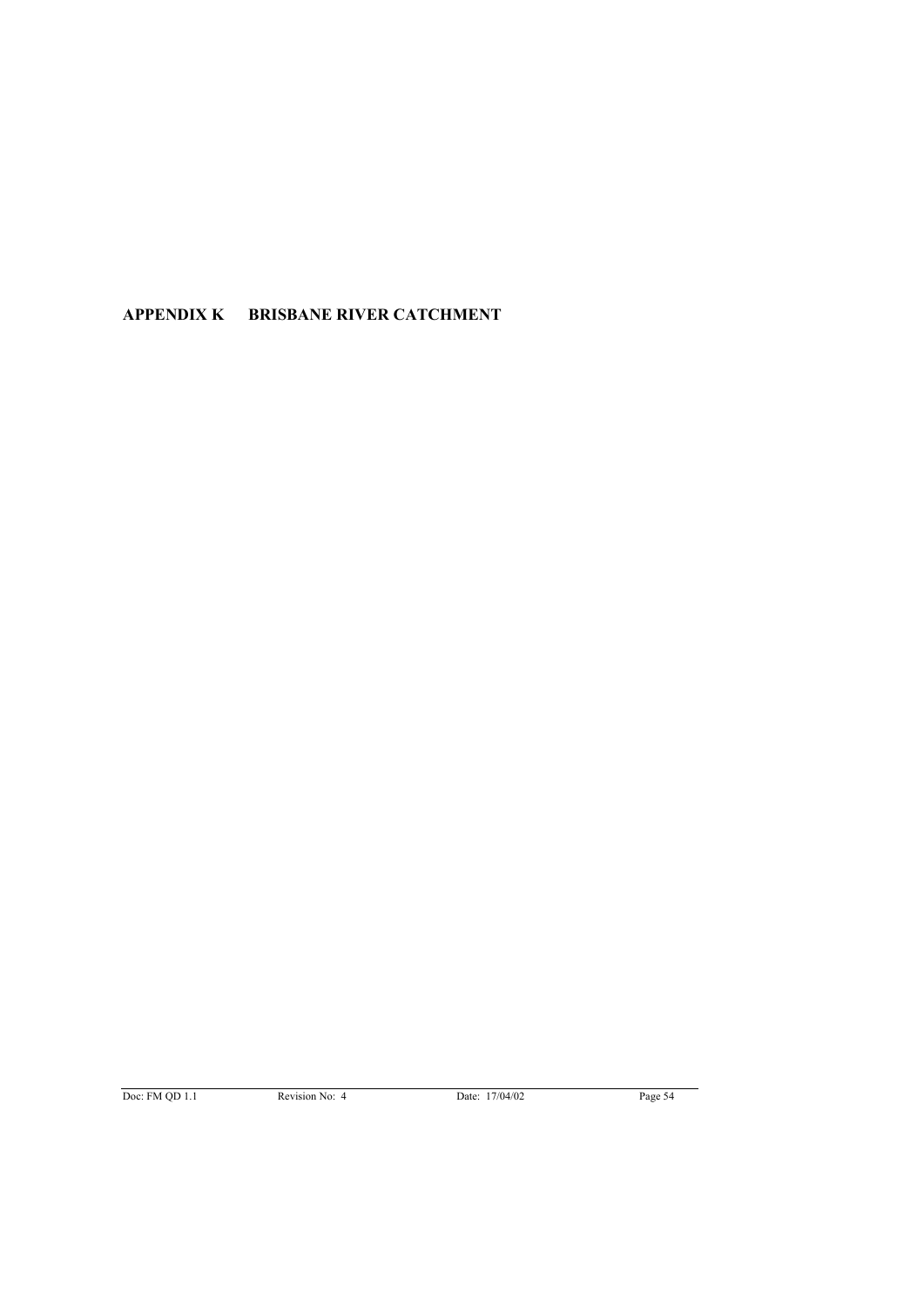# APPENDIX K BRISBANE RIVER CATCHMENT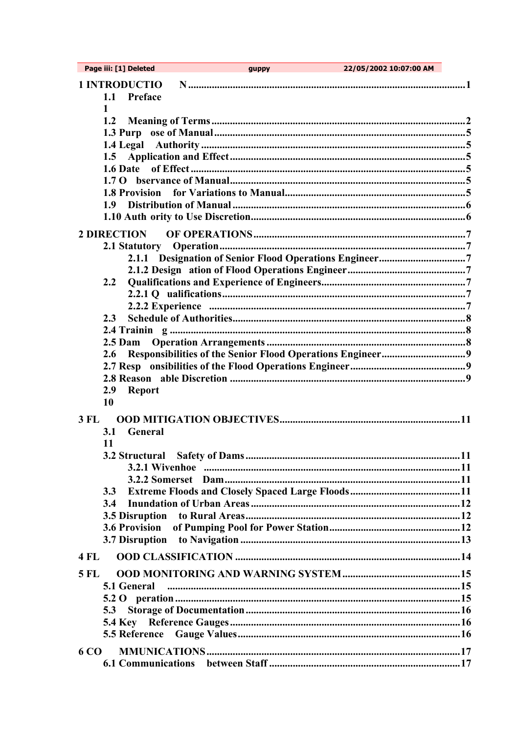Page iii: [1] Deleted    guppy    22/05/2002 10:07:00 AM

1 INTRODUCTIO N ....................................................................................................1
- 1.1 Preface 1
- 1.2 Meaning of Terms ..........................................................................................2
- 1.3 Purp ose of Manual .........................................................................................5
- 1.4 Legal Authority ..............................................................................................5
- 1.5 Application and Effect ....................................................................................5
- 1.6 Date of Effect ..................................................................................................5
- 1.7 O bservance of Manual ....................................................................................5
- 1.8 Provision for Variations to Manual...................................................................5
- 1.9 Distribution of Manual ....................................................................................6
- 1.10 Auth ority to Use Discretion..........................................................................6

2 DIRECTION OF OPERATIONS ...........................................................................7
- 2.1 Statutory Operation .........................................................................................7
  - 2.1.1 Designation of Senior Flood Operations Engineer ...................................7
  - 2.1.2 Design ation of Flood Operations Engineer ............................................7
- 2.2 Qualifications and Experience of Engineers.......................................................7
  - 2.2.1 Q ualifications ...........................................................................................7
  - 2.2.2 Experience ...............................................................................................7
- 2.3 Schedule of Authorities.......................................................................................8
- 2.4 Trainin g .............................................................................................................8
- 2.5 Dam Operation Arrangements .............................................................................8
- 2.6 Responsibilities of the Senior Flood Operations Engineer..................................9
- 2.7 Resp onsibilities of the Flood Operations Engineer...........................................9
- 2.8 Reason able Discretion ........................................................................................9
- 2.9 Report 10

3 FL OOD MITIGATION OBJECTIVES....................................................................11
- 3.1 General 11
- 3.2 Structural Safety of Dams ....................................................................................11
  - 3.2.1 Wivenhoe ......................................................................................................11
  - 3.2.2 Somerset Dam...............................................................................................11
- 3.3 Extreme Floods and Closely Spaced Large Floods ..............................................11
- 3.4 Inundation of Urban Areas ..................................................................................12
- 3.5 Disruption to Rural Areas.....................................................................................12
- 3.6 Provision of Pumping Pool for Power Station......................................................12
- 3.7 Disruption to Navigation .......................................................................................13

4 FL OOD CLASSIFICATION ......................................................................................14

5 FL OOD MONITORING AND WARNING SYSTEM .............................................15
- 5.1 General .................................................................................................................15
- 5.2 O peration ..............................................................................................................15
- 5.3 Storage of Documentation......................................................................................16
- 5.4 Key Reference Gauges..........................................................................................16
- 5.5 Reference Gauge Values........................................................................................16

6 CO MMUNICATIONS...................................................................................................17
- 6.1 Communications between Staff ..............................................................................17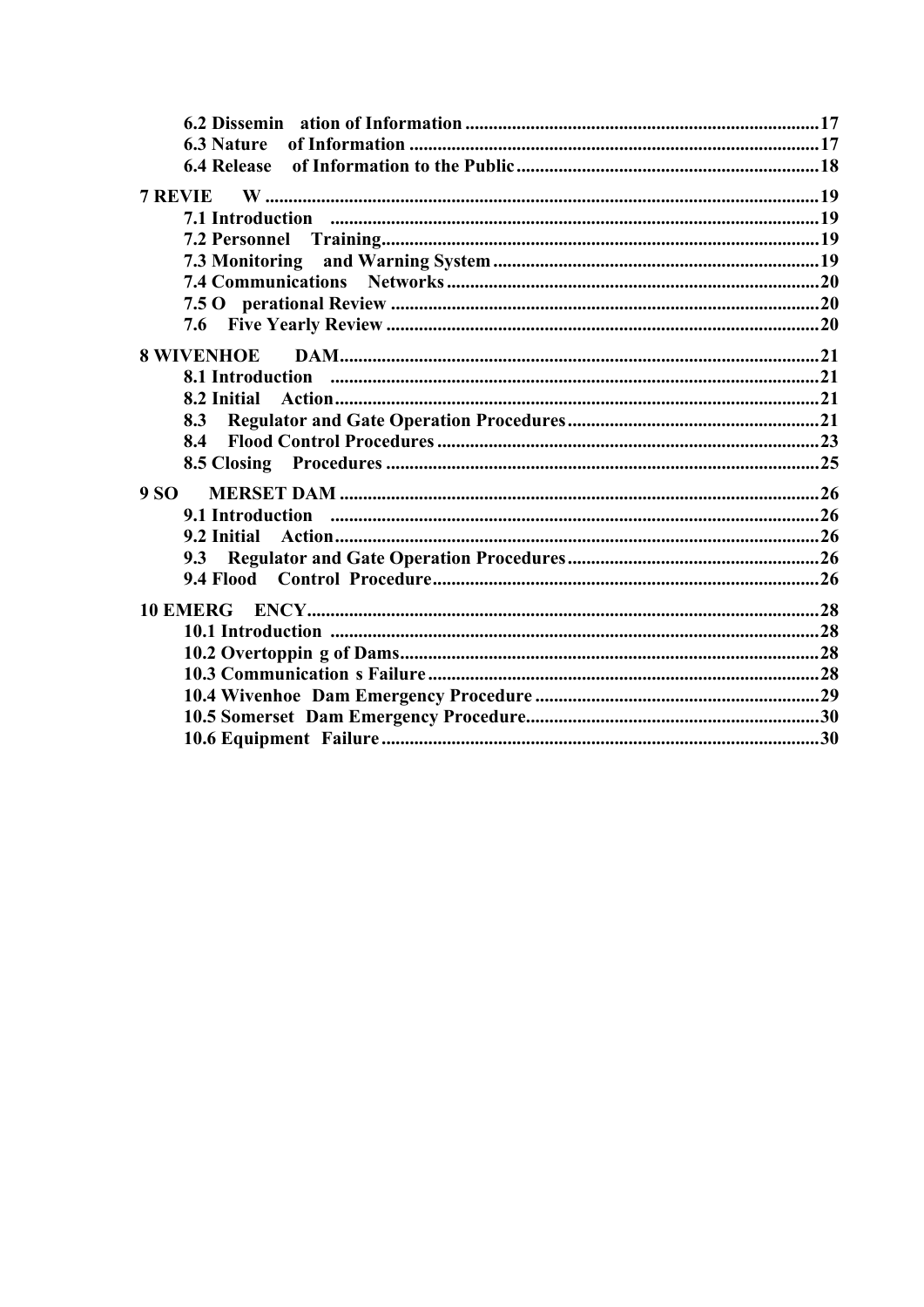**6.2 Dissemin ation of Information** .......................................................................17
**6.3 Nature of Information** .......................................................................17
**6.4 Release of Information to the Public** .......................................................................18

**7 REVIE W** .......................................................................19
**7.1 Introduction** .......................................................................19
**7.2 Personnel Training** .......................................................................19
**7.3 Monitoring and Warning System** .......................................................................19
**7.4 Communications Networks** .......................................................................20
**7.5 O perational Review** .......................................................................20
**7.6 Five Yearly Review** .......................................................................20

**8 WIVENHOE DAM** .......................................................................21
**8.1 Introduction** .......................................................................21
**8.2 Initial Action** .......................................................................21
**8.3 Regulator and Gate Operation Procedures** .......................................................................21
**8.4 Flood Control Procedures** .......................................................................23
**8.5 Closing Procedures** .......................................................................25

**9 SO MERSET DAM** .......................................................................26
**9.1 Introduction** .......................................................................26
**9.2 Initial Action** .......................................................................26
**9.3 Regulator and Gate Operation Procedures** .......................................................................26
**9.4 Flood Control Procedure** .......................................................................26

**10 EMERG ENCY** .......................................................................28
**10.1 Introduction** .......................................................................28
**10.2 Overtoppin g of Dams** .......................................................................28
**10.3 Communication s Failure** .......................................................................28
**10.4 Wivenhoe Dam Emergency Procedure** .......................................................................29
**10.5 Somerset Dam Emergency Procedure** .......................................................................30
**10.6 Equipment Failure** .......................................................................30